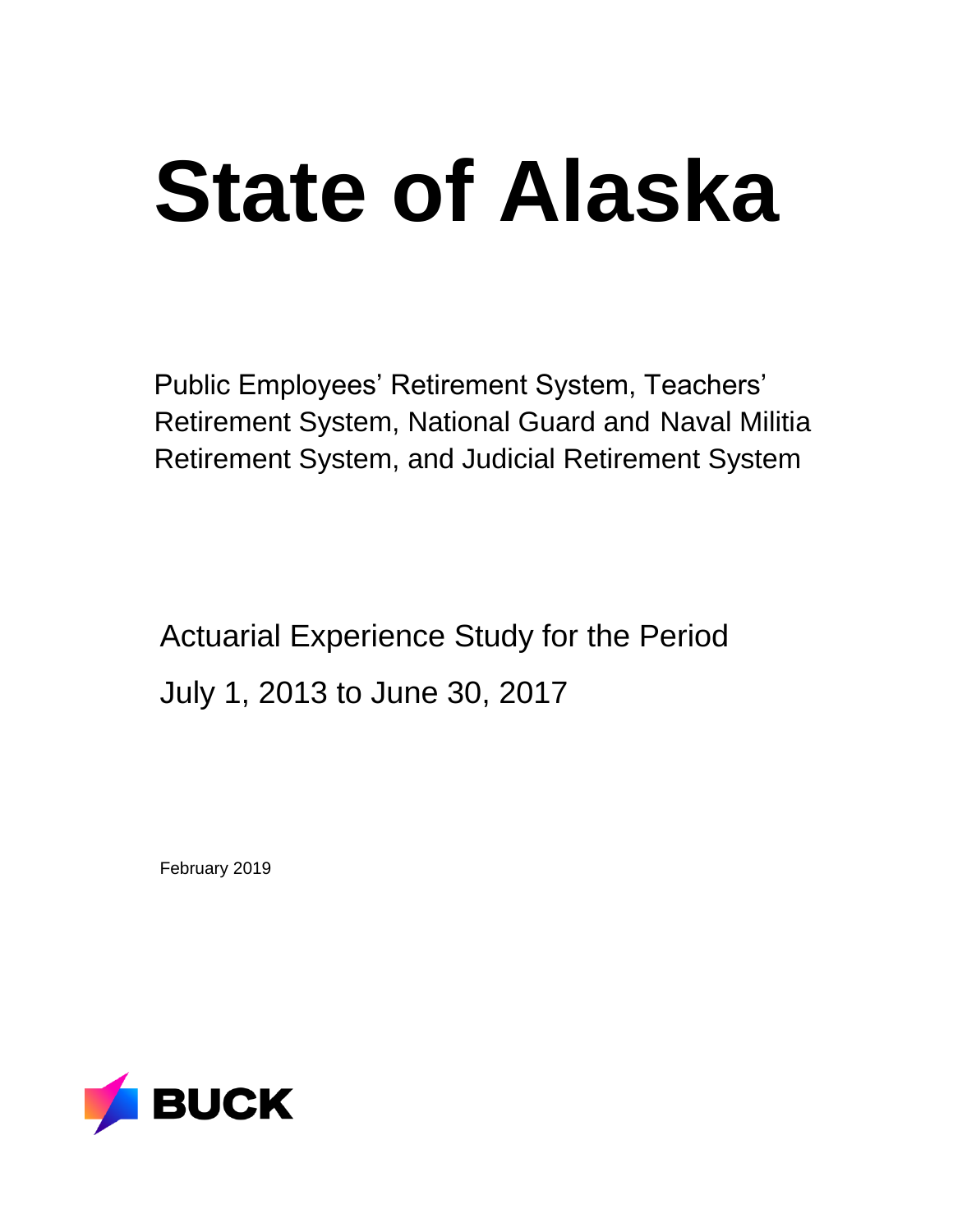# State of Alaska

Public Employees' Retirement System, Teachers' Retirement System, National Guard and Naval Militia Retirement System, and Judicial Retirement System

Actuarial Experience Study for the Period

July 1, 2013 to June 30, 2017

February 2019

BUCK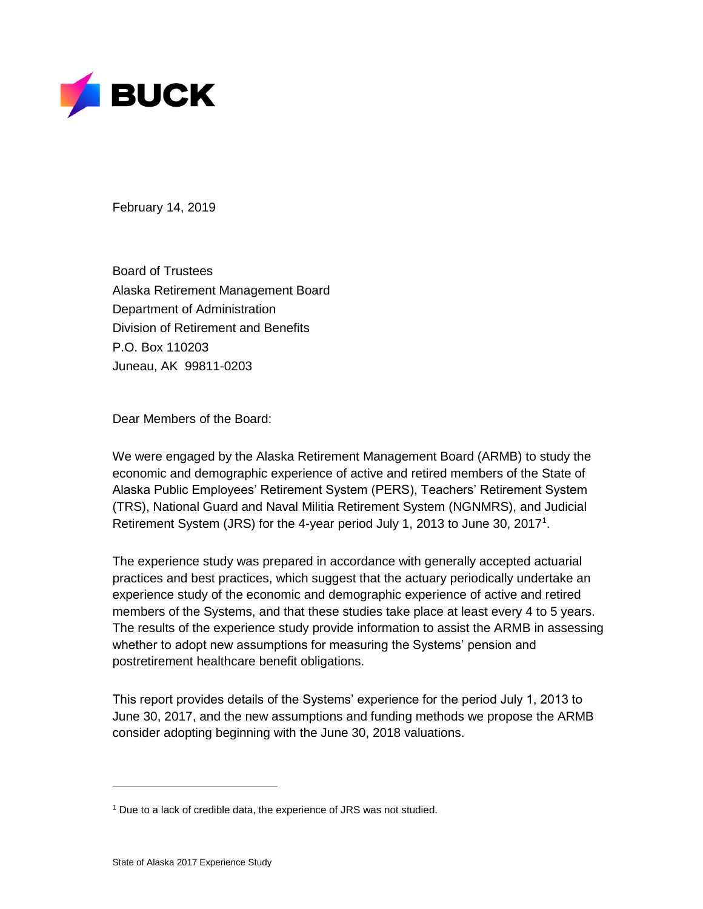February 14, 2019

Board of Trustees
Alaska Retirement Management Board
Department of Administration
Division of Retirement and Benefits
P.O. Box 110203
Juneau, AK 99811-0203

Dear Members of the Board:

We were engaged by the Alaska Retirement Management Board (ARMB) to study the economic and demographic experience of active and retired members of the State of Alaska Public Employees' Retirement System (PERS), Teachers' Retirement System (TRS), National Guard and Naval Militia Retirement System (NGNMRS), and Judicial Retirement System (JRS) for the 4-year period July 1, 2013 to June 30, 2017[1].

The experience study was prepared in accordance with generally accepted actuarial practices and best practices, which suggest that the actuary periodically undertake an experience study of the economic and demographic experience of active and retired members of the Systems, and that these studies take place at least every 4 to 5 years. The results of the experience study provide information to assist the ARMB in assessing whether to adopt new assumptions for measuring the Systems' pension and postretirement healthcare benefit obligations.

This report provides details of the Systems' experience for the period July 1, 2013 to June 30, 2017, and the new assumptions and funding methods we propose the ARMB consider adopting beginning with the June 30, 2018 valuations.

[1] Due to a lack of credible data, the experience of JRS was not studied.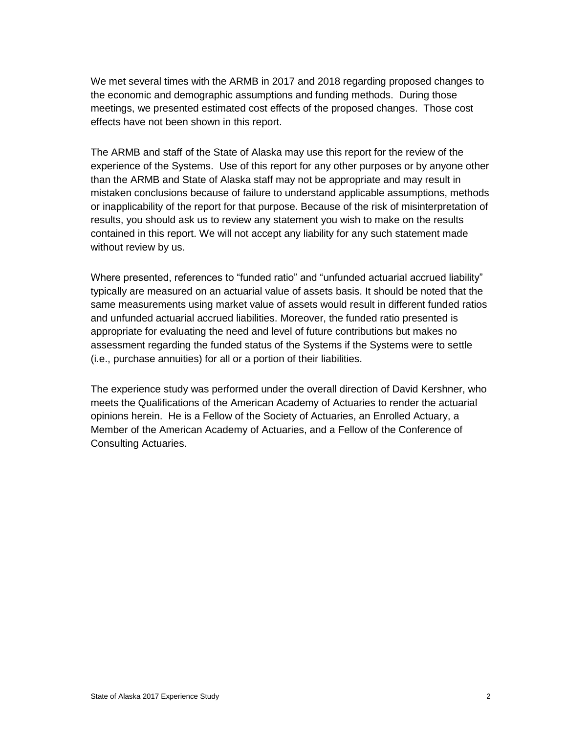We met several times with the ARMB in 2017 and 2018 regarding proposed changes to the economic and demographic assumptions and funding methods. During those meetings, we presented estimated cost effects of the proposed changes. Those cost effects have not been shown in this report.

The ARMB and staff of the State of Alaska may use this report for the review of the experience of the Systems. Use of this report for any other purposes or by anyone other than the ARMB and State of Alaska staff may not be appropriate and may result in mistaken conclusions because of failure to understand applicable assumptions, methods or inapplicability of the report for that purpose. Because of the risk of misinterpretation of results, you should ask us to review any statement you wish to make on the results contained in this report. We will not accept any liability for any such statement made without review by us.

Where presented, references to "funded ratio" and "unfunded actuarial accrued liability" typically are measured on an actuarial value of assets basis. It should be noted that the same measurements using market value of assets would result in different funded ratios and unfunded actuarial accrued liabilities. Moreover, the funded ratio presented is appropriate for evaluating the need and level of future contributions but makes no assessment regarding the funded status of the Systems if the Systems were to settle (i.e., purchase annuities) for all or a portion of their liabilities.

The experience study was performed under the overall direction of David Kershner, who meets the Qualifications of the American Academy of Actuaries to render the actuarial opinions herein. He is a Fellow of the Society of Actuaries, an Enrolled Actuary, a Member of the American Academy of Actuaries, and a Fellow of the Conference of Consulting Actuaries.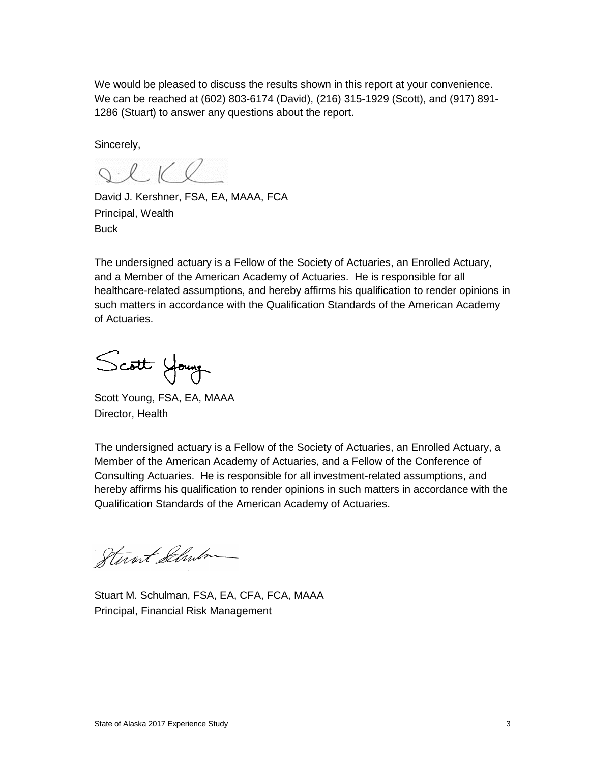We would be pleased to discuss the results shown in this report at your convenience. We can be reached at (602) 803-6174 (David), (216) 315-1929 (Scott), and (917) 891-1286 (Stuart) to answer any questions about the report.

Sincerely,

David J. Kershner, FSA, EA, MAAA, FCA
Principal, Wealth
Buck

The undersigned actuary is a Fellow of the Society of Actuaries, an Enrolled Actuary, and a Member of the American Academy of Actuaries. He is responsible for all healthcare-related assumptions, and hereby affirms his qualification to render opinions in such matters in accordance with the Qualification Standards of the American Academy of Actuaries.

Scott Young, FSA, EA, MAAA
Director, Health

The undersigned actuary is a Fellow of the Society of Actuaries, an Enrolled Actuary, a Member of the American Academy of Actuaries, and a Fellow of the Conference of Consulting Actuaries. He is responsible for all investment-related assumptions, and hereby affirms his qualification to render opinions in such matters in accordance with the Qualification Standards of the American Academy of Actuaries.

Stuart M. Schulman, FSA, EA, CFA, FCA, MAAA
Principal, Financial Risk Management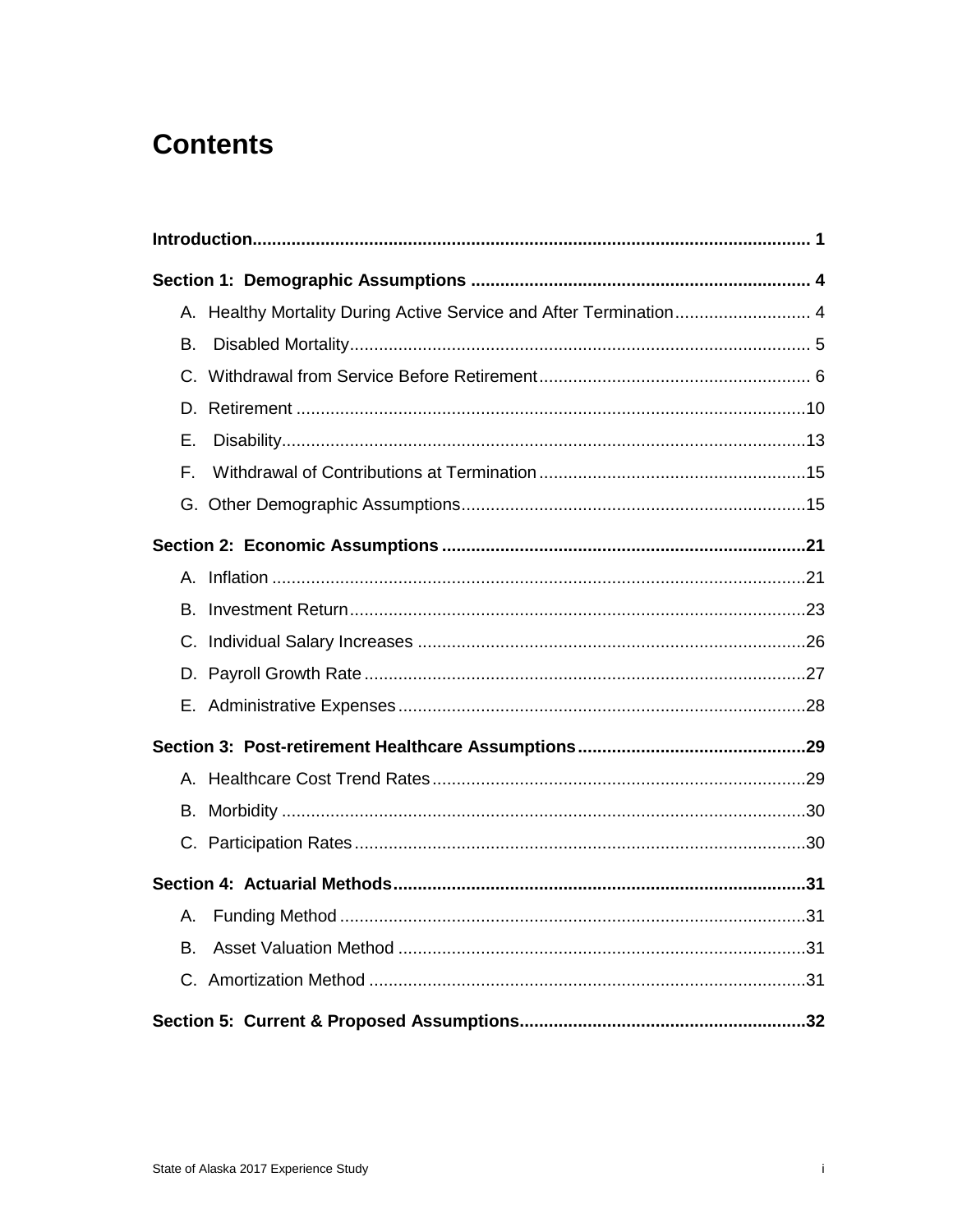# Contents

**Introduction** .......... **1**

**Section 1: Demographic Assumptions** .......... **4**

- A. Healthy Mortality During Active Service and After Termination .......... 4
- B. Disabled Mortality .......... 5
- C. Withdrawal from Service Before Retirement .......... 6
- D. Retirement .......... 10
- E. Disability .......... 13
- F. Withdrawal of Contributions at Termination .......... 15
- G. Other Demographic Assumptions .......... 15

**Section 2: Economic Assumptions** .......... **21**

- A. Inflation .......... 21
- B. Investment Return .......... 23
- C. Individual Salary Increases .......... 26
- D. Payroll Growth Rate .......... 27
- E. Administrative Expenses .......... 28

**Section 3: Post-retirement Healthcare Assumptions** .......... **29**

- A. Healthcare Cost Trend Rates .......... 29
- B. Morbidity .......... 30
- C. Participation Rates .......... 30

**Section 4: Actuarial Methods** .......... **31**

- A. Funding Method .......... 31
- B. Asset Valuation Method .......... 31
- C. Amortization Method .......... 31

**Section 5: Current & Proposed Assumptions** .......... **32**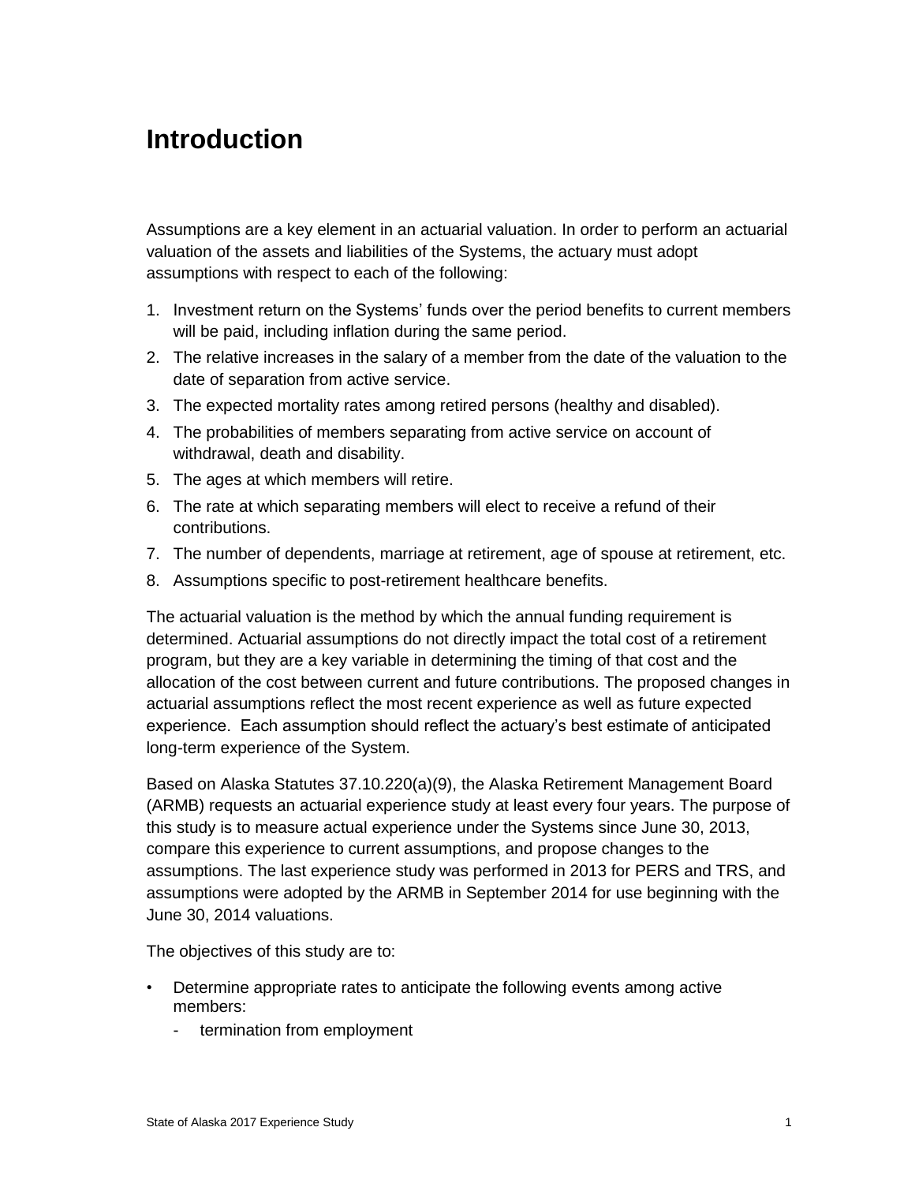# Introduction

Assumptions are a key element in an actuarial valuation. In order to perform an actuarial valuation of the assets and liabilities of the Systems, the actuary must adopt assumptions with respect to each of the following:

1. Investment return on the Systems' funds over the period benefits to current members will be paid, including inflation during the same period.
2. The relative increases in the salary of a member from the date of the valuation to the date of separation from active service.
3. The expected mortality rates among retired persons (healthy and disabled).
4. The probabilities of members separating from active service on account of withdrawal, death and disability.
5. The ages at which members will retire.
6. The rate at which separating members will elect to receive a refund of their contributions.
7. The number of dependents, marriage at retirement, age of spouse at retirement, etc.
8. Assumptions specific to post-retirement healthcare benefits.

The actuarial valuation is the method by which the annual funding requirement is determined. Actuarial assumptions do not directly impact the total cost of a retirement program, but they are a key variable in determining the timing of that cost and the allocation of the cost between current and future contributions. The proposed changes in actuarial assumptions reflect the most recent experience as well as future expected experience. Each assumption should reflect the actuary's best estimate of anticipated long-term experience of the System.

Based on Alaska Statutes 37.10.220(a)(9), the Alaska Retirement Management Board (ARMB) requests an actuarial experience study at least every four years. The purpose of this study is to measure actual experience under the Systems since June 30, 2013, compare this experience to current assumptions, and propose changes to the assumptions. The last experience study was performed in 2013 for PERS and TRS, and assumptions were adopted by the ARMB in September 2014 for use beginning with the June 30, 2014 valuations.

The objectives of this study are to:

- Determine appropriate rates to anticipate the following events among active members:
  - termination from employment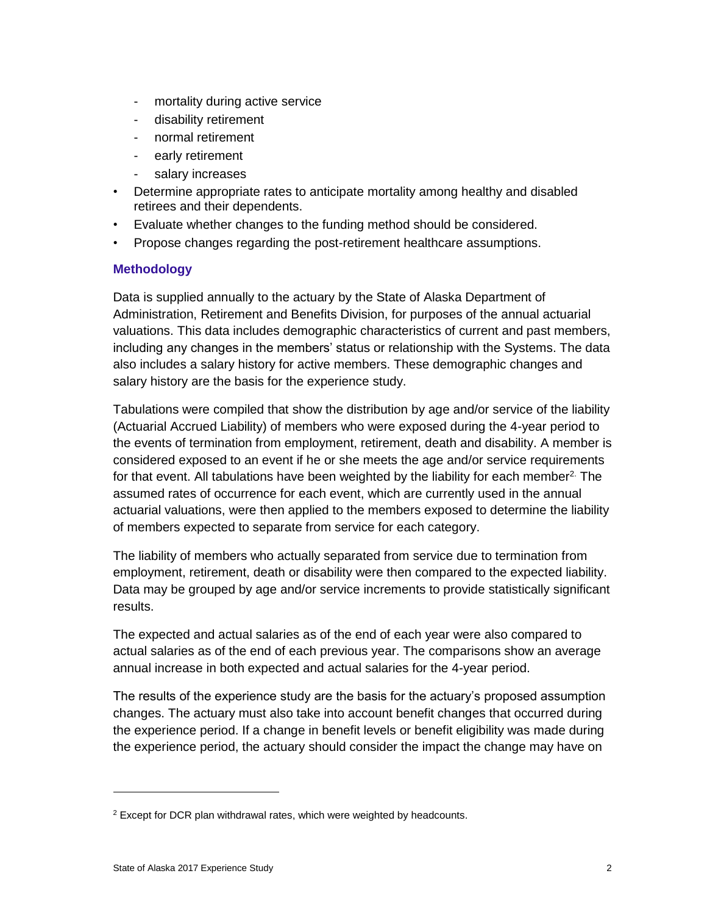- mortality during active service
  - disability retirement
  - normal retirement
  - early retirement
  - salary increases
- Determine appropriate rates to anticipate mortality among healthy and disabled retirees and their dependents.
- Evaluate whether changes to the funding method should be considered.
- Propose changes regarding the post-retirement healthcare assumptions.

### Methodology

Data is supplied annually to the actuary by the State of Alaska Department of Administration, Retirement and Benefits Division, for purposes of the annual actuarial valuations. This data includes demographic characteristics of current and past members, including any changes in the members' status or relationship with the Systems. The data also includes a salary history for active members. These demographic changes and salary history are the basis for the experience study.

Tabulations were compiled that show the distribution by age and/or service of the liability (Actuarial Accrued Liability) of members who were exposed during the 4-year period to the events of termination from employment, retirement, death and disability. A member is considered exposed to an event if he or she meets the age and/or service requirements for that event. All tabulations have been weighted by the liability for each member[2]. The assumed rates of occurrence for each event, which are currently used in the annual actuarial valuations, were then applied to the members exposed to determine the liability of members expected to separate from service for each category.

The liability of members who actually separated from service due to termination from employment, retirement, death or disability were then compared to the expected liability. Data may be grouped by age and/or service increments to provide statistically significant results.

The expected and actual salaries as of the end of each year were also compared to actual salaries as of the end of each previous year. The comparisons show an average annual increase in both expected and actual salaries for the 4-year period.

The results of the experience study are the basis for the actuary's proposed assumption changes. The actuary must also take into account benefit changes that occurred during the experience period. If a change in benefit levels or benefit eligibility was made during the experience period, the actuary should consider the impact the change may have on

[2] Except for DCR plan withdrawal rates, which were weighted by headcounts.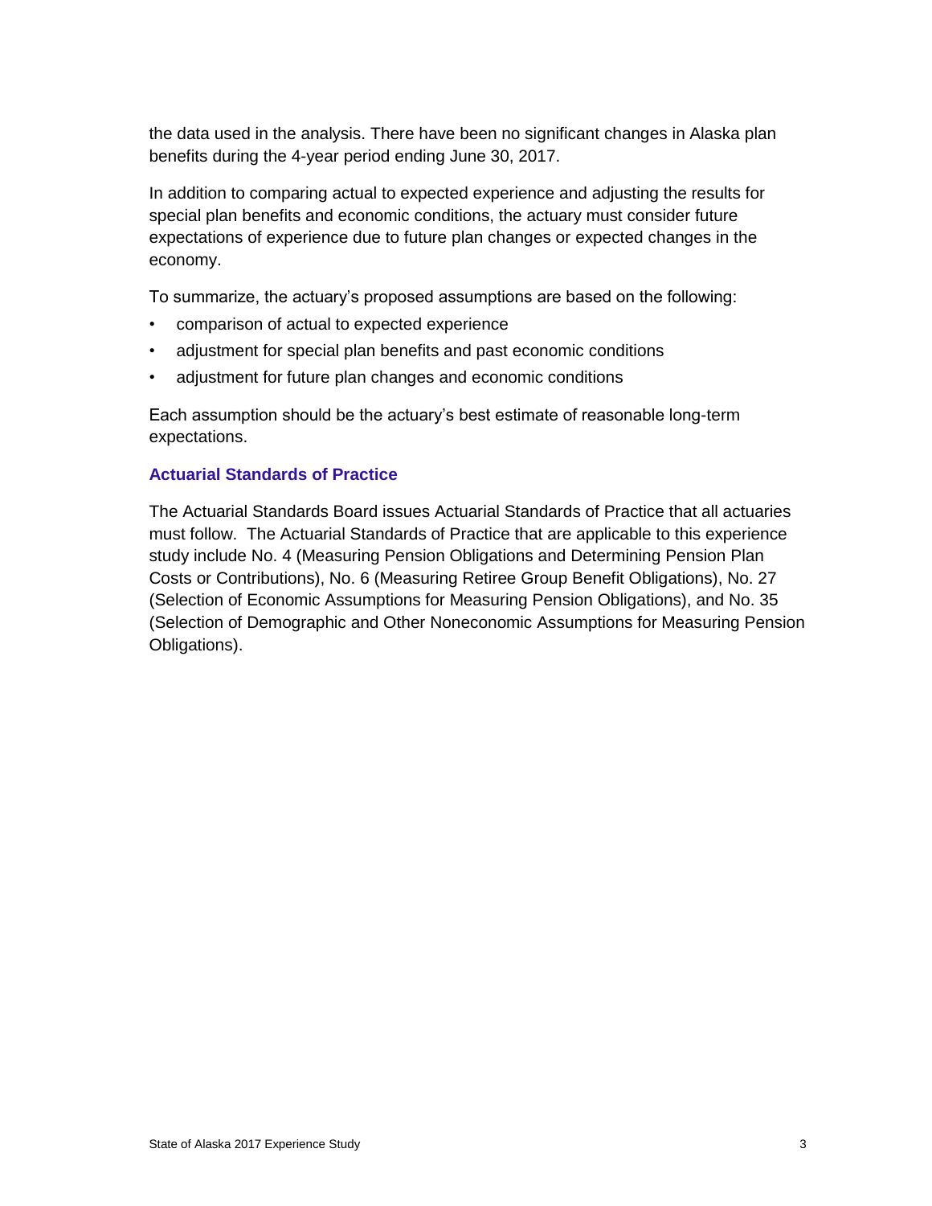the data used in the analysis. There have been no significant changes in Alaska plan benefits during the 4-year period ending June 30, 2017.

In addition to comparing actual to expected experience and adjusting the results for special plan benefits and economic conditions, the actuary must consider future expectations of experience due to future plan changes or expected changes in the economy.

To summarize, the actuary's proposed assumptions are based on the following:

- comparison of actual to expected experience
- adjustment for special plan benefits and past economic conditions
- adjustment for future plan changes and economic conditions

Each assumption should be the actuary's best estimate of reasonable long-term expectations.

### Actuarial Standards of Practice

The Actuarial Standards Board issues Actuarial Standards of Practice that all actuaries must follow. The Actuarial Standards of Practice that are applicable to this experience study include No. 4 (Measuring Pension Obligations and Determining Pension Plan Costs or Contributions), No. 6 (Measuring Retiree Group Benefit Obligations), No. 27 (Selection of Economic Assumptions for Measuring Pension Obligations), and No. 35 (Selection of Demographic and Other Noneconomic Assumptions for Measuring Pension Obligations).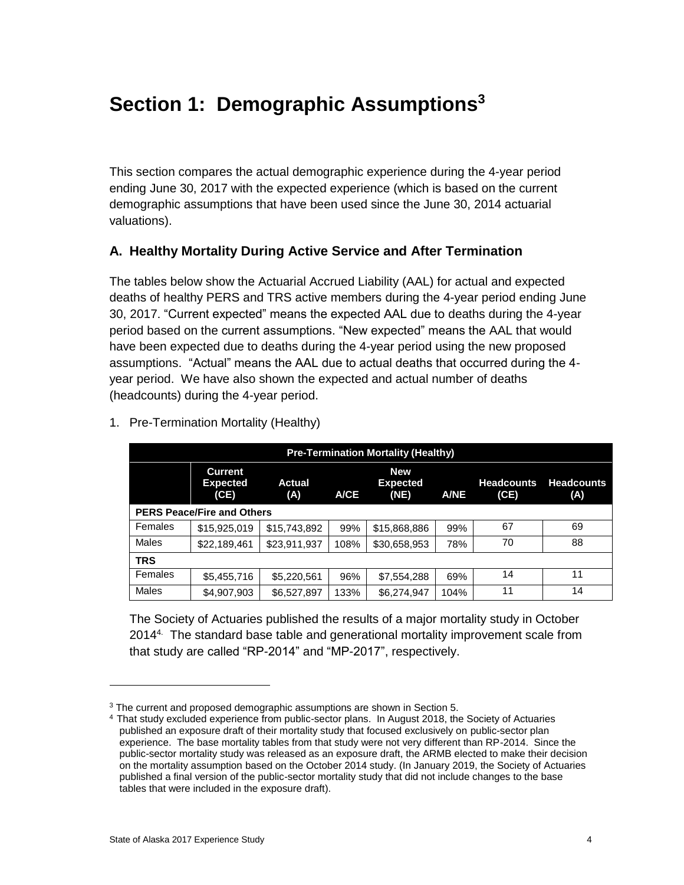# Section 1: Demographic Assumptions[3]

This section compares the actual demographic experience during the 4-year period ending June 30, 2017 with the expected experience (which is based on the current demographic assumptions that have been used since the June 30, 2014 actuarial valuations).

## A. Healthy Mortality During Active Service and After Termination

The tables below show the Actuarial Accrued Liability (AAL) for actual and expected deaths of healthy PERS and TRS active members during the 4-year period ending June 30, 2017. "Current expected" means the expected AAL due to deaths during the 4-year period based on the current assumptions. "New expected" means the AAL that would have been expected due to deaths during the 4-year period using the new proposed assumptions. "Actual" means the AAL due to actual deaths that occurred during the 4-year period. We have also shown the expected and actual number of deaths (headcounts) during the 4-year period.

1. Pre-Termination Mortality (Healthy)

| Pre-Termination Mortality (Healthy) | | | | | | | |
|---|---|---|---|---|---|---|---|
| | Current Expected (CE) | Actual (A) | A/CE | New Expected (NE) | A/NE | Headcounts (CE) | Headcounts (A) |
| **PERS Peace/Fire and Others** | | | | | | | |
| Females | $15,925,019 | $15,743,892 | 99% | $15,868,886 | 99% | 67 | 69 |
| Males | $22,189,461 | $23,911,937 | 108% | $30,658,953 | 78% | 70 | 88 |
| **TRS** | | | | | | | |
| Females | $5,455,716 | $5,220,561 | 96% | $7,554,288 | 69% | 14 | 11 |
| Males | $4,907,903 | $6,527,897 | 133% | $6,274,947 | 104% | 11 | 14 |

The Society of Actuaries published the results of a major mortality study in October 2014[4]. The standard base table and generational mortality improvement scale from that study are called "RP-2014" and "MP-2017", respectively.

---

[3] The current and proposed demographic assumptions are shown in Section 5.

[4] That study excluded experience from public-sector plans. In August 2018, the Society of Actuaries published an exposure draft of their mortality study that focused exclusively on public-sector plan experience. The base mortality tables from that study were not very different than RP-2014. Since the public-sector mortality study was released as an exposure draft, the ARMB elected to make their decision on the mortality assumption based on the October 2014 study. (In January 2019, the Society of Actuaries published a final version of the public-sector mortality study that did not include changes to the base tables that were included in the exposure draft).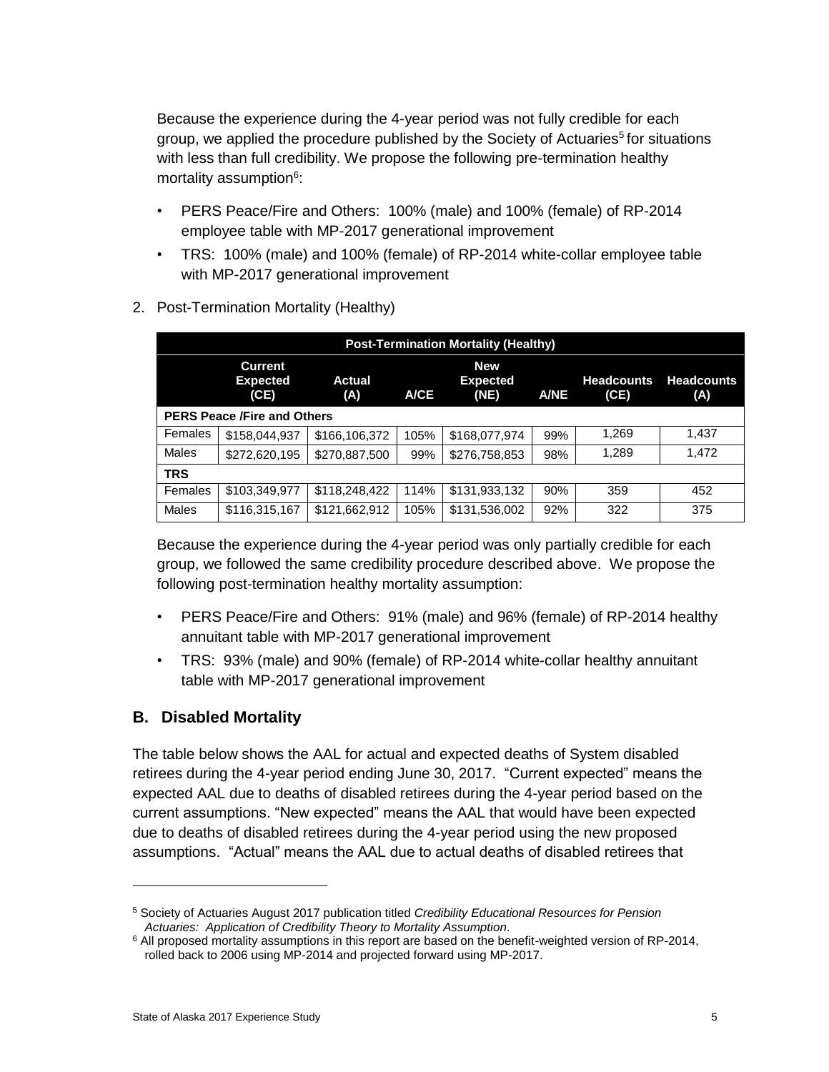Because the experience during the 4-year period was not fully credible for each group, we applied the procedure published by the Society of Actuaries[5] for situations with less than full credibility. We propose the following pre-termination healthy mortality assumption[6]:

- PERS Peace/Fire and Others: 100% (male) and 100% (female) of RP-2014 employee table with MP-2017 generational improvement
- TRS: 100% (male) and 100% (female) of RP-2014 white-collar employee table with MP-2017 generational improvement

2. Post-Termination Mortality (Healthy)

| Post-Termination Mortality (Healthy) | | | | | | | |
|---|---|---|---|---|---|---|---|
| | Current Expected (CE) | Actual (A) | A/CE | New Expected (NE) | A/NE | Headcounts (CE) | Headcounts (A) |
| **PERS Peace /Fire and Others** | | | | | | | |
| Females | $158,044,937 | $166,106,372 | 105% | $168,077,974 | 99% | 1,269 | 1,437 |
| Males | $272,620,195 | $270,887,500 | 99% | $276,758,853 | 98% | 1,289 | 1,472 |
| **TRS** | | | | | | | |
| Females | $103,349,977 | $118,248,422 | 114% | $131,933,132 | 90% | 359 | 452 |
| Males | $116,315,167 | $121,662,912 | 105% | $131,536,002 | 92% | 322 | 375 |

Because the experience during the 4-year period was only partially credible for each group, we followed the same credibility procedure described above. We propose the following post-termination healthy mortality assumption:

- PERS Peace/Fire and Others: 91% (male) and 96% (female) of RP-2014 healthy annuitant table with MP-2017 generational improvement
- TRS: 93% (male) and 90% (female) of RP-2014 white-collar healthy annuitant table with MP-2017 generational improvement

## B. Disabled Mortality

The table below shows the AAL for actual and expected deaths of System disabled retirees during the 4-year period ending June 30, 2017. "Current expected" means the expected AAL due to deaths of disabled retirees during the 4-year period based on the current assumptions. "New expected" means the AAL that would have been expected due to deaths of disabled retirees during the 4-year period using the new proposed assumptions. "Actual" means the AAL due to actual deaths of disabled retirees that

[5] Society of Actuaries August 2017 publication titled *Credibility Educational Resources for Pension Actuaries: Application of Credibility Theory to Mortality Assumption*.

[6] All proposed mortality assumptions in this report are based on the benefit-weighted version of RP-2014, rolled back to 2006 using MP-2014 and projected forward using MP-2017.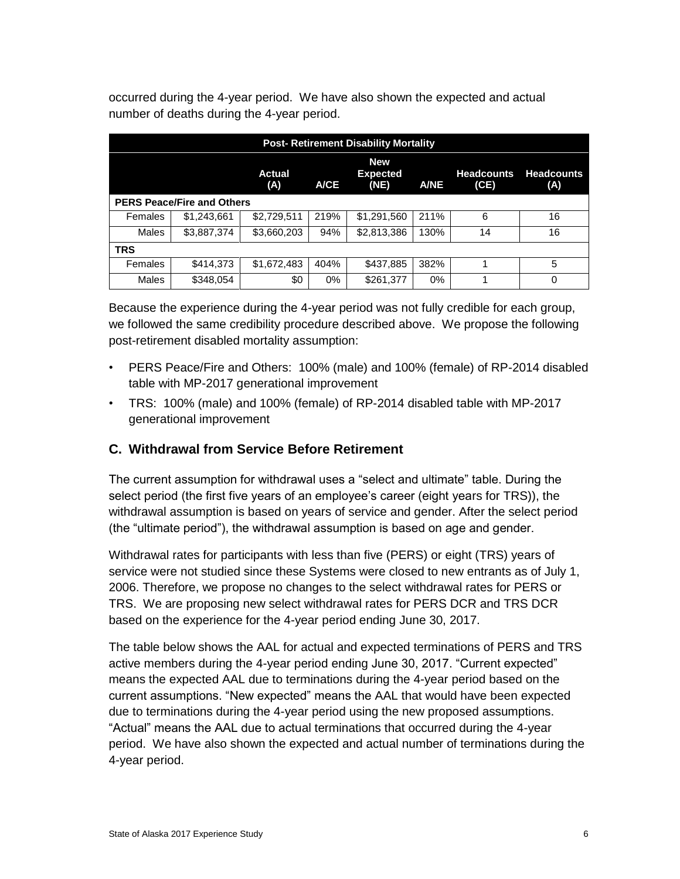occurred during the 4-year period. We have also shown the expected and actual number of deaths during the 4-year period.

| Post- Retirement Disability Mortality | | | | | | | |
|---|---|---|---|---|---|---|---|
| | | Actual (A) | A/CE | New Expected (NE) | A/NE | Headcounts (CE) | Headcounts (A) |
| **PERS Peace/Fire and Others** | | | | | | | |
| Females | $1,243,661 | $2,729,511 | 219% | $1,291,560 | 211% | 6 | 16 |
| Males | $3,887,374 | $3,660,203 | 94% | $2,813,386 | 130% | 14 | 16 |
| **TRS** | | | | | | | |
| Females | $414,373 | $1,672,483 | 404% | $437,885 | 382% | 1 | 5 |
| Males | $348,054 | $0 | 0% | $261,377 | 0% | 1 | 0 |

Because the experience during the 4-year period was not fully credible for each group, we followed the same credibility procedure described above. We propose the following post-retirement disabled mortality assumption:

- PERS Peace/Fire and Others: 100% (male) and 100% (female) of RP-2014 disabled table with MP-2017 generational improvement
- TRS: 100% (male) and 100% (female) of RP-2014 disabled table with MP-2017 generational improvement

## C. Withdrawal from Service Before Retirement

The current assumption for withdrawal uses a "select and ultimate" table. During the select period (the first five years of an employee's career (eight years for TRS)), the withdrawal assumption is based on years of service and gender. After the select period (the "ultimate period"), the withdrawal assumption is based on age and gender.

Withdrawal rates for participants with less than five (PERS) or eight (TRS) years of service were not studied since these Systems were closed to new entrants as of July 1, 2006. Therefore, we propose no changes to the select withdrawal rates for PERS or TRS. We are proposing new select withdrawal rates for PERS DCR and TRS DCR based on the experience for the 4-year period ending June 30, 2017.

The table below shows the AAL for actual and expected terminations of PERS and TRS active members during the 4-year period ending June 30, 2017. "Current expected" means the expected AAL due to terminations during the 4-year period based on the current assumptions. "New expected" means the AAL that would have been expected due to terminations during the 4-year period using the new proposed assumptions. "Actual" means the AAL due to actual terminations that occurred during the 4-year period. We have also shown the expected and actual number of terminations during the 4-year period.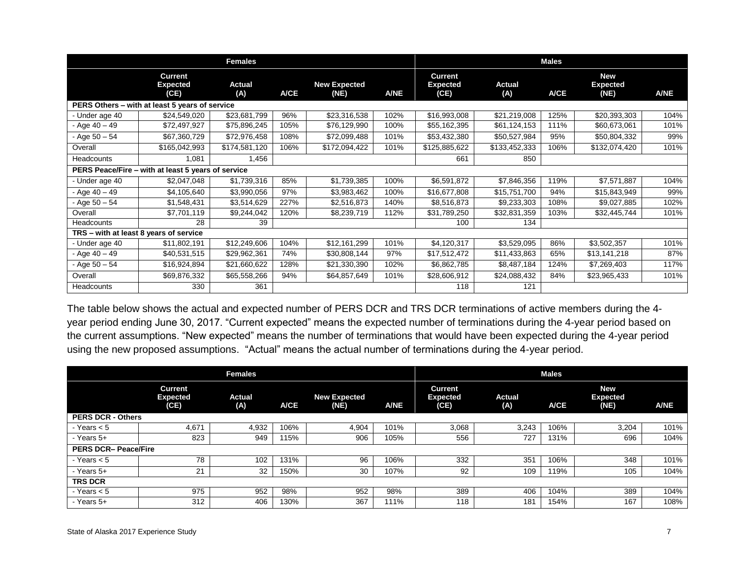| | Females | | | | | Males | | | | |
|---|---|---|---|---|---|---|---|---|---|---|
| | Current Expected (CE) | Actual (A) | A/CE | New Expected (NE) | A/NE | Current Expected (CE) | Actual (A) | A/CE | New Expected (NE) | A/NE |
| **PERS Others – with at least 5 years of service** | | | | | | | | | | |
| - Under age 40 | $24,549,020 | $23,681,799 | 96% | $23,316,538 | 102% | $16,993,008 | $21,219,008 | 125% | $20,393,303 | 104% |
| - Age 40 – 49 | $72,497,927 | $75,896,245 | 105% | $76,129,990 | 100% | $55,162,395 | $61,124,153 | 111% | $60,673,061 | 101% |
| - Age 50 – 54 | $67,360,729 | $72,976,458 | 108% | $72,099,488 | 101% | $53,432,380 | $50,527,984 | 95% | $50,804,332 | 99% |
| Overall | $165,042,993 | $174,581,120 | 106% | $172,094,422 | 101% | $125,885,622 | $133,452,333 | 106% | $132,074,420 | 101% |
| Headcounts | 1,081 | 1,456 | | | | 661 | 850 | | | |
| **PERS Peace/Fire – with at least 5 years of service** | | | | | | | | | | |
| - Under age 40 | $2,047,048 | $1,739,316 | 85% | $1,739,385 | 100% | $6,591,872 | $7,846,356 | 119% | $7,571,887 | 104% |
| - Age 40 – 49 | $4,105,640 | $3,990,056 | 97% | $3,983,462 | 100% | $16,677,808 | $15,751,700 | 94% | $15,843,949 | 99% |
| - Age 50 – 54 | $1,548,431 | $3,514,629 | 227% | $2,516,873 | 140% | $8,516,873 | $9,233,303 | 108% | $9,027,885 | 102% |
| Overall | $7,701,119 | $9,244,042 | 120% | $8,239,719 | 112% | $31,789,250 | $32,831,359 | 103% | $32,445,744 | 101% |
| Headcounts | 28 | 39 | | | | 100 | 134 | | | |
| **TRS – with at least 8 years of service** | | | | | | | | | | |
| - Under age 40 | $11,802,191 | $12,249,606 | 104% | $12,161,299 | 101% | $4,120,317 | $3,529,095 | 86% | $3,502,357 | 101% |
| - Age 40 – 49 | $40,531,515 | $29,962,361 | 74% | $30,808,144 | 97% | $17,512,472 | $11,433,863 | 65% | $13,141,218 | 87% |
| - Age 50 – 54 | $16,924,894 | $21,660,622 | 128% | $21,330,390 | 102% | $6,862,785 | $8,487,184 | 124% | $7,269,403 | 117% |
| Overall | $69,876,332 | $65,558,266 | 94% | $64,857,649 | 101% | $28,606,912 | $24,088,432 | 84% | $23,965,433 | 101% |
| Headcounts | 330 | 361 | | | | 118 | 121 | | | |

The table below shows the actual and expected number of PERS DCR and TRS DCR terminations of active members during the 4-year period ending June 30, 2017. "Current expected" means the expected number of terminations during the 4-year period based on the current assumptions. "New expected" means the number of terminations that would have been expected during the 4-year period using the new proposed assumptions. "Actual" means the actual number of terminations during the 4-year period.

| | Females | | | | | Males | | | | |
|---|---|---|---|---|---|---|---|---|---|---|
| | Current Expected (CE) | Actual (A) | A/CE | New Expected (NE) | A/NE | Current Expected (CE) | Actual (A) | A/CE | New Expected (NE) | A/NE |
| **PERS DCR - Others** | | | | | | | | | | |
| - Years < 5 | 4,671 | 4,932 | 106% | 4,904 | 101% | 3,068 | 3,243 | 106% | 3,204 | 101% |
| - Years 5+ | 823 | 949 | 115% | 906 | 105% | 556 | 727 | 131% | 696 | 104% |
| **PERS DCR– Peace/Fire** | | | | | | | | | | |
| - Years < 5 | 78 | 102 | 131% | 96 | 106% | 332 | 351 | 106% | 348 | 101% |
| - Years 5+ | 21 | 32 | 150% | 30 | 107% | 92 | 109 | 119% | 105 | 104% |
| **TRS DCR** | | | | | | | | | | |
| - Years < 5 | 975 | 952 | 98% | 952 | 98% | 389 | 406 | 104% | 389 | 104% |
| - Years 5+ | 312 | 406 | 130% | 367 | 111% | 118 | 181 | 154% | 167 | 108% |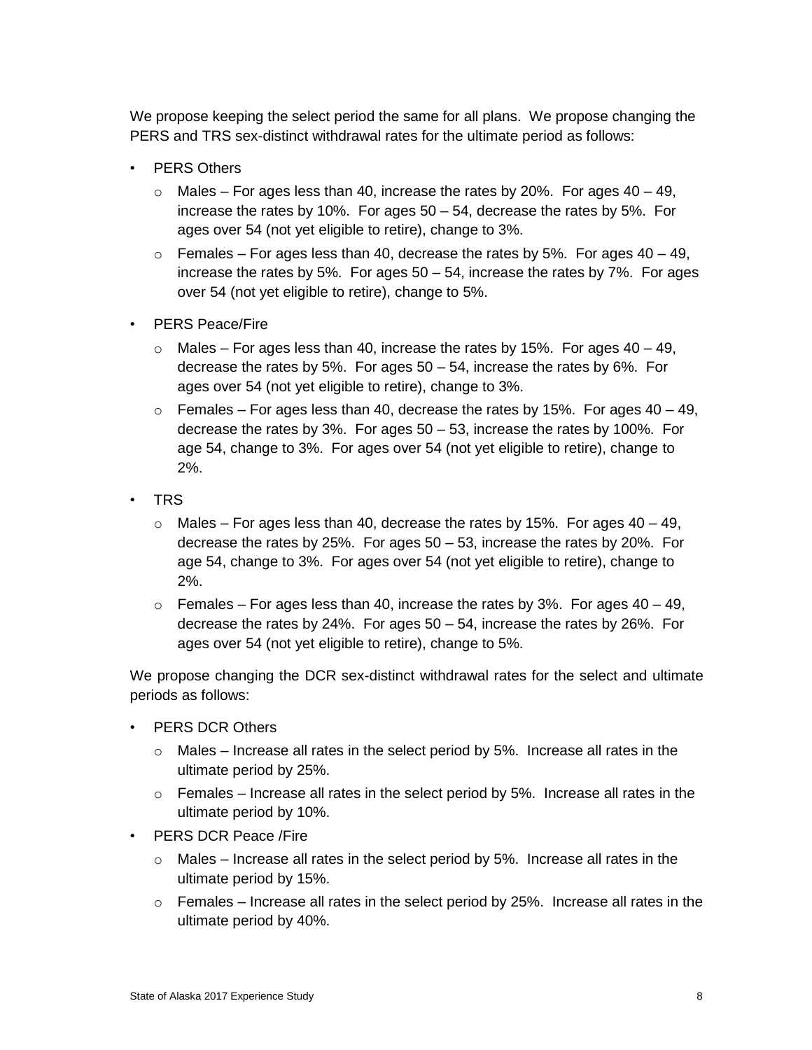We propose keeping the select period the same for all plans. We propose changing the PERS and TRS sex-distinct withdrawal rates for the ultimate period as follows:

- PERS Others
  - Males – For ages less than 40, increase the rates by 20%. For ages 40 – 49, increase the rates by 10%. For ages 50 – 54, decrease the rates by 5%. For ages over 54 (not yet eligible to retire), change to 3%.
  - Females – For ages less than 40, decrease the rates by 5%. For ages 40 – 49, increase the rates by 5%. For ages 50 – 54, increase the rates by 7%. For ages over 54 (not yet eligible to retire), change to 5%.
- PERS Peace/Fire
  - Males – For ages less than 40, increase the rates by 15%. For ages 40 – 49, decrease the rates by 5%. For ages 50 – 54, increase the rates by 6%. For ages over 54 (not yet eligible to retire), change to 3%.
  - Females – For ages less than 40, decrease the rates by 15%. For ages 40 – 49, decrease the rates by 3%. For ages 50 – 53, increase the rates by 100%. For age 54, change to 3%. For ages over 54 (not yet eligible to retire), change to 2%.
- TRS
  - Males – For ages less than 40, decrease the rates by 15%. For ages 40 – 49, decrease the rates by 25%. For ages 50 – 53, increase the rates by 20%. For age 54, change to 3%. For ages over 54 (not yet eligible to retire), change to 2%.
  - Females – For ages less than 40, increase the rates by 3%. For ages 40 – 49, decrease the rates by 24%. For ages 50 – 54, increase the rates by 26%. For ages over 54 (not yet eligible to retire), change to 5%.

We propose changing the DCR sex-distinct withdrawal rates for the select and ultimate periods as follows:

- PERS DCR Others
  - Males – Increase all rates in the select period by 5%. Increase all rates in the ultimate period by 25%.
  - Females – Increase all rates in the select period by 5%. Increase all rates in the ultimate period by 10%.
- PERS DCR Peace /Fire
  - Males – Increase all rates in the select period by 5%. Increase all rates in the ultimate period by 15%.
  - Females – Increase all rates in the select period by 25%. Increase all rates in the ultimate period by 40%.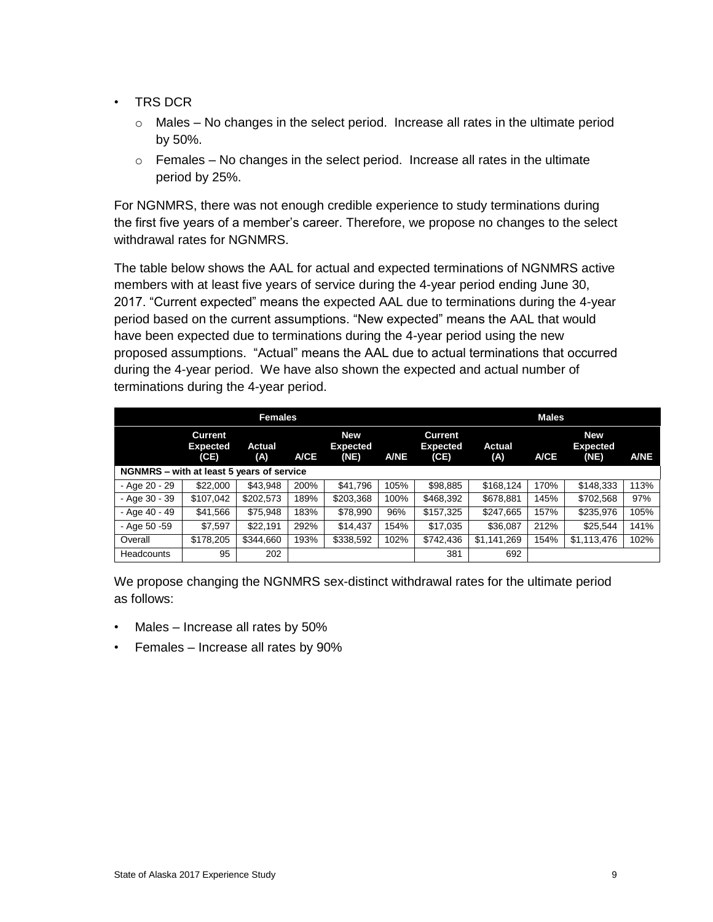- TRS DCR
  - Males – No changes in the select period. Increase all rates in the ultimate period by 50%.
  - Females – No changes in the select period. Increase all rates in the ultimate period by 25%.

For NGNMRS, there was not enough credible experience to study terminations during the first five years of a member's career. Therefore, we propose no changes to the select withdrawal rates for NGNMRS.

The table below shows the AAL for actual and expected terminations of NGNMRS active members with at least five years of service during the 4-year period ending June 30, 2017. "Current expected" means the expected AAL due to terminations during the 4-year period based on the current assumptions. "New expected" means the AAL that would have been expected due to terminations during the 4-year period using the new proposed assumptions. "Actual" means the AAL due to actual terminations that occurred during the 4-year period. We have also shown the expected and actual number of terminations during the 4-year period.

| | Females | | | | | Males | | | | |
|---|---|---|---|---|---|---|---|---|---|---|
| | Current Expected (CE) | Actual (A) | A/CE | New Expected (NE) | A/NE | Current Expected (CE) | Actual (A) | A/CE | New Expected (NE) | A/NE |
| **NGNMRS – with at least 5 years of service** | | | | | | | | | | |
| - Age 20 - 29 | $22,000 | $43,948 | 200% | $41,796 | 105% | $98,885 | $168,124 | 170% | $148,333 | 113% |
| - Age 30 - 39 | $107,042 | $202,573 | 189% | $203,368 | 100% | $468,392 | $678,881 | 145% | $702,568 | 97% |
| - Age 40 - 49 | $41,566 | $75,948 | 183% | $78,990 | 96% | $157,325 | $247,665 | 157% | $235,976 | 105% |
| - Age 50 -59 | $7,597 | $22,191 | 292% | $14,437 | 154% | $17,035 | $36,087 | 212% | $25,544 | 141% |
| Overall | $178,205 | $344,660 | 193% | $338,592 | 102% | $742,436 | $1,141,269 | 154% | $1,113,476 | 102% |
| Headcounts | 95 | 202 | | | | 381 | 692 | | | |

We propose changing the NGNMRS sex-distinct withdrawal rates for the ultimate period as follows:

- Males – Increase all rates by 50%
- Females – Increase all rates by 90%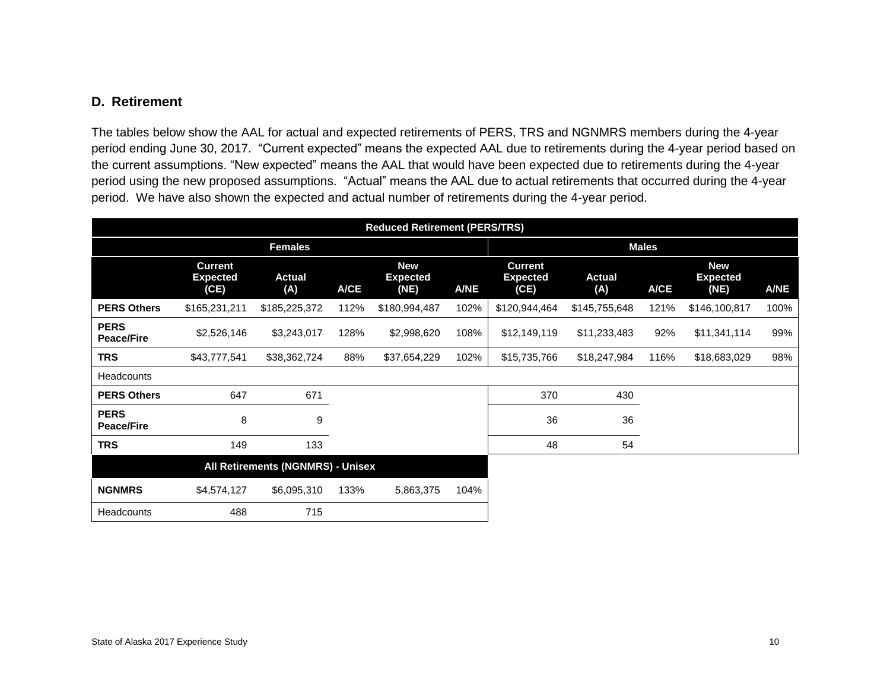## D. Retirement

The tables below show the AAL for actual and expected retirements of PERS, TRS and NGNMRS members during the 4-year period ending June 30, 2017. "Current expected" means the expected AAL due to retirements during the 4-year period based on the current assumptions. "New expected" means the AAL that would have been expected due to retirements during the 4-year period using the new proposed assumptions. "Actual" means the AAL due to actual retirements that occurred during the 4-year period. We have also shown the expected and actual number of retirements during the 4-year period.

| Reduced Retirement (PERS/TRS) | | | | | | | | | | |
|---|---|---|---|---|---|---|---|---|---|---|
| | Females | | | | | Males | | | | |
| | Current Expected (CE) | Actual (A) | A/CE | New Expected (NE) | A/NE | Current Expected (CE) | Actual (A) | A/CE | New Expected (NE) | A/NE |
| **PERS Others** | $165,231,211 | $185,225,372 | 112% | $180,994,487 | 102% | $120,944,464 | $145,755,648 | 121% | $146,100,817 | 100% |
| **PERS Peace/Fire** | $2,526,146 | $3,243,017 | 128% | $2,998,620 | 108% | $12,149,119 | $11,233,483 | 92% | $11,341,114 | 99% |
| **TRS** | $43,777,541 | $38,362,724 | 88% | $37,654,229 | 102% | $15,735,766 | $18,247,984 | 116% | $18,683,029 | 98% |
| Headcounts | | | | | | | | | | |
| **PERS Others** | 647 | 671 | | | | 370 | 430 | | | |
| **PERS Peace/Fire** | 8 | 9 | | | | 36 | 36 | | | |
| **TRS** | 149 | 133 | | | | 48 | 54 | | | |

| All Retirements (NGNMRS) - Unisex | | | | | |
|---|---|---|---|---|---|
| **NGNMRS** | $4,574,127 | $6,095,310 | 133% | 5,863,375 | 104% |
| Headcounts | 488 | 715 | | | |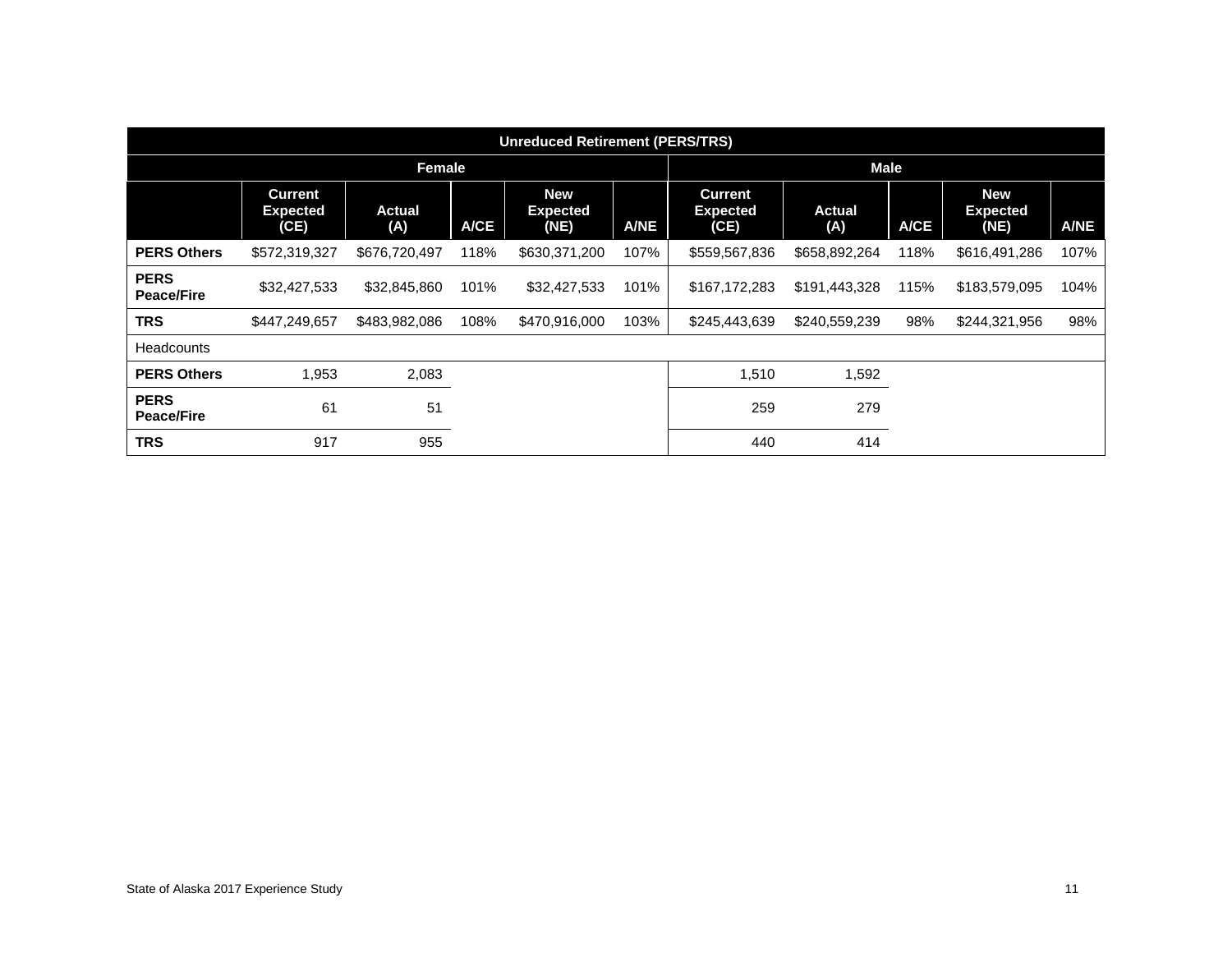| Unreduced Retirement (PERS/TRS) | | | | | | | | | | |
|---|---|---|---|---|---|---|---|---|---|---|
| | Female | | | | | Male | | | | |
| | Current Expected (CE) | Actual (A) | A/CE | New Expected (NE) | A/NE | Current Expected (CE) | Actual (A) | A/CE | New Expected (NE) | A/NE |
| **PERS Others** | $572,319,327 | $676,720,497 | 118% | $630,371,200 | 107% | $559,567,836 | $658,892,264 | 118% | $616,491,286 | 107% |
| **PERS Peace/Fire** | $32,427,533 | $32,845,860 | 101% | $32,427,533 | 101% | $167,172,283 | $191,443,328 | 115% | $183,579,095 | 104% |
| **TRS** | $447,249,657 | $483,982,086 | 108% | $470,916,000 | 103% | $245,443,639 | $240,559,239 | 98% | $244,321,956 | 98% |
| Headcounts | | | | | | | | | | |
| **PERS Others** | 1,953 | 2,083 | | | | 1,510 | 1,592 | | | |
| **PERS Peace/Fire** | 61 | 51 | | | | 259 | 279 | | | |
| **TRS** | 917 | 955 | | | | 440 | 414 | | | |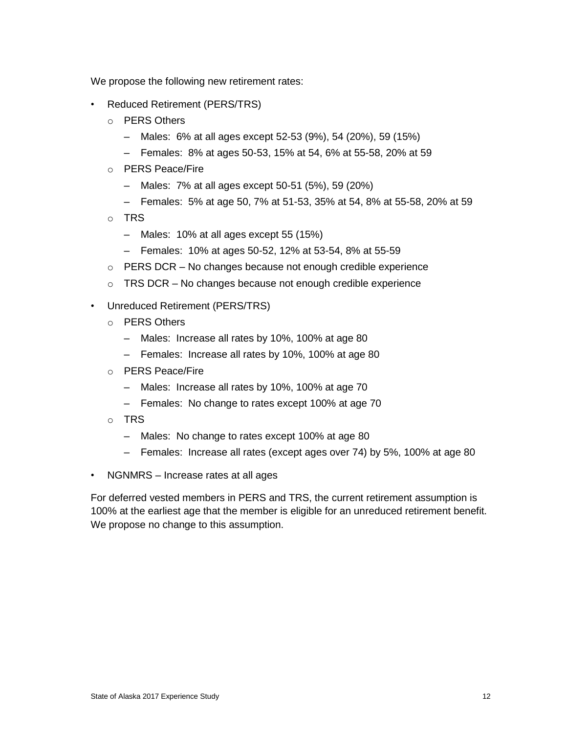We propose the following new retirement rates:

- Reduced Retirement (PERS/TRS)
  - PERS Others
    - Males: 6% at all ages except 52-53 (9%), 54 (20%), 59 (15%)
    - Females: 8% at ages 50-53, 15% at 54, 6% at 55-58, 20% at 59
  - PERS Peace/Fire
    - Males: 7% at all ages except 50-51 (5%), 59 (20%)
    - Females: 5% at age 50, 7% at 51-53, 35% at 54, 8% at 55-58, 20% at 59
  - TRS
    - Males: 10% at all ages except 55 (15%)
    - Females: 10% at ages 50-52, 12% at 53-54, 8% at 55-59
  - PERS DCR – No changes because not enough credible experience
  - TRS DCR – No changes because not enough credible experience
- Unreduced Retirement (PERS/TRS)
  - PERS Others
    - Males: Increase all rates by 10%, 100% at age 80
    - Females: Increase all rates by 10%, 100% at age 80
  - PERS Peace/Fire
    - Males: Increase all rates by 10%, 100% at age 70
    - Females: No change to rates except 100% at age 70
  - TRS
    - Males: No change to rates except 100% at age 80
    - Females: Increase all rates (except ages over 74) by 5%, 100% at age 80
- NGNMRS – Increase rates at all ages

For deferred vested members in PERS and TRS, the current retirement assumption is 100% at the earliest age that the member is eligible for an unreduced retirement benefit. We propose no change to this assumption.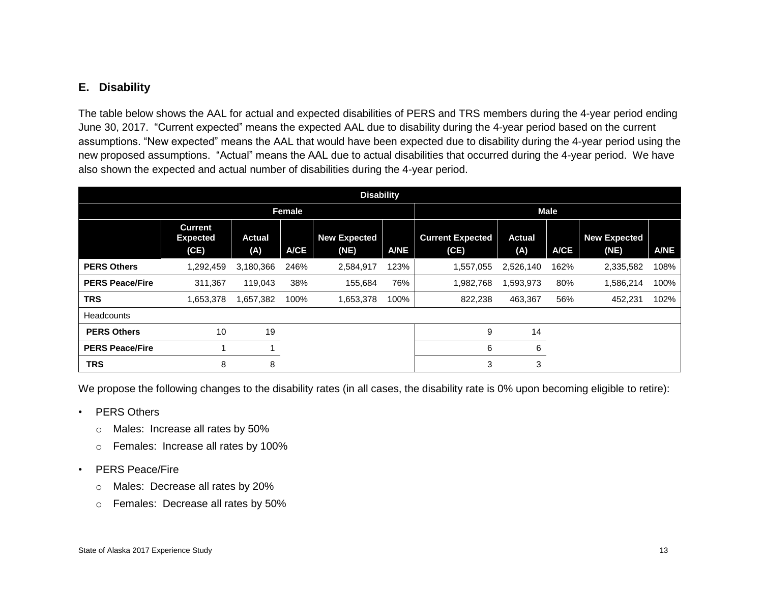## E. Disability

The table below shows the AAL for actual and expected disabilities of PERS and TRS members during the 4-year period ending June 30, 2017. "Current expected" means the expected AAL due to disability during the 4-year period based on the current assumptions. "New expected" means the AAL that would have been expected due to disability during the 4-year period using the new proposed assumptions. "Actual" means the AAL due to actual disabilities that occurred during the 4-year period. We have also shown the expected and actual number of disabilities during the 4-year period.

| Disability | | | | | | | | | | |
|---|---|---|---|---|---|---|---|---|---|---|
| | Female | | | | | Male | | | | |
| | Current Expected (CE) | Actual (A) | A/CE | New Expected (NE) | A/NE | Current Expected (CE) | Actual (A) | A/CE | New Expected (NE) | A/NE |
| **PERS Others** | 1,292,459 | 3,180,366 | 246% | 2,584,917 | 123% | 1,557,055 | 2,526,140 | 162% | 2,335,582 | 108% |
| **PERS Peace/Fire** | 311,367 | 119,043 | 38% | 155,684 | 76% | 1,982,768 | 1,593,973 | 80% | 1,586,214 | 100% |
| **TRS** | 1,653,378 | 1,657,382 | 100% | 1,653,378 | 100% | 822,238 | 463,367 | 56% | 452,231 | 102% |
| Headcounts | | | | | | | | | | |
| **PERS Others** | 10 | 19 | | | | 9 | 14 | | | |
| **PERS Peace/Fire** | 1 | 1 | | | | 6 | 6 | | | |
| **TRS** | 8 | 8 | | | | 3 | 3 | | | |

We propose the following changes to the disability rates (in all cases, the disability rate is 0% upon becoming eligible to retire):

- PERS Others
  - Males: Increase all rates by 50%
  - Females: Increase all rates by 100%
- PERS Peace/Fire
  - Males: Decrease all rates by 20%
  - Females: Decrease all rates by 50%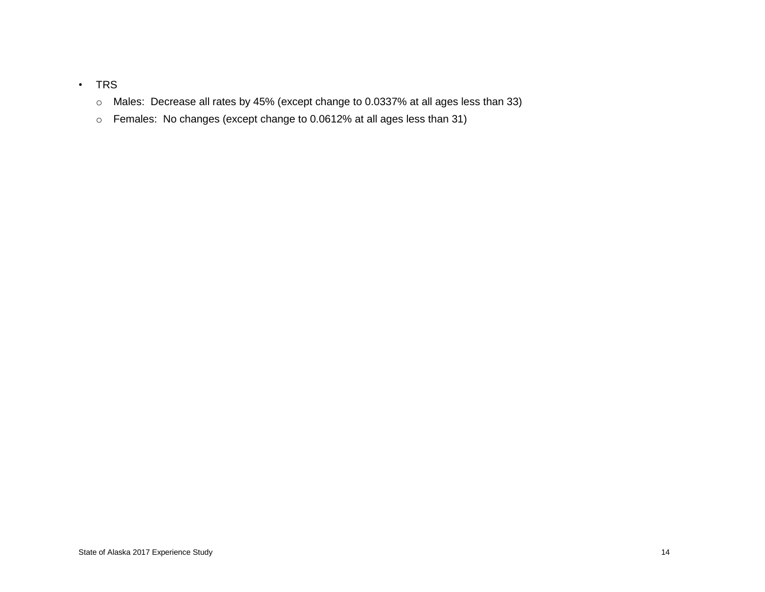- TRS
  - Males: Decrease all rates by 45% (except change to 0.0337% at all ages less than 33)
  - Females: No changes (except change to 0.0612% at all ages less than 31)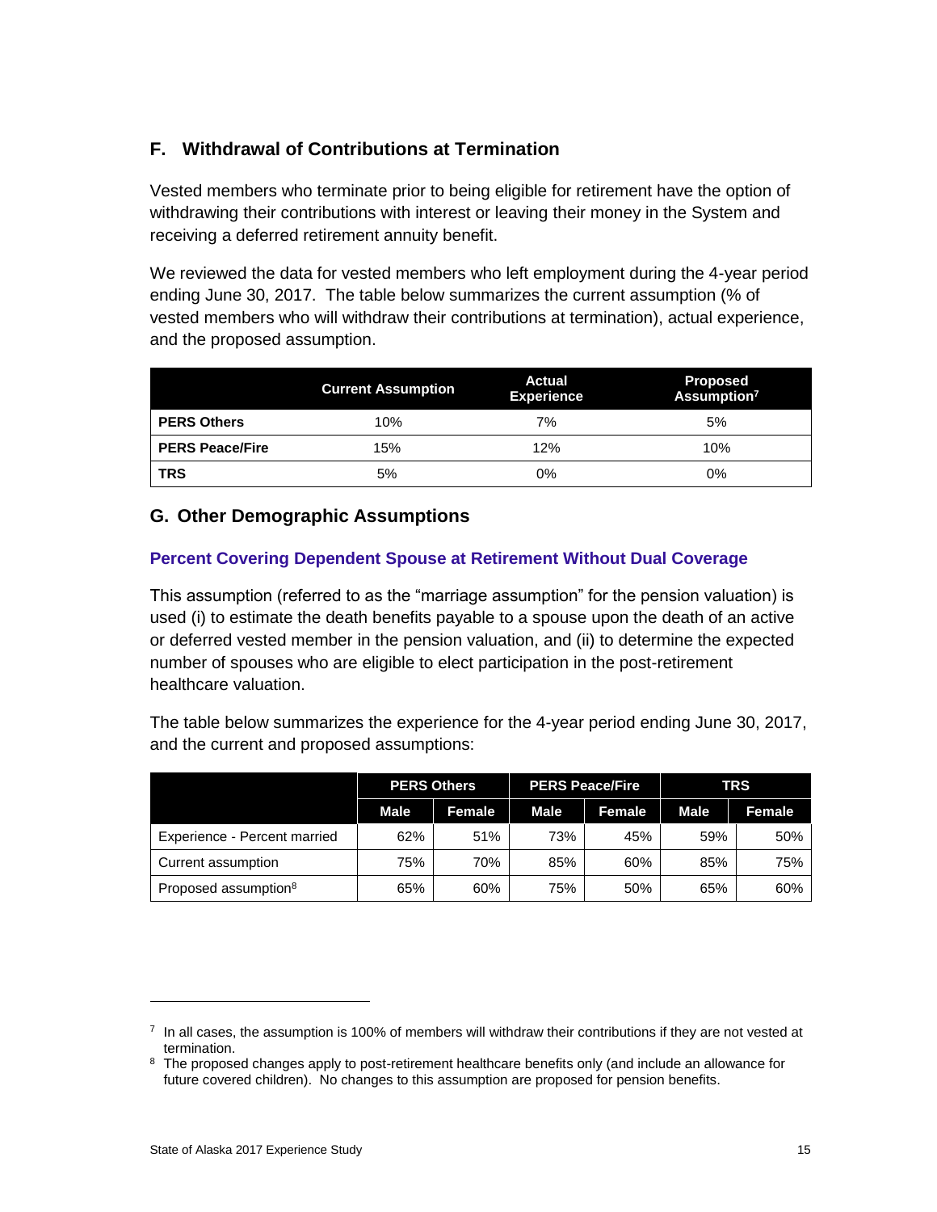## F. Withdrawal of Contributions at Termination

Vested members who terminate prior to being eligible for retirement have the option of withdrawing their contributions with interest or leaving their money in the System and receiving a deferred retirement annuity benefit.

We reviewed the data for vested members who left employment during the 4-year period ending June 30, 2017. The table below summarizes the current assumption (% of vested members who will withdraw their contributions at termination), actual experience, and the proposed assumption.

| | Current Assumption | Actual Experience | Proposed Assumption[7] |
|---|---|---|---|
| **PERS Others** | 10% | 7% | 5% |
| **PERS Peace/Fire** | 15% | 12% | 10% |
| **TRS** | 5% | 0% | 0% |

## G. Other Demographic Assumptions

### Percent Covering Dependent Spouse at Retirement Without Dual Coverage

This assumption (referred to as the "marriage assumption" for the pension valuation) is used (i) to estimate the death benefits payable to a spouse upon the death of an active or deferred vested member in the pension valuation, and (ii) to determine the expected number of spouses who are eligible to elect participation in the post-retirement healthcare valuation.

The table below summarizes the experience for the 4-year period ending June 30, 2017, and the current and proposed assumptions:

| | PERS Others | | PERS Peace/Fire | | TRS | |
|---|---|---|---|---|---|---|
| | **Male** | **Female** | **Male** | **Female** | **Male** | **Female** |
| Experience - Percent married | 62% | 51% | 73% | 45% | 59% | 50% |
| Current assumption | 75% | 70% | 85% | 60% | 85% | 75% |
| Proposed assumption[8] | 65% | 60% | 75% | 50% | 65% | 60% |

---

[7] In all cases, the assumption is 100% of members will withdraw their contributions if they are not vested at termination.

[8] The proposed changes apply to post-retirement healthcare benefits only (and include an allowance for future covered children). No changes to this assumption are proposed for pension benefits.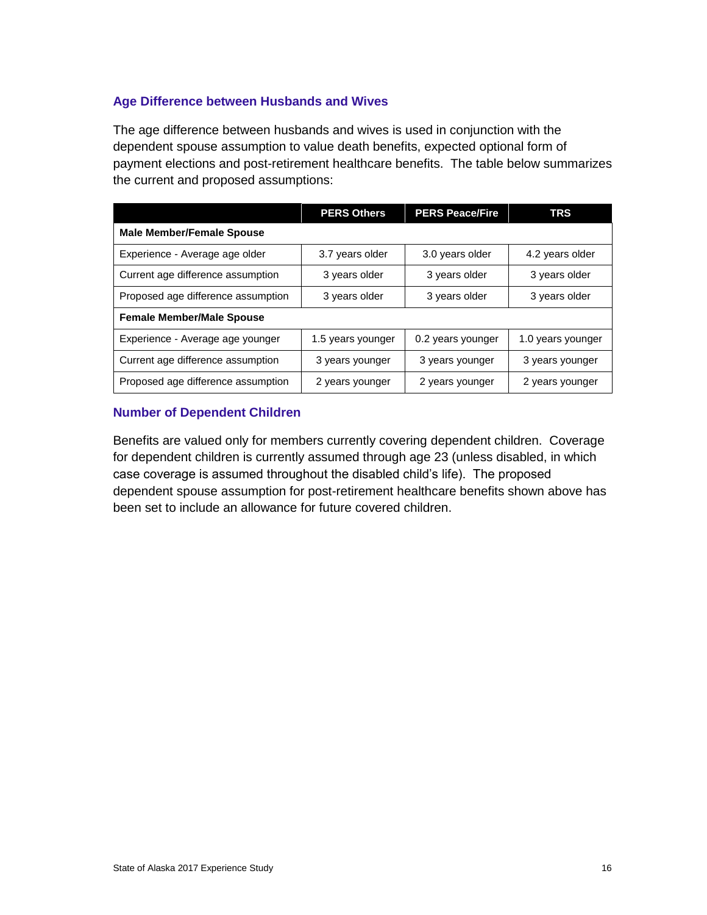## Age Difference between Husbands and Wives

The age difference between husbands and wives is used in conjunction with the dependent spouse assumption to value death benefits, expected optional form of payment elections and post-retirement healthcare benefits. The table below summarizes the current and proposed assumptions:

| | PERS Others | PERS Peace/Fire | TRS |
|---|---|---|---|
| **Male Member/Female Spouse** | | | |
| Experience - Average age older | 3.7 years older | 3.0 years older | 4.2 years older |
| Current age difference assumption | 3 years older | 3 years older | 3 years older |
| Proposed age difference assumption | 3 years older | 3 years older | 3 years older |
| **Female Member/Male Spouse** | | | |
| Experience - Average age younger | 1.5 years younger | 0.2 years younger | 1.0 years younger |
| Current age difference assumption | 3 years younger | 3 years younger | 3 years younger |
| Proposed age difference assumption | 2 years younger | 2 years younger | 2 years younger |

## Number of Dependent Children

Benefits are valued only for members currently covering dependent children. Coverage for dependent children is currently assumed through age 23 (unless disabled, in which case coverage is assumed throughout the disabled child's life). The proposed dependent spouse assumption for post-retirement healthcare benefits shown above has been set to include an allowance for future covered children.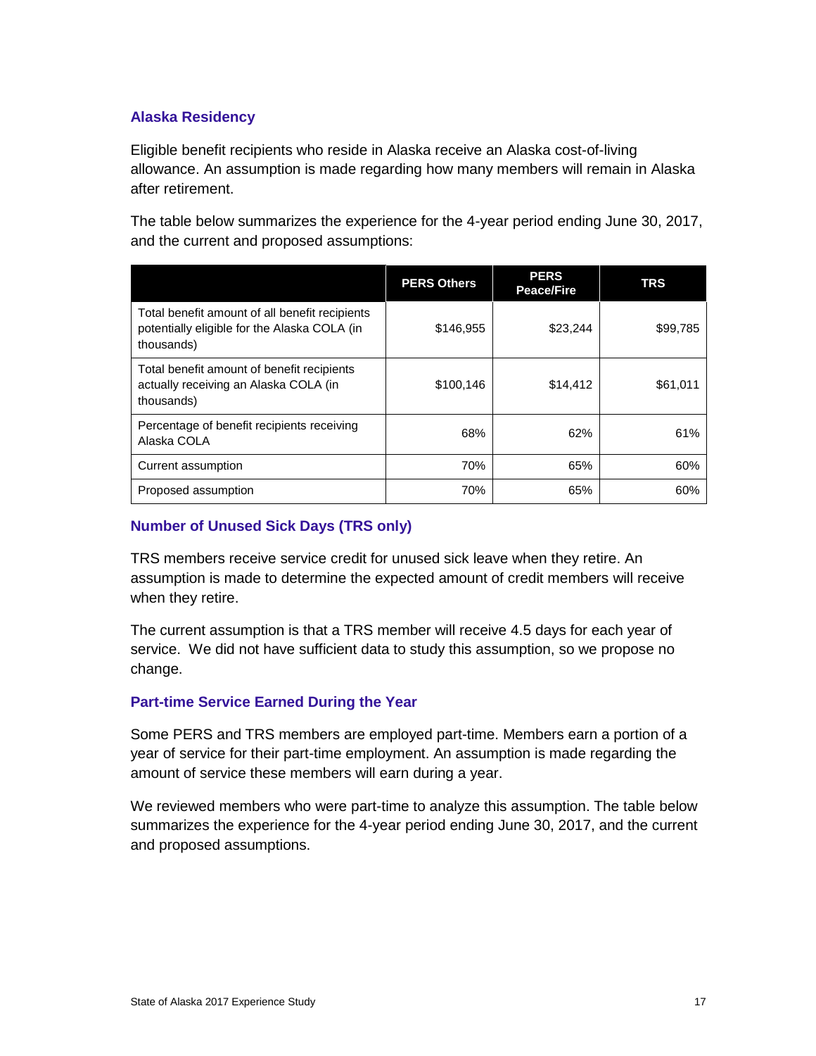### Alaska Residency

Eligible benefit recipients who reside in Alaska receive an Alaska cost-of-living allowance. An assumption is made regarding how many members will remain in Alaska after retirement.

The table below summarizes the experience for the 4-year period ending June 30, 2017, and the current and proposed assumptions:

| | PERS Others | PERS Peace/Fire | TRS |
|---|---|---|---|
| Total benefit amount of all benefit recipients potentially eligible for the Alaska COLA (in thousands) | $146,955 | $23,244 | $99,785 |
| Total benefit amount of benefit recipients actually receiving an Alaska COLA (in thousands) | $100,146 | $14,412 | $61,011 |
| Percentage of benefit recipients receiving Alaska COLA | 68% | 62% | 61% |
| Current assumption | 70% | 65% | 60% |
| Proposed assumption | 70% | 65% | 60% |

### Number of Unused Sick Days (TRS only)

TRS members receive service credit for unused sick leave when they retire. An assumption is made to determine the expected amount of credit members will receive when they retire.

The current assumption is that a TRS member will receive 4.5 days for each year of service. We did not have sufficient data to study this assumption, so we propose no change.

### Part-time Service Earned During the Year

Some PERS and TRS members are employed part-time. Members earn a portion of a year of service for their part-time employment. An assumption is made regarding the amount of service these members will earn during a year.

We reviewed members who were part-time to analyze this assumption. The table below summarizes the experience for the 4-year period ending June 30, 2017, and the current and proposed assumptions.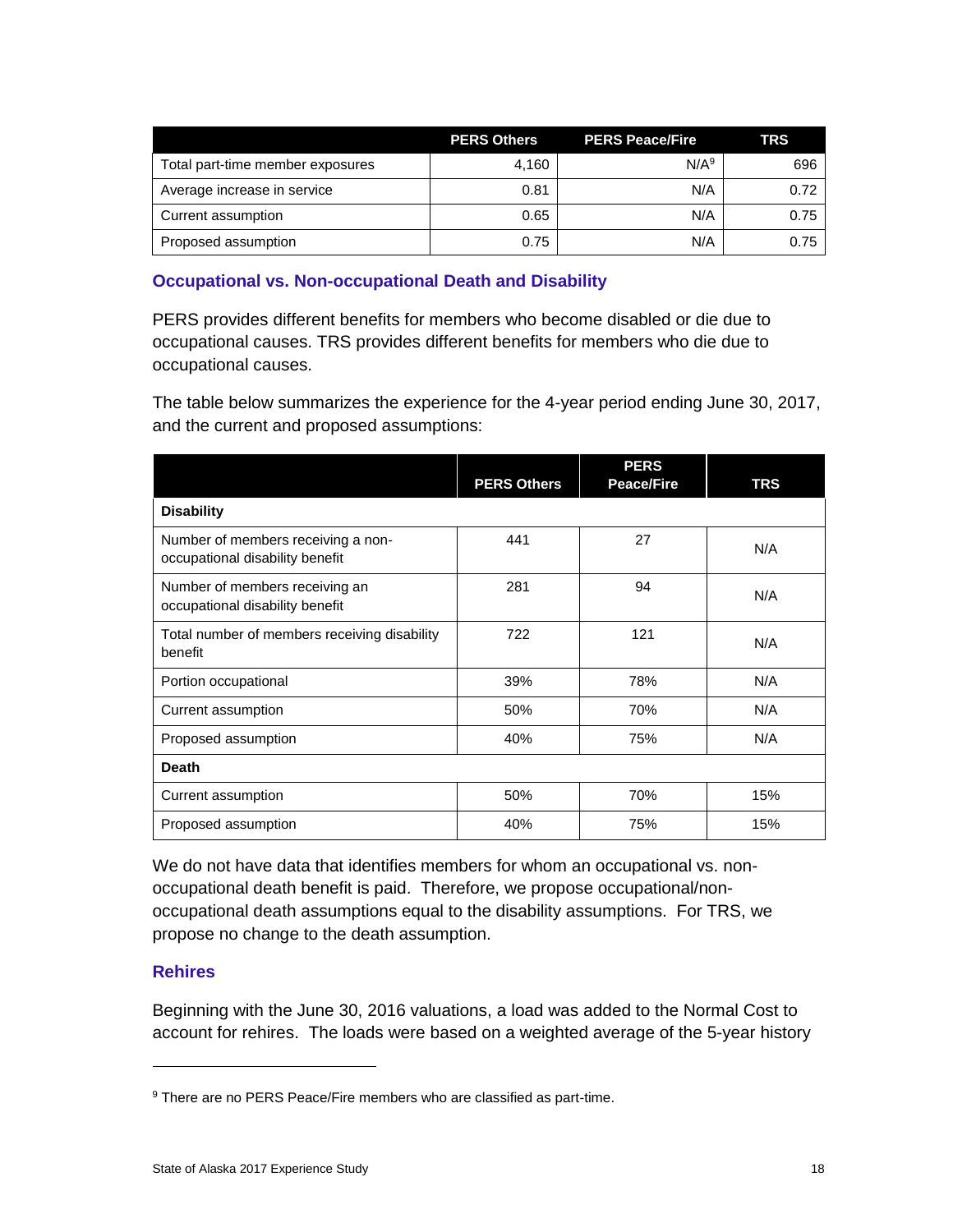| | PERS Others | PERS Peace/Fire | TRS |
|---|---|---|---|
| Total part-time member exposures | 4,160 | N/A[9] | 696 |
| Average increase in service | 0.81 | N/A | 0.72 |
| Current assumption | 0.65 | N/A | 0.75 |
| Proposed assumption | 0.75 | N/A | 0.75 |

### Occupational vs. Non-occupational Death and Disability

PERS provides different benefits for members who become disabled or die due to occupational causes. TRS provides different benefits for members who die due to occupational causes.

The table below summarizes the experience for the 4-year period ending June 30, 2017, and the current and proposed assumptions:

| | PERS Others | PERS Peace/Fire | TRS |
|---|---|---|---|
| **Disability** | | | |
| Number of members receiving a non-occupational disability benefit | 441 | 27 | N/A |
| Number of members receiving an occupational disability benefit | 281 | 94 | N/A |
| Total number of members receiving disability benefit | 722 | 121 | N/A |
| Portion occupational | 39% | 78% | N/A |
| Current assumption | 50% | 70% | N/A |
| Proposed assumption | 40% | 75% | N/A |
| **Death** | | | |
| Current assumption | 50% | 70% | 15% |
| Proposed assumption | 40% | 75% | 15% |

We do not have data that identifies members for whom an occupational vs. non-occupational death benefit is paid. Therefore, we propose occupational/non-occupational death assumptions equal to the disability assumptions. For TRS, we propose no change to the death assumption.

### Rehires

Beginning with the June 30, 2016 valuations, a load was added to the Normal Cost to account for rehires. The loads were based on a weighted average of the 5-year history

[9] There are no PERS Peace/Fire members who are classified as part-time.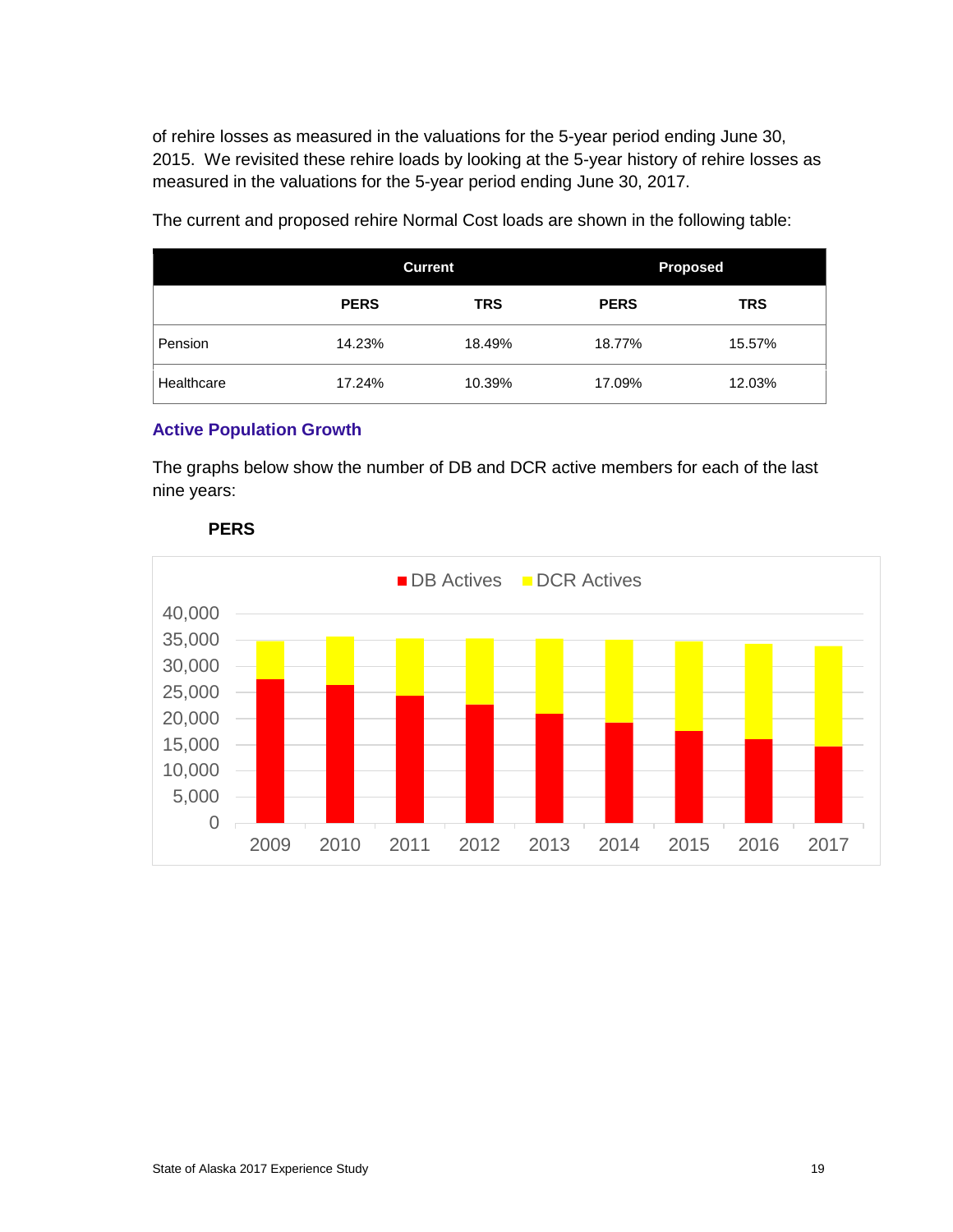of rehire losses as measured in the valuations for the 5-year period ending June 30, 2015. We revisited these rehire loads by looking at the 5-year history of rehire losses as measured in the valuations for the 5-year period ending June 30, 2017.

The current and proposed rehire Normal Cost loads are shown in the following table:

| | Current | | Proposed | |
|---|---|---|---|---|
| | PERS | TRS | PERS | TRS |
| Pension | 14.23% | 18.49% | 18.77% | 15.57% |
| Healthcare | 17.24% | 10.39% | 17.09% | 12.03% |

### Active Population Growth

The graphs below show the number of DB and DCR active members for each of the last nine years:

**PERS**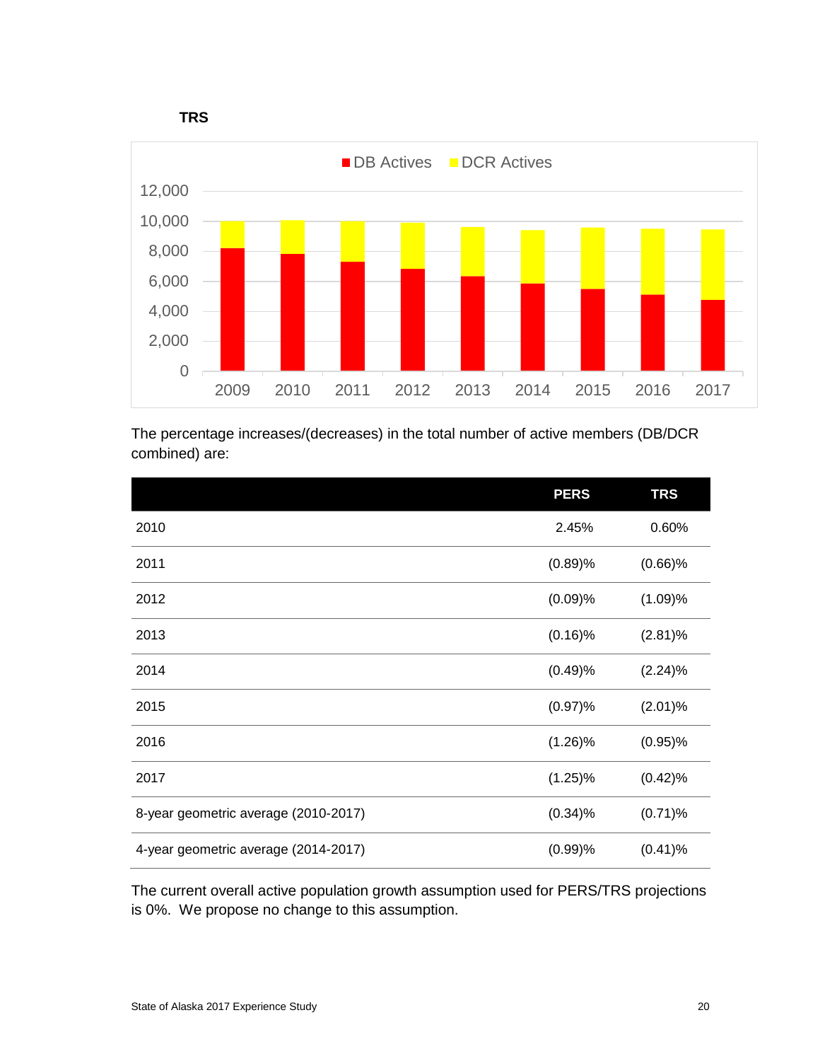**TRS**

The percentage increases/(decreases) in the total number of active members (DB/DCR combined) are:

| | PERS | TRS |
|---|---|---|
| 2010 | 2.45% | 0.60% |
| 2011 | (0.89)% | (0.66)% |
| 2012 | (0.09)% | (1.09)% |
| 2013 | (0.16)% | (2.81)% |
| 2014 | (0.49)% | (2.24)% |
| 2015 | (0.97)% | (2.01)% |
| 2016 | (1.26)% | (0.95)% |
| 2017 | (1.25)% | (0.42)% |
| 8-year geometric average (2010-2017) | (0.34)% | (0.71)% |
| 4-year geometric average (2014-2017) | (0.99)% | (0.41)% |

The current overall active population growth assumption used for PERS/TRS projections is 0%. We propose no change to this assumption.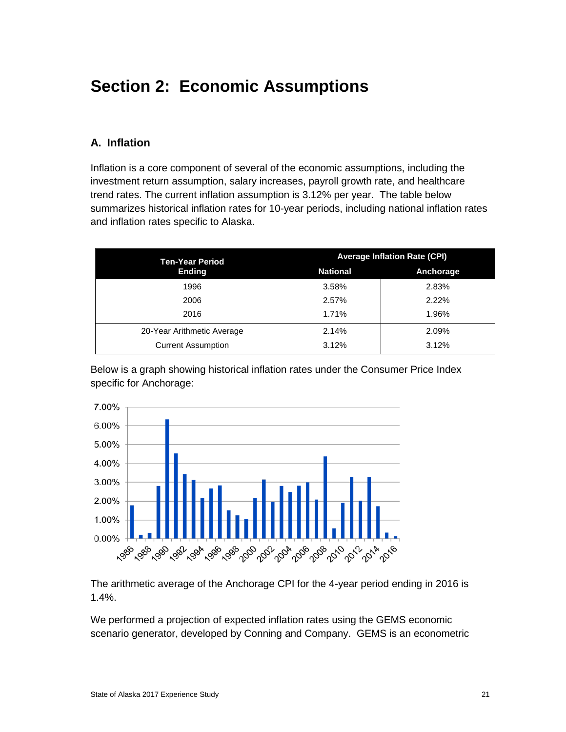# Section 2: Economic Assumptions

## A. Inflation

Inflation is a core component of several of the economic assumptions, including the investment return assumption, salary increases, payroll growth rate, and healthcare trend rates. The current inflation assumption is 3.12% per year. The table below summarizes historical inflation rates for 10-year periods, including national inflation rates and inflation rates specific to Alaska.

| Ten-Year Period Ending | Average Inflation Rate (CPI) | |
|---|---|---|
| | National | Anchorage |
| 1996 | 3.58% | 2.83% |
| 2006 | 2.57% | 2.22% |
| 2016 | 1.71% | 1.96% |
| 20-Year Arithmetic Average | 2.14% | 2.09% |
| Current Assumption | 3.12% | 3.12% |

Below is a graph showing historical inflation rates under the Consumer Price Index specific for Anchorage:

The arithmetic average of the Anchorage CPI for the 4-year period ending in 2016 is 1.4%.

We performed a projection of expected inflation rates using the GEMS economic scenario generator, developed by Conning and Company. GEMS is an econometric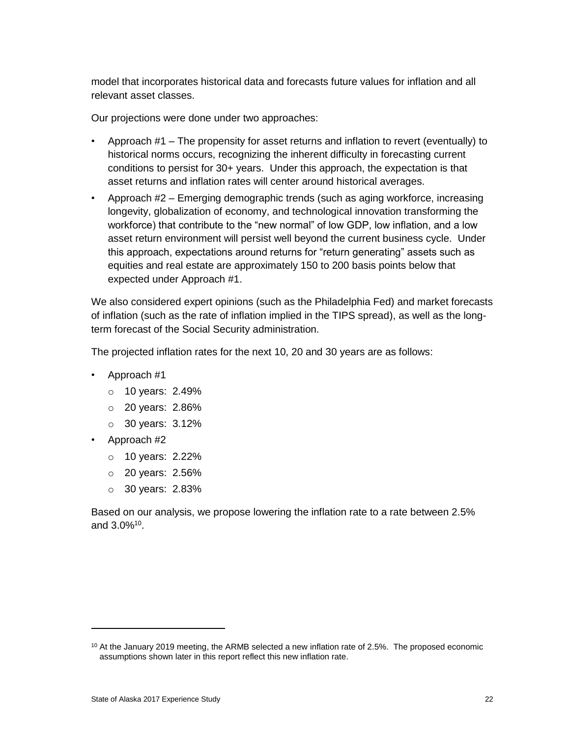model that incorporates historical data and forecasts future values for inflation and all relevant asset classes.

Our projections were done under two approaches:

- Approach #1 – The propensity for asset returns and inflation to revert (eventually) to historical norms occurs, recognizing the inherent difficulty in forecasting current conditions to persist for 30+ years. Under this approach, the expectation is that asset returns and inflation rates will center around historical averages.
- Approach #2 – Emerging demographic trends (such as aging workforce, increasing longevity, globalization of economy, and technological innovation transforming the workforce) that contribute to the "new normal" of low GDP, low inflation, and a low asset return environment will persist well beyond the current business cycle. Under this approach, expectations around returns for "return generating" assets such as equities and real estate are approximately 150 to 200 basis points below that expected under Approach #1.

We also considered expert opinions (such as the Philadelphia Fed) and market forecasts of inflation (such as the rate of inflation implied in the TIPS spread), as well as the long-term forecast of the Social Security administration.

The projected inflation rates for the next 10, 20 and 30 years are as follows:

- Approach #1
  - 10 years: 2.49%
  - 20 years: 2.86%
  - 30 years: 3.12%
- Approach #2
  - 10 years: 2.22%
  - 20 years: 2.56%
  - 30 years: 2.83%

Based on our analysis, we propose lowering the inflation rate to a rate between 2.5% and 3.0%[10].

---

[10] At the January 2019 meeting, the ARMB selected a new inflation rate of 2.5%. The proposed economic assumptions shown later in this report reflect this new inflation rate.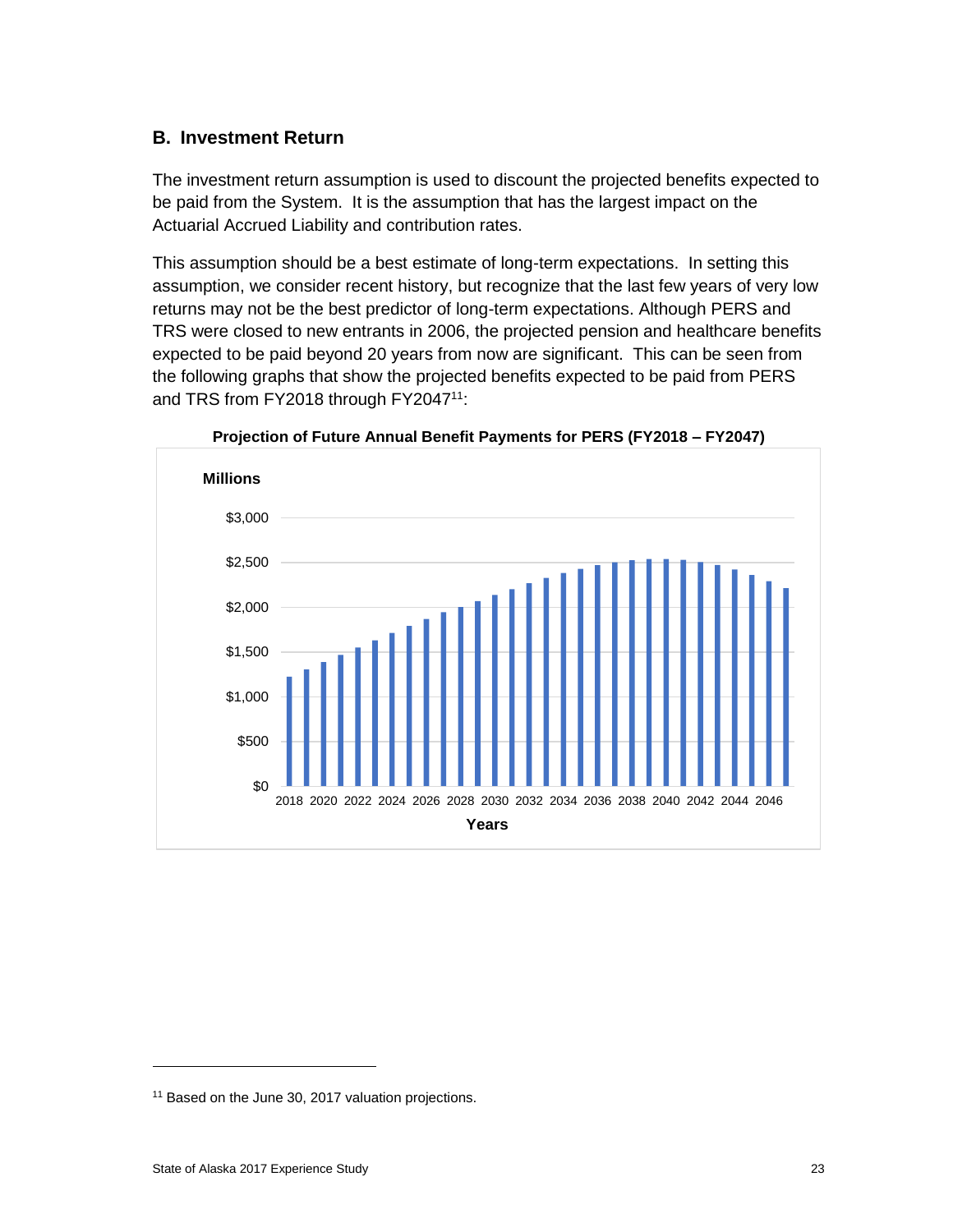## B. Investment Return

The investment return assumption is used to discount the projected benefits expected to be paid from the System. It is the assumption that has the largest impact on the Actuarial Accrued Liability and contribution rates.

This assumption should be a best estimate of long-term expectations. In setting this assumption, we consider recent history, but recognize that the last few years of very low returns may not be the best predictor of long-term expectations. Although PERS and TRS were closed to new entrants in 2006, the projected pension and healthcare benefits expected to be paid beyond 20 years from now are significant. This can be seen from the following graphs that show the projected benefits expected to be paid from PERS and TRS from FY2018 through FY2047[11]:

**Projection of Future Annual Benefit Payments for PERS (FY2018 – FY2047)**

Millions

$3,000
$2,500
$2,000
$1,500
$1,000
$500
$0

2018 2020 2022 2024 2026 2028 2030 2032 2034 2036 2038 2040 2042 2044 2046

Years

[11] Based on the June 30, 2017 valuation projections.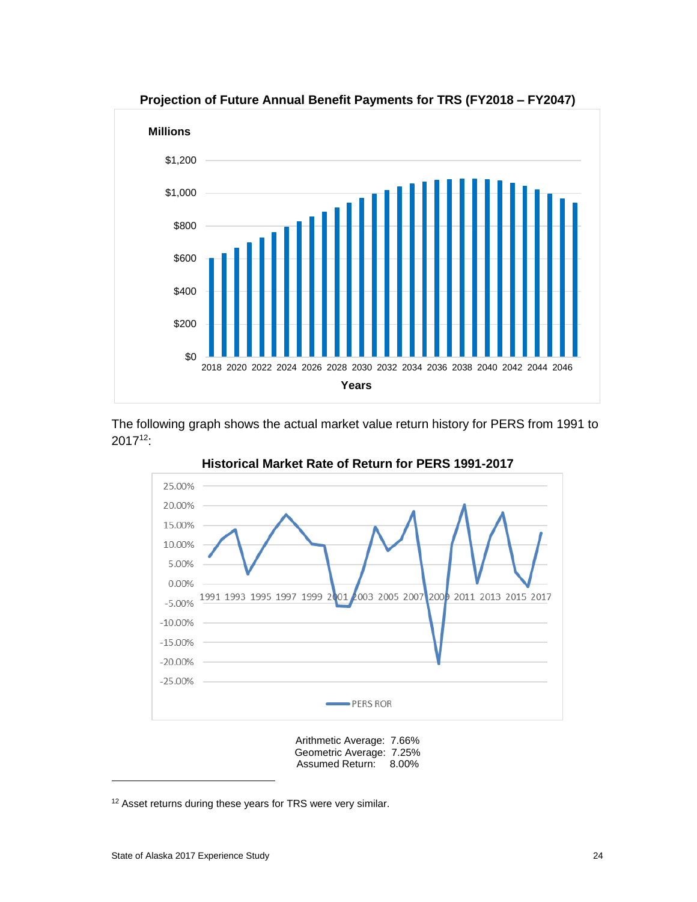**Projection of Future Annual Benefit Payments for TRS (FY2018 – FY2047)**

The following graph shows the actual market value return history for PERS from 1991 to 2017[12]:

**Historical Market Rate of Return for PERS 1991-2017**

Arithmetic Average: 7.66%
Geometric Average: 7.25%
Assumed Return: 8.00%

---

[12] Asset returns during these years for TRS were very similar.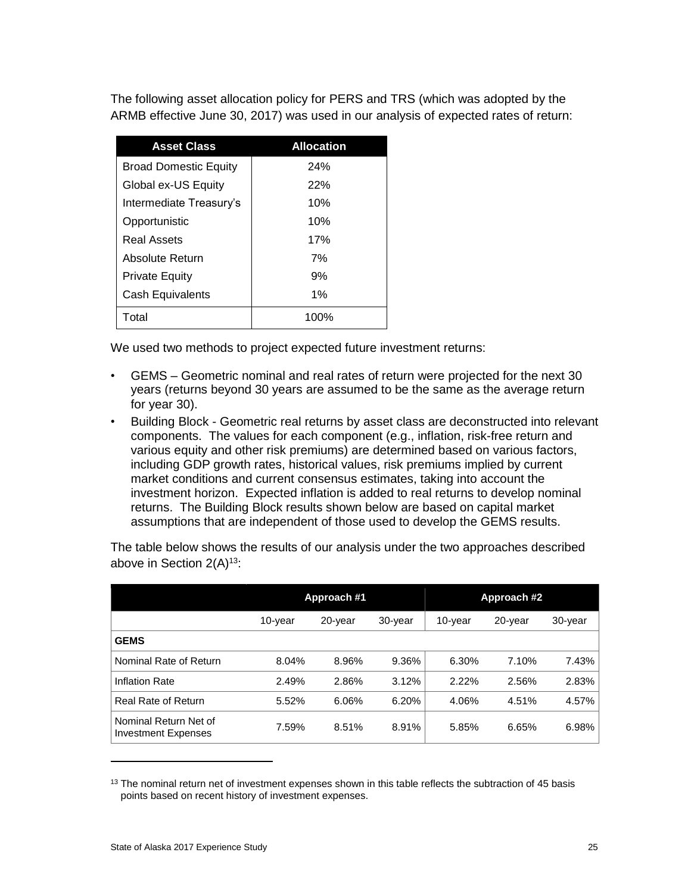The following asset allocation policy for PERS and TRS (which was adopted by the ARMB effective June 30, 2017) was used in our analysis of expected rates of return:

| Asset Class | Allocation |
|---|---|
| Broad Domestic Equity | 24% |
| Global ex-US Equity | 22% |
| Intermediate Treasury's | 10% |
| Opportunistic | 10% |
| Real Assets | 17% |
| Absolute Return | 7% |
| Private Equity | 9% |
| Cash Equivalents | 1% |
| Total | 100% |

We used two methods to project expected future investment returns:

- GEMS – Geometric nominal and real rates of return were projected for the next 30 years (returns beyond 30 years are assumed to be the same as the average return for year 30).
- Building Block - Geometric real returns by asset class are deconstructed into relevant components. The values for each component (e.g., inflation, risk-free return and various equity and other risk premiums) are determined based on various factors, including GDP growth rates, historical values, risk premiums implied by current market conditions and current consensus estimates, taking into account the investment horizon. Expected inflation is added to real returns to develop nominal returns. The Building Block results shown below are based on capital market assumptions that are independent of those used to develop the GEMS results.

The table below shows the results of our analysis under the two approaches described above in Section 2(A)[13]:

| | Approach #1 | | | Approach #2 | | |
|---|---|---|---|---|---|---|
| | 10-year | 20-year | 30-year | 10-year | 20-year | 30-year |
| **GEMS** | | | | | | |
| Nominal Rate of Return | 8.04% | 8.96% | 9.36% | 6.30% | 7.10% | 7.43% |
| Inflation Rate | 2.49% | 2.86% | 3.12% | 2.22% | 2.56% | 2.83% |
| Real Rate of Return | 5.52% | 6.06% | 6.20% | 4.06% | 4.51% | 4.57% |
| Nominal Return Net of Investment Expenses | 7.59% | 8.51% | 8.91% | 5.85% | 6.65% | 6.98% |

[13] The nominal return net of investment expenses shown in this table reflects the subtraction of 45 basis points based on recent history of investment expenses.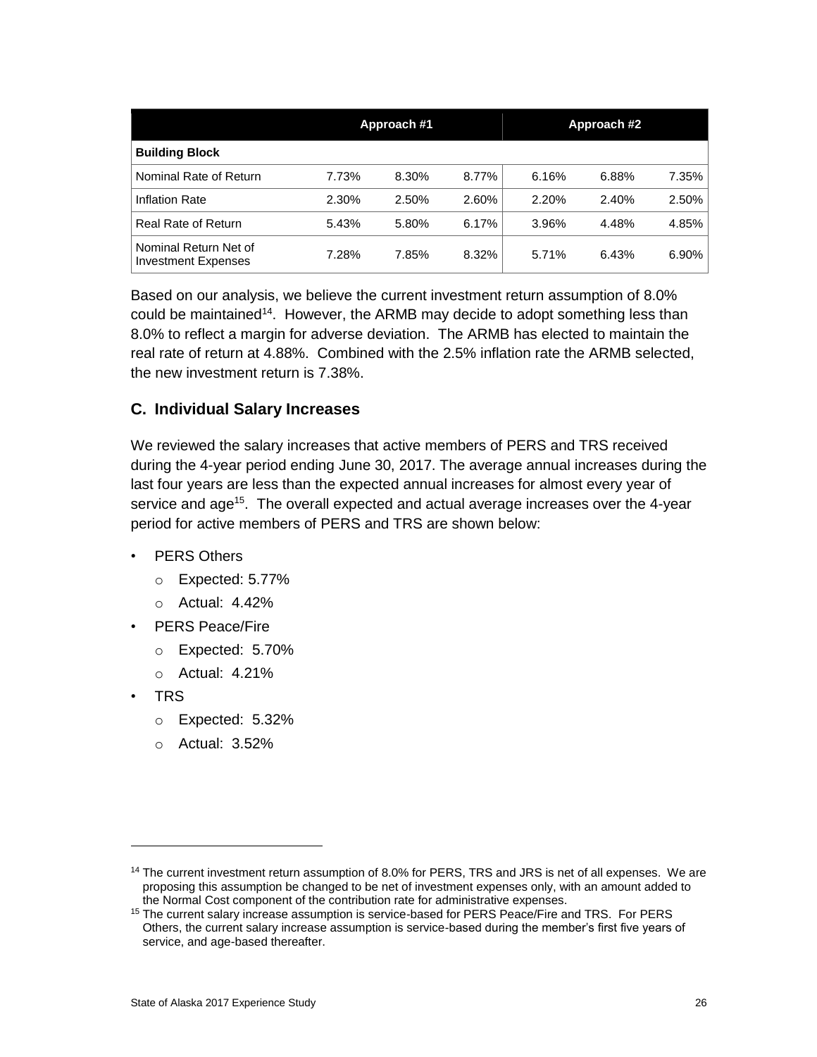| | Approach #1 | | | Approach #2 | | |
|---|---|---|---|---|---|---|
| **Building Block** | | | | | | |
| Nominal Rate of Return | 7.73% | 8.30% | 8.77% | 6.16% | 6.88% | 7.35% |
| Inflation Rate | 2.30% | 2.50% | 2.60% | 2.20% | 2.40% | 2.50% |
| Real Rate of Return | 5.43% | 5.80% | 6.17% | 3.96% | 4.48% | 4.85% |
| Nominal Return Net of Investment Expenses | 7.28% | 7.85% | 8.32% | 5.71% | 6.43% | 6.90% |

Based on our analysis, we believe the current investment return assumption of 8.0% could be maintained[14]. However, the ARMB may decide to adopt something less than 8.0% to reflect a margin for adverse deviation. The ARMB has elected to maintain the real rate of return at 4.88%. Combined with the 2.5% inflation rate the ARMB selected, the new investment return is 7.38%.

## C. Individual Salary Increases

We reviewed the salary increases that active members of PERS and TRS received during the 4-year period ending June 30, 2017. The average annual increases during the last four years are less than the expected annual increases for almost every year of service and age[15]. The overall expected and actual average increases over the 4-year period for active members of PERS and TRS are shown below:

- PERS Others
  - Expected: 5.77%
  - Actual: 4.42%
- PERS Peace/Fire
  - Expected: 5.70%
  - Actual: 4.21%
- TRS
  - Expected: 5.32%
  - Actual: 3.52%

[14] The current investment return assumption of 8.0% for PERS, TRS and JRS is net of all expenses. We are proposing this assumption be changed to be net of investment expenses only, with an amount added to the Normal Cost component of the contribution rate for administrative expenses.

[15] The current salary increase assumption is service-based for PERS Peace/Fire and TRS. For PERS Others, the current salary increase assumption is service-based during the member's first five years of service, and age-based thereafter.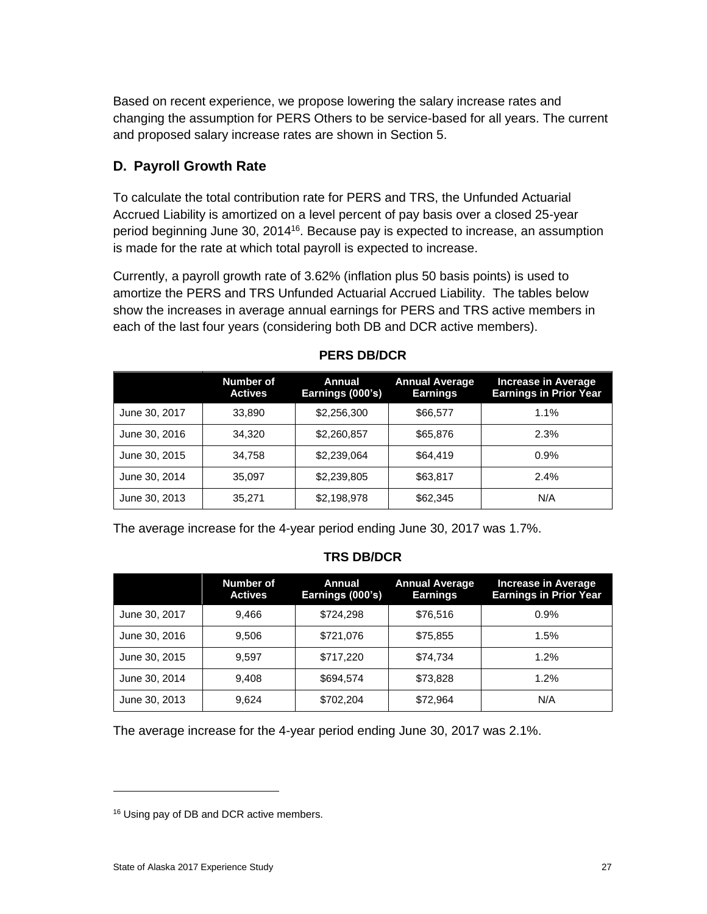Based on recent experience, we propose lowering the salary increase rates and changing the assumption for PERS Others to be service-based for all years. The current and proposed salary increase rates are shown in Section 5.

## D. Payroll Growth Rate

To calculate the total contribution rate for PERS and TRS, the Unfunded Actuarial Accrued Liability is amortized on a level percent of pay basis over a closed 25-year period beginning June 30, 2014[16]. Because pay is expected to increase, an assumption is made for the rate at which total payroll is expected to increase.

Currently, a payroll growth rate of 3.62% (inflation plus 50 basis points) is used to amortize the PERS and TRS Unfunded Actuarial Accrued Liability. The tables below show the increases in average annual earnings for PERS and TRS active members in each of the last four years (considering both DB and DCR active members).

**PERS DB/DCR**

| | Number of Actives | Annual Earnings (000's) | Annual Average Earnings | Increase in Average Earnings in Prior Year |
|---|---|---|---|---|
| June 30, 2017 | 33,890 | $2,256,300 | $66,577 | 1.1% |
| June 30, 2016 | 34,320 | $2,260,857 | $65,876 | 2.3% |
| June 30, 2015 | 34,758 | $2,239,064 | $64,419 | 0.9% |
| June 30, 2014 | 35,097 | $2,239,805 | $63,817 | 2.4% |
| June 30, 2013 | 35,271 | $2,198,978 | $62,345 | N/A |

The average increase for the 4-year period ending June 30, 2017 was 1.7%.

**TRS DB/DCR**

| | Number of Actives | Annual Earnings (000's) | Annual Average Earnings | Increase in Average Earnings in Prior Year |
|---|---|---|---|---|
| June 30, 2017 | 9,466 | $724,298 | $76,516 | 0.9% |
| June 30, 2016 | 9,506 | $721,076 | $75,855 | 1.5% |
| June 30, 2015 | 9,597 | $717,220 | $74,734 | 1.2% |
| June 30, 2014 | 9,408 | $694,574 | $73,828 | 1.2% |
| June 30, 2013 | 9,624 | $702,204 | $72,964 | N/A |

The average increase for the 4-year period ending June 30, 2017 was 2.1%.

[16] Using pay of DB and DCR active members.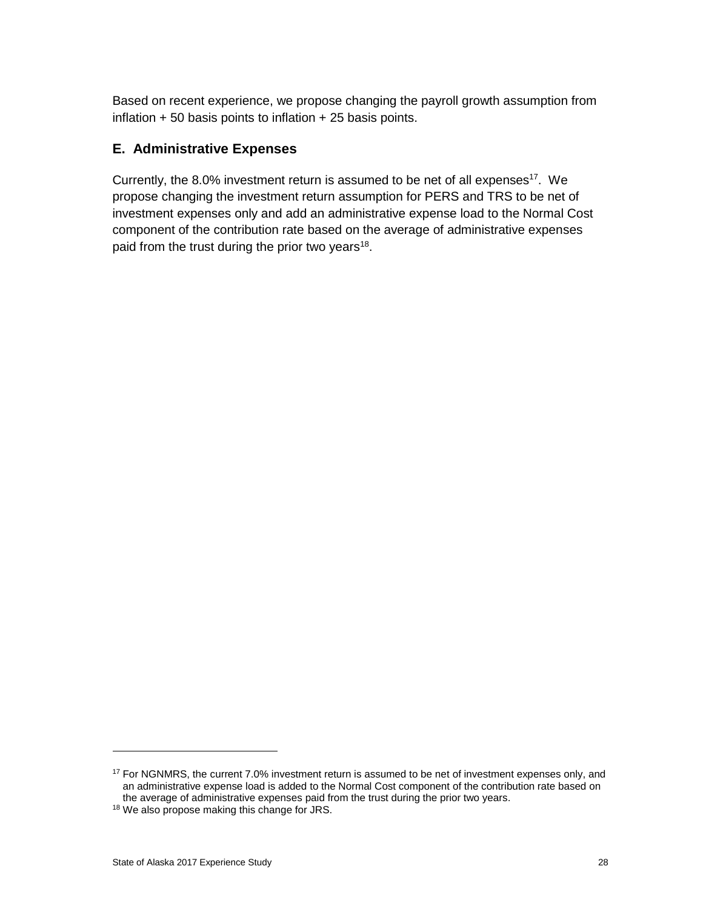Based on recent experience, we propose changing the payroll growth assumption from inflation + 50 basis points to inflation + 25 basis points.

## E. Administrative Expenses

Currently, the 8.0% investment return is assumed to be net of all expenses[17]. We propose changing the investment return assumption for PERS and TRS to be net of investment expenses only and add an administrative expense load to the Normal Cost component of the contribution rate based on the average of administrative expenses paid from the trust during the prior two years[18].

---

[17] For NGNMRS, the current 7.0% investment return is assumed to be net of investment expenses only, and an administrative expense load is added to the Normal Cost component of the contribution rate based on the average of administrative expenses paid from the trust during the prior two years.

[18] We also propose making this change for JRS.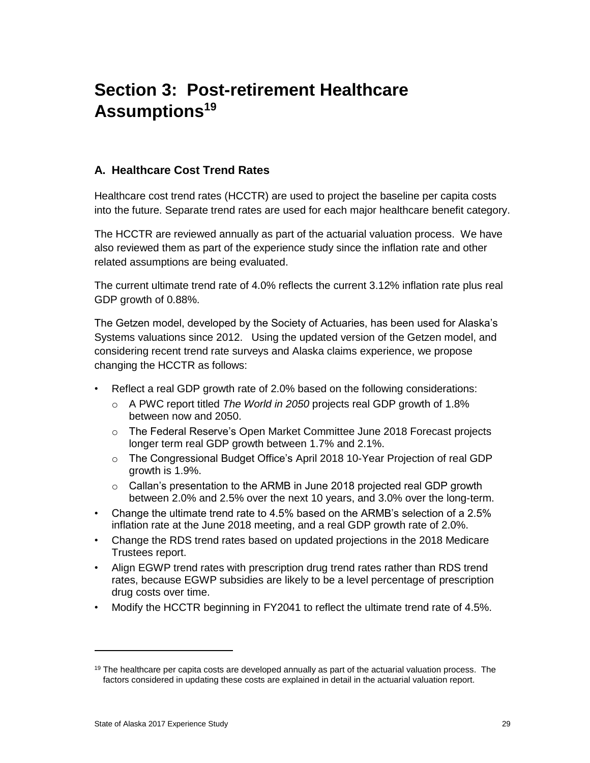# Section 3: Post-retirement Healthcare Assumptions[19]

## A. Healthcare Cost Trend Rates

Healthcare cost trend rates (HCCTR) are used to project the baseline per capita costs into the future. Separate trend rates are used for each major healthcare benefit category.

The HCCTR are reviewed annually as part of the actuarial valuation process. We have also reviewed them as part of the experience study since the inflation rate and other related assumptions are being evaluated.

The current ultimate trend rate of 4.0% reflects the current 3.12% inflation rate plus real GDP growth of 0.88%.

The Getzen model, developed by the Society of Actuaries, has been used for Alaska's Systems valuations since 2012. Using the updated version of the Getzen model, and considering recent trend rate surveys and Alaska claims experience, we propose changing the HCCTR as follows:

- Reflect a real GDP growth rate of 2.0% based on the following considerations:
  - A PWC report titled *The World in 2050* projects real GDP growth of 1.8% between now and 2050.
  - The Federal Reserve's Open Market Committee June 2018 Forecast projects longer term real GDP growth between 1.7% and 2.1%.
  - The Congressional Budget Office's April 2018 10-Year Projection of real GDP growth is 1.9%.
  - Callan's presentation to the ARMB in June 2018 projected real GDP growth between 2.0% and 2.5% over the next 10 years, and 3.0% over the long-term.
- Change the ultimate trend rate to 4.5% based on the ARMB's selection of a 2.5% inflation rate at the June 2018 meeting, and a real GDP growth rate of 2.0%.
- Change the RDS trend rates based on updated projections in the 2018 Medicare Trustees report.
- Align EGWP trend rates with prescription drug trend rates rather than RDS trend rates, because EGWP subsidies are likely to be a level percentage of prescription drug costs over time.
- Modify the HCCTR beginning in FY2041 to reflect the ultimate trend rate of 4.5%.

---

[19] The healthcare per capita costs are developed annually as part of the actuarial valuation process. The factors considered in updating these costs are explained in detail in the actuarial valuation report.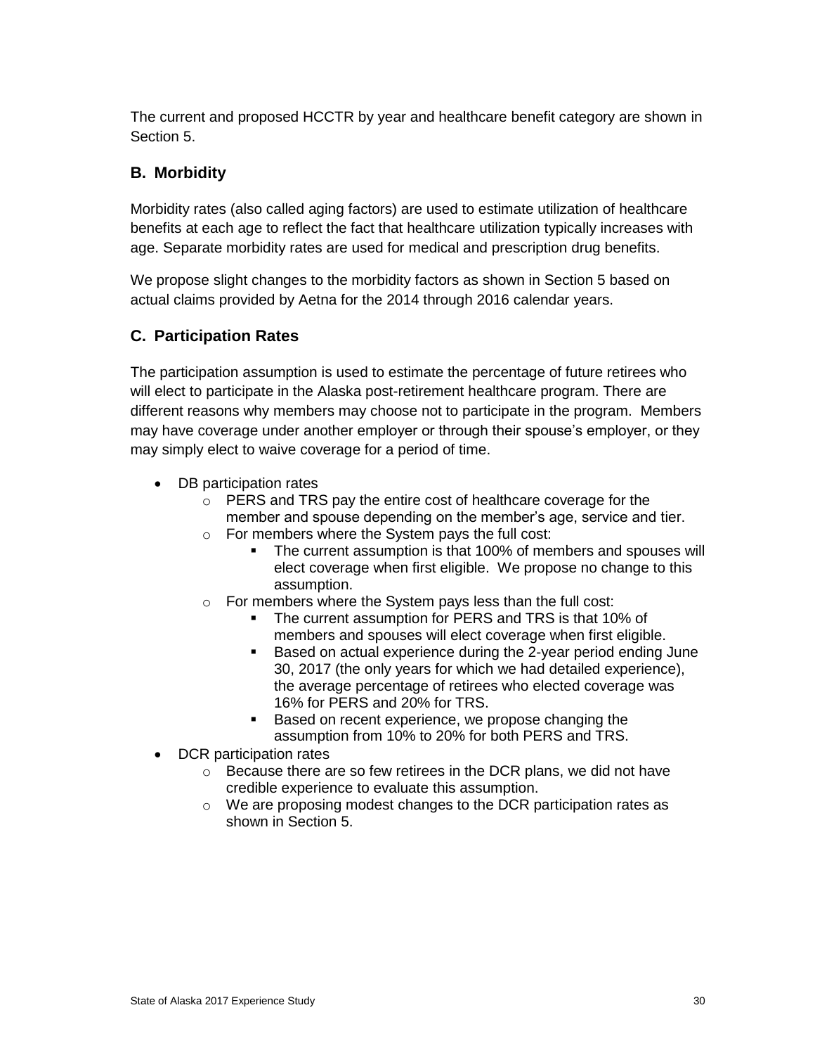The current and proposed HCCTR by year and healthcare benefit category are shown in Section 5.

## B. Morbidity

Morbidity rates (also called aging factors) are used to estimate utilization of healthcare benefits at each age to reflect the fact that healthcare utilization typically increases with age. Separate morbidity rates are used for medical and prescription drug benefits.

We propose slight changes to the morbidity factors as shown in Section 5 based on actual claims provided by Aetna for the 2014 through 2016 calendar years.

## C. Participation Rates

The participation assumption is used to estimate the percentage of future retirees who will elect to participate in the Alaska post-retirement healthcare program. There are different reasons why members may choose not to participate in the program. Members may have coverage under another employer or through their spouse's employer, or they may simply elect to waive coverage for a period of time.

- DB participation rates
  - PERS and TRS pay the entire cost of healthcare coverage for the member and spouse depending on the member's age, service and tier.
  - For members where the System pays the full cost:
    - The current assumption is that 100% of members and spouses will elect coverage when first eligible. We propose no change to this assumption.
  - For members where the System pays less than the full cost:
    - The current assumption for PERS and TRS is that 10% of members and spouses will elect coverage when first eligible.
    - Based on actual experience during the 2-year period ending June 30, 2017 (the only years for which we had detailed experience), the average percentage of retirees who elected coverage was 16% for PERS and 20% for TRS.
    - Based on recent experience, we propose changing the assumption from 10% to 20% for both PERS and TRS.
- DCR participation rates
  - Because there are so few retirees in the DCR plans, we did not have credible experience to evaluate this assumption.
  - We are proposing modest changes to the DCR participation rates as shown in Section 5.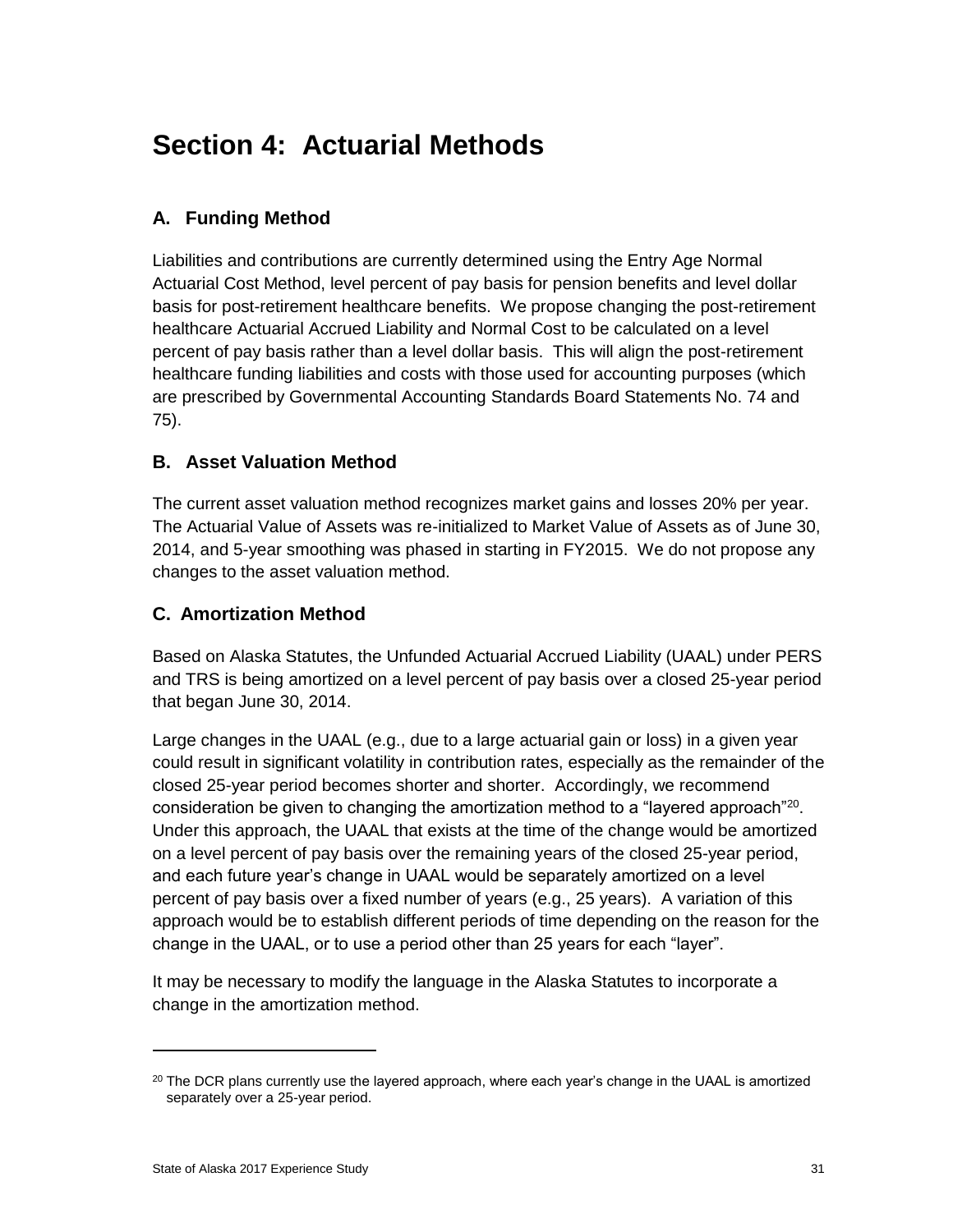# Section 4: Actuarial Methods

## A. Funding Method

Liabilities and contributions are currently determined using the Entry Age Normal Actuarial Cost Method, level percent of pay basis for pension benefits and level dollar basis for post-retirement healthcare benefits. We propose changing the post-retirement healthcare Actuarial Accrued Liability and Normal Cost to be calculated on a level percent of pay basis rather than a level dollar basis. This will align the post-retirement healthcare funding liabilities and costs with those used for accounting purposes (which are prescribed by Governmental Accounting Standards Board Statements No. 74 and 75).

## B. Asset Valuation Method

The current asset valuation method recognizes market gains and losses 20% per year. The Actuarial Value of Assets was re-initialized to Market Value of Assets as of June 30, 2014, and 5-year smoothing was phased in starting in FY2015. We do not propose any changes to the asset valuation method.

## C. Amortization Method

Based on Alaska Statutes, the Unfunded Actuarial Accrued Liability (UAAL) under PERS and TRS is being amortized on a level percent of pay basis over a closed 25-year period that began June 30, 2014.

Large changes in the UAAL (e.g., due to a large actuarial gain or loss) in a given year could result in significant volatility in contribution rates, especially as the remainder of the closed 25-year period becomes shorter and shorter. Accordingly, we recommend consideration be given to changing the amortization method to a "layered approach"[20]. Under this approach, the UAAL that exists at the time of the change would be amortized on a level percent of pay basis over the remaining years of the closed 25-year period, and each future year's change in UAAL would be separately amortized on a level percent of pay basis over a fixed number of years (e.g., 25 years). A variation of this approach would be to establish different periods of time depending on the reason for the change in the UAAL, or to use a period other than 25 years for each "layer".

It may be necessary to modify the language in the Alaska Statutes to incorporate a change in the amortization method.

---

[20] The DCR plans currently use the layered approach, where each year's change in the UAAL is amortized separately over a 25-year period.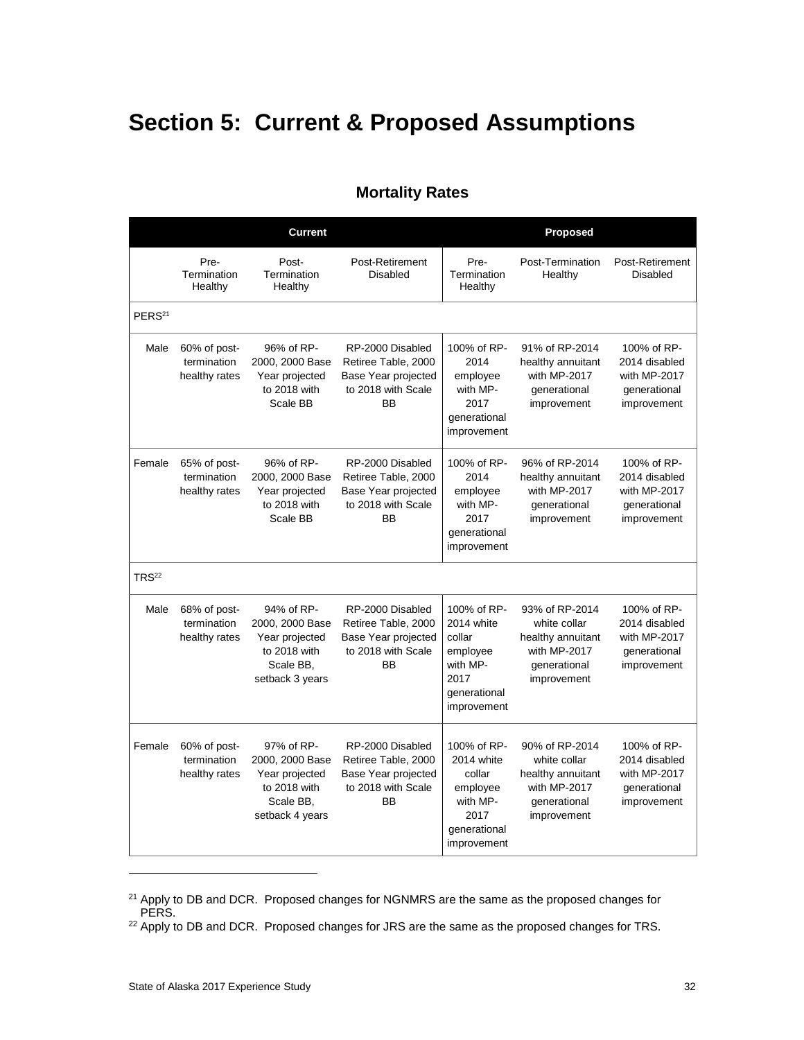# Section 5: Current & Proposed Assumptions

## Mortality Rates

| | Current | | | Proposed | | |
|---|---|---|---|---|---|---|
| | Pre-Termination Healthy | Post-Termination Healthy | Post-Retirement Disabled | Pre-Termination Healthy | Post-Termination Healthy | Post-Retirement Disabled |
| PERS[21] | | | | | | |
| Male | 60% of post-termination healthy rates | 96% of RP-2000, 2000 Base Year projected to 2018 with Scale BB | RP-2000 Disabled Retiree Table, 2000 Base Year projected to 2018 with Scale BB | 100% of RP-2014 employee with MP-2017 generational improvement | 91% of RP-2014 healthy annuitant with MP-2017 generational improvement | 100% of RP-2014 disabled with MP-2017 generational improvement |
| Female | 65% of post-termination healthy rates | 96% of RP-2000, 2000 Base Year projected to 2018 with Scale BB | RP-2000 Disabled Retiree Table, 2000 Base Year projected to 2018 with Scale BB | 100% of RP-2014 employee with MP-2017 generational improvement | 96% of RP-2014 healthy annuitant with MP-2017 generational improvement | 100% of RP-2014 disabled with MP-2017 generational improvement |
| TRS[22] | | | | | | |
| Male | 68% of post-termination healthy rates | 94% of RP-2000, 2000 Base Year projected to 2018 with Scale BB, setback 3 years | RP-2000 Disabled Retiree Table, 2000 Base Year projected to 2018 with Scale BB | 100% of RP-2014 white collar employee with MP-2017 generational improvement | 93% of RP-2014 white collar healthy annuitant with MP-2017 generational improvement | 100% of RP-2014 disabled with MP-2017 generational improvement |
| Female | 60% of post-termination healthy rates | 97% of RP-2000, 2000 Base Year projected to 2018 with Scale BB, setback 4 years | RP-2000 Disabled Retiree Table, 2000 Base Year projected to 2018 with Scale BB | 100% of RP-2014 white collar employee with MP-2017 generational improvement | 90% of RP-2014 white collar healthy annuitant with MP-2017 generational improvement | 100% of RP-2014 disabled with MP-2017 generational improvement |

[21] Apply to DB and DCR. Proposed changes for NGNMRS are the same as the proposed changes for PERS.

[22] Apply to DB and DCR. Proposed changes for JRS are the same as the proposed changes for TRS.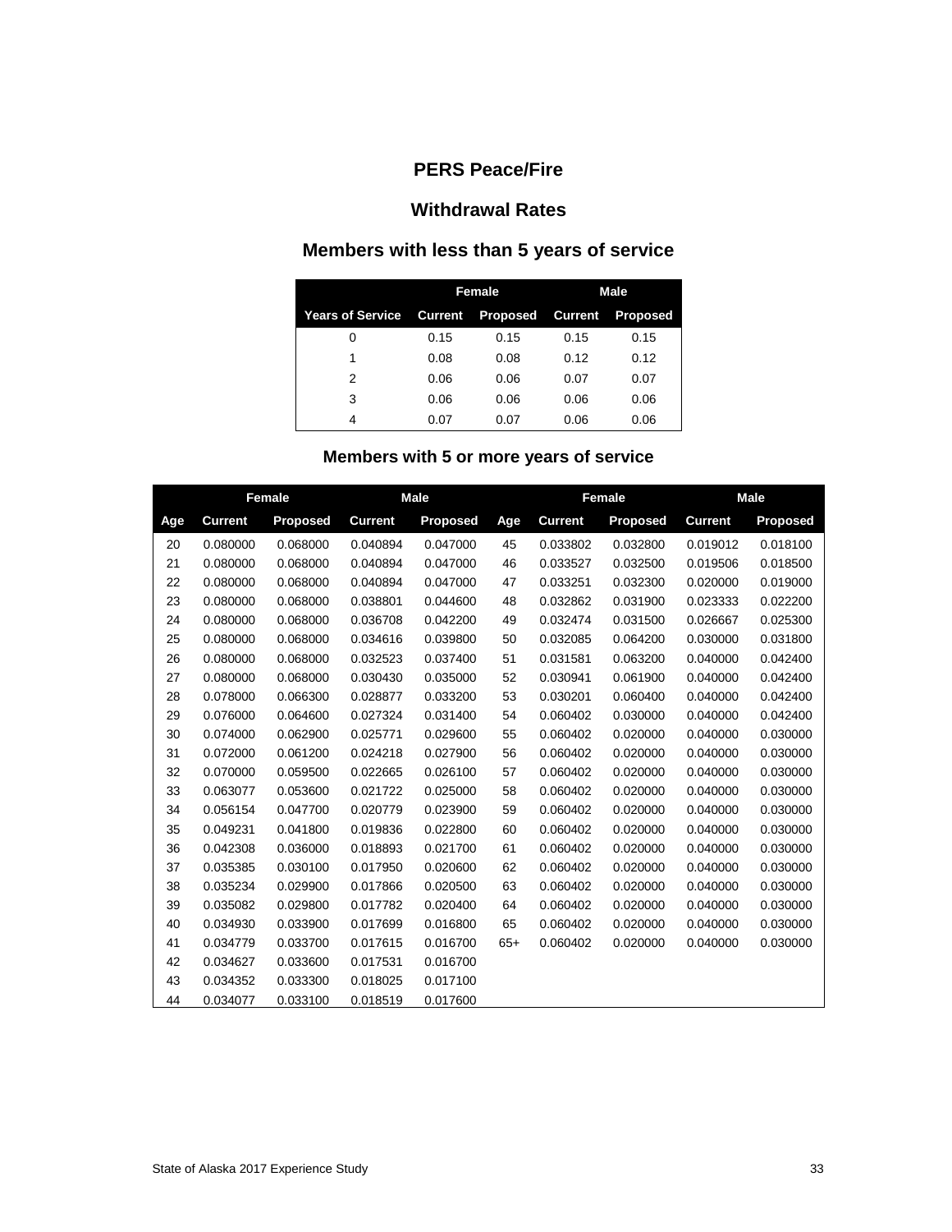## PERS Peace/Fire

## Withdrawal Rates

### Members with less than 5 years of service

| | Female | | Male | |
|---|---|---|---|---|
| Years of Service | Current | Proposed | Current | Proposed |
| 0 | 0.15 | 0.15 | 0.15 | 0.15 |
| 1 | 0.08 | 0.08 | 0.12 | 0.12 |
| 2 | 0.06 | 0.06 | 0.07 | 0.07 |
| 3 | 0.06 | 0.06 | 0.06 | 0.06 |
| 4 | 0.07 | 0.07 | 0.06 | 0.06 |

### Members with 5 or more years of service

| | Female | | Male | | | Female | | Male | |
|---|---|---|---|---|---|---|---|---|---|
| Age | Current | Proposed | Current | Proposed | Age | Current | Proposed | Current | Proposed |
| 20 | 0.080000 | 0.068000 | 0.040894 | 0.047000 | 45 | 0.033802 | 0.032800 | 0.019012 | 0.018100 |
| 21 | 0.080000 | 0.068000 | 0.040894 | 0.047000 | 46 | 0.033527 | 0.032500 | 0.019506 | 0.018500 |
| 22 | 0.080000 | 0.068000 | 0.040894 | 0.047000 | 47 | 0.033251 | 0.032300 | 0.020000 | 0.019000 |
| 23 | 0.080000 | 0.068000 | 0.038801 | 0.044600 | 48 | 0.032862 | 0.031900 | 0.023333 | 0.022200 |
| 24 | 0.080000 | 0.068000 | 0.036708 | 0.042200 | 49 | 0.032474 | 0.031500 | 0.026667 | 0.025300 |
| 25 | 0.080000 | 0.068000 | 0.034616 | 0.039800 | 50 | 0.032085 | 0.064200 | 0.030000 | 0.031800 |
| 26 | 0.080000 | 0.068000 | 0.032523 | 0.037400 | 51 | 0.031581 | 0.063200 | 0.040000 | 0.042400 |
| 27 | 0.080000 | 0.068000 | 0.030430 | 0.035000 | 52 | 0.030941 | 0.061900 | 0.040000 | 0.042400 |
| 28 | 0.078000 | 0.066300 | 0.028877 | 0.033200 | 53 | 0.030201 | 0.060400 | 0.040000 | 0.042400 |
| 29 | 0.076000 | 0.064600 | 0.027324 | 0.031400 | 54 | 0.060402 | 0.030000 | 0.040000 | 0.042400 |
| 30 | 0.074000 | 0.062900 | 0.025771 | 0.029600 | 55 | 0.060402 | 0.020000 | 0.040000 | 0.030000 |
| 31 | 0.072000 | 0.061200 | 0.024218 | 0.027900 | 56 | 0.060402 | 0.020000 | 0.040000 | 0.030000 |
| 32 | 0.070000 | 0.059500 | 0.022665 | 0.026100 | 57 | 0.060402 | 0.020000 | 0.040000 | 0.030000 |
| 33 | 0.063077 | 0.053600 | 0.021722 | 0.025000 | 58 | 0.060402 | 0.020000 | 0.040000 | 0.030000 |
| 34 | 0.056154 | 0.047700 | 0.020779 | 0.023900 | 59 | 0.060402 | 0.020000 | 0.040000 | 0.030000 |
| 35 | 0.049231 | 0.041800 | 0.019836 | 0.022800 | 60 | 0.060402 | 0.020000 | 0.040000 | 0.030000 |
| 36 | 0.042308 | 0.036000 | 0.018893 | 0.021700 | 61 | 0.060402 | 0.020000 | 0.040000 | 0.030000 |
| 37 | 0.035385 | 0.030100 | 0.017950 | 0.020600 | 62 | 0.060402 | 0.020000 | 0.040000 | 0.030000 |
| 38 | 0.035234 | 0.029900 | 0.017866 | 0.020500 | 63 | 0.060402 | 0.020000 | 0.040000 | 0.030000 |
| 39 | 0.035082 | 0.029800 | 0.017782 | 0.020400 | 64 | 0.060402 | 0.020000 | 0.040000 | 0.030000 |
| 40 | 0.034930 | 0.033900 | 0.017699 | 0.016800 | 65 | 0.060402 | 0.020000 | 0.040000 | 0.030000 |
| 41 | 0.034779 | 0.033700 | 0.017615 | 0.016700 | 65+ | 0.060402 | 0.020000 | 0.040000 | 0.030000 |
| 42 | 0.034627 | 0.033600 | 0.017531 | 0.016700 | | | | | |
| 43 | 0.034352 | 0.033300 | 0.018025 | 0.017100 | | | | | |
| 44 | 0.034077 | 0.033100 | 0.018519 | 0.017600 | | | | | |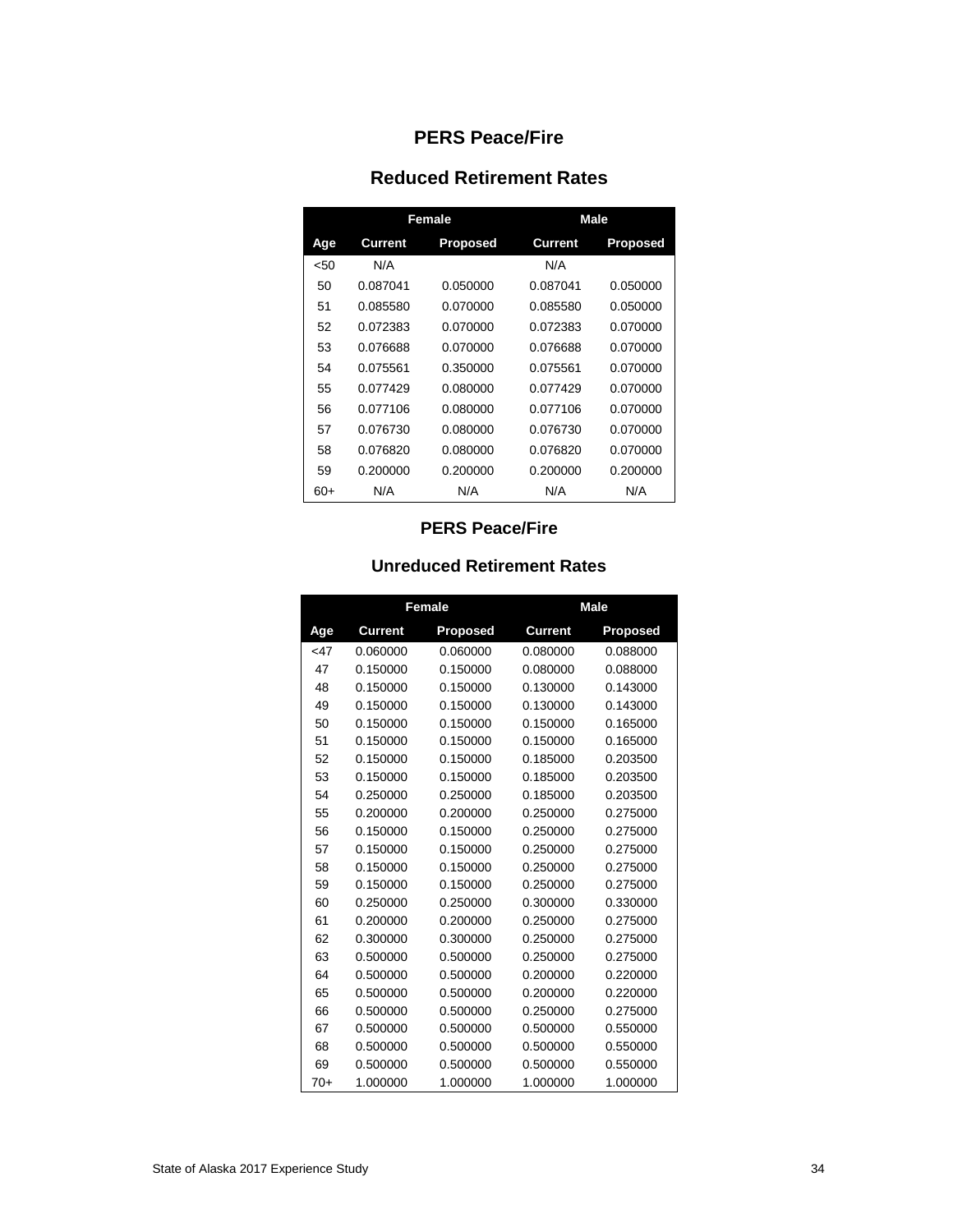## PERS Peace/Fire

### Reduced Retirement Rates

| | Female | | Male | |
|---|---|---|---|---|
| Age | Current | Proposed | Current | Proposed |
| <50 | N/A | | N/A | |
| 50 | 0.087041 | 0.050000 | 0.087041 | 0.050000 |
| 51 | 0.085580 | 0.070000 | 0.085580 | 0.050000 |
| 52 | 0.072383 | 0.070000 | 0.072383 | 0.070000 |
| 53 | 0.076688 | 0.070000 | 0.076688 | 0.070000 |
| 54 | 0.075561 | 0.350000 | 0.075561 | 0.070000 |
| 55 | 0.077429 | 0.080000 | 0.077429 | 0.070000 |
| 56 | 0.077106 | 0.080000 | 0.077106 | 0.070000 |
| 57 | 0.076730 | 0.080000 | 0.076730 | 0.070000 |
| 58 | 0.076820 | 0.080000 | 0.076820 | 0.070000 |
| 59 | 0.200000 | 0.200000 | 0.200000 | 0.200000 |
| 60+ | N/A | N/A | N/A | N/A |

## PERS Peace/Fire

### Unreduced Retirement Rates

| | Female | | Male | |
|---|---|---|---|---|
| Age | Current | Proposed | Current | Proposed |
| <47 | 0.060000 | 0.060000 | 0.080000 | 0.088000 |
| 47 | 0.150000 | 0.150000 | 0.080000 | 0.088000 |
| 48 | 0.150000 | 0.150000 | 0.130000 | 0.143000 |
| 49 | 0.150000 | 0.150000 | 0.130000 | 0.143000 |
| 50 | 0.150000 | 0.150000 | 0.150000 | 0.165000 |
| 51 | 0.150000 | 0.150000 | 0.150000 | 0.165000 |
| 52 | 0.150000 | 0.150000 | 0.185000 | 0.203500 |
| 53 | 0.150000 | 0.150000 | 0.185000 | 0.203500 |
| 54 | 0.250000 | 0.250000 | 0.185000 | 0.203500 |
| 55 | 0.200000 | 0.200000 | 0.250000 | 0.275000 |
| 56 | 0.150000 | 0.150000 | 0.250000 | 0.275000 |
| 57 | 0.150000 | 0.150000 | 0.250000 | 0.275000 |
| 58 | 0.150000 | 0.150000 | 0.250000 | 0.275000 |
| 59 | 0.150000 | 0.150000 | 0.250000 | 0.275000 |
| 60 | 0.250000 | 0.250000 | 0.300000 | 0.330000 |
| 61 | 0.200000 | 0.200000 | 0.250000 | 0.275000 |
| 62 | 0.300000 | 0.300000 | 0.250000 | 0.275000 |
| 63 | 0.500000 | 0.500000 | 0.250000 | 0.275000 |
| 64 | 0.500000 | 0.500000 | 0.200000 | 0.220000 |
| 65 | 0.500000 | 0.500000 | 0.200000 | 0.220000 |
| 66 | 0.500000 | 0.500000 | 0.250000 | 0.275000 |
| 67 | 0.500000 | 0.500000 | 0.500000 | 0.550000 |
| 68 | 0.500000 | 0.500000 | 0.500000 | 0.550000 |
| 69 | 0.500000 | 0.500000 | 0.500000 | 0.550000 |
| 70+ | 1.000000 | 1.000000 | 1.000000 | 1.000000 |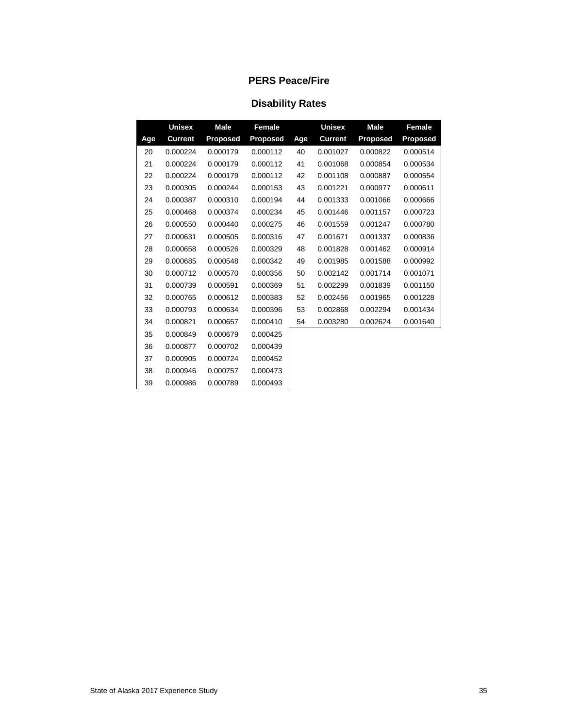## PERS Peace/Fire

### Disability Rates

| Age | Unisex Current | Male Proposed | Female Proposed | Age | Unisex Current | Male Proposed | Female Proposed |
|---|---|---|---|---|---|---|---|
| 20 | 0.000224 | 0.000179 | 0.000112 | 40 | 0.001027 | 0.000822 | 0.000514 |
| 21 | 0.000224 | 0.000179 | 0.000112 | 41 | 0.001068 | 0.000854 | 0.000534 |
| 22 | 0.000224 | 0.000179 | 0.000112 | 42 | 0.001108 | 0.000887 | 0.000554 |
| 23 | 0.000305 | 0.000244 | 0.000153 | 43 | 0.001221 | 0.000977 | 0.000611 |
| 24 | 0.000387 | 0.000310 | 0.000194 | 44 | 0.001333 | 0.001066 | 0.000666 |
| 25 | 0.000468 | 0.000374 | 0.000234 | 45 | 0.001446 | 0.001157 | 0.000723 |
| 26 | 0.000550 | 0.000440 | 0.000275 | 46 | 0.001559 | 0.001247 | 0.000780 |
| 27 | 0.000631 | 0.000505 | 0.000316 | 47 | 0.001671 | 0.001337 | 0.000836 |
| 28 | 0.000658 | 0.000526 | 0.000329 | 48 | 0.001828 | 0.001462 | 0.000914 |
| 29 | 0.000685 | 0.000548 | 0.000342 | 49 | 0.001985 | 0.001588 | 0.000992 |
| 30 | 0.000712 | 0.000570 | 0.000356 | 50 | 0.002142 | 0.001714 | 0.001071 |
| 31 | 0.000739 | 0.000591 | 0.000369 | 51 | 0.002299 | 0.001839 | 0.001150 |
| 32 | 0.000765 | 0.000612 | 0.000383 | 52 | 0.002456 | 0.001965 | 0.001228 |
| 33 | 0.000793 | 0.000634 | 0.000396 | 53 | 0.002868 | 0.002294 | 0.001434 |
| 34 | 0.000821 | 0.000657 | 0.000410 | 54 | 0.003280 | 0.002624 | 0.001640 |
| 35 | 0.000849 | 0.000679 | 0.000425 | | | | |
| 36 | 0.000877 | 0.000702 | 0.000439 | | | | |
| 37 | 0.000905 | 0.000724 | 0.000452 | | | | |
| 38 | 0.000946 | 0.000757 | 0.000473 | | | | |
| 39 | 0.000986 | 0.000789 | 0.000493 | | | | |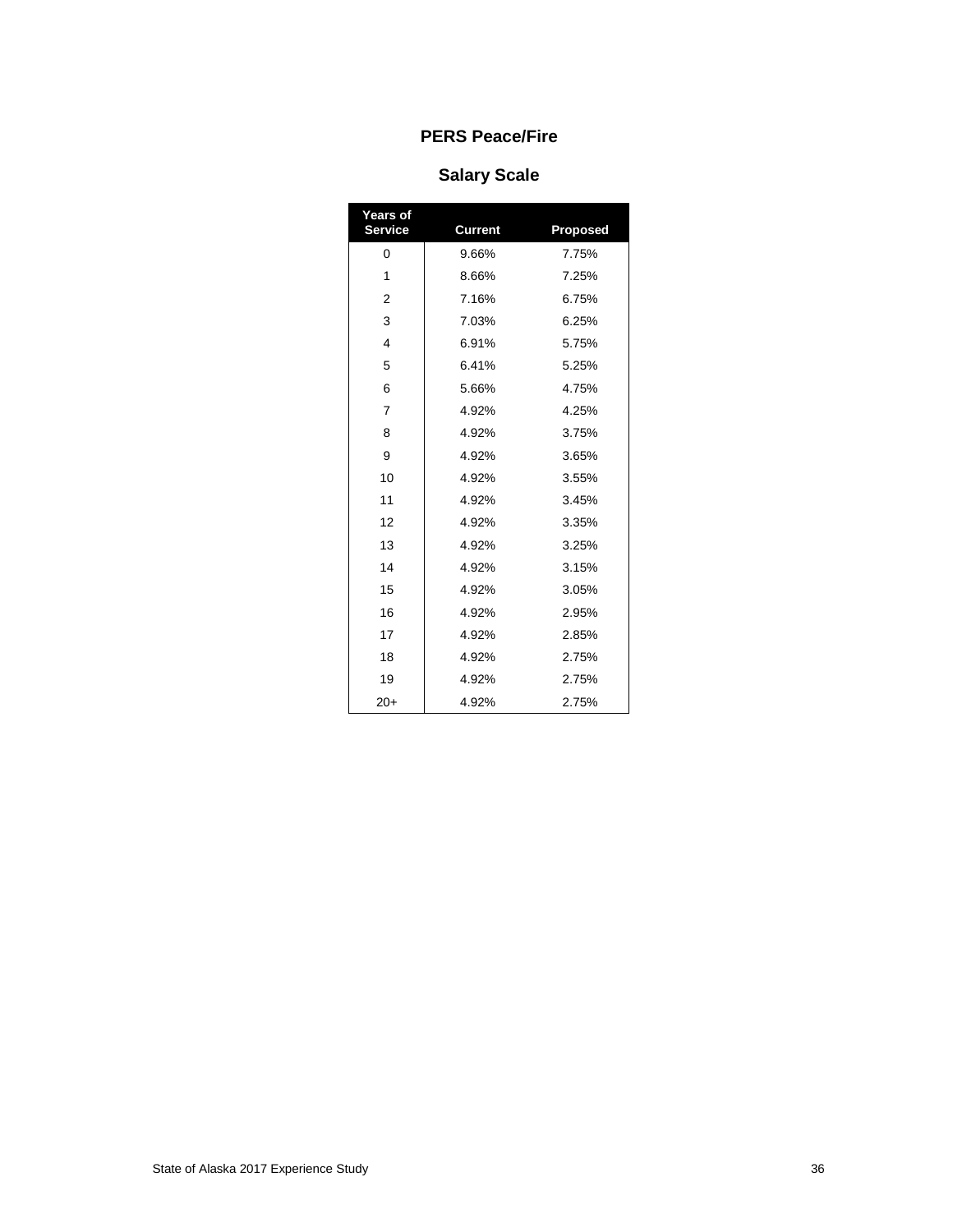## PERS Peace/Fire

## Salary Scale

| Years of Service | Current | Proposed |
|---|---|---|
| 0 | 9.66% | 7.75% |
| 1 | 8.66% | 7.25% |
| 2 | 7.16% | 6.75% |
| 3 | 7.03% | 6.25% |
| 4 | 6.91% | 5.75% |
| 5 | 6.41% | 5.25% |
| 6 | 5.66% | 4.75% |
| 7 | 4.92% | 4.25% |
| 8 | 4.92% | 3.75% |
| 9 | 4.92% | 3.65% |
| 10 | 4.92% | 3.55% |
| 11 | 4.92% | 3.45% |
| 12 | 4.92% | 3.35% |
| 13 | 4.92% | 3.25% |
| 14 | 4.92% | 3.15% |
| 15 | 4.92% | 3.05% |
| 16 | 4.92% | 2.95% |
| 17 | 4.92% | 2.85% |
| 18 | 4.92% | 2.75% |
| 19 | 4.92% | 2.75% |
| 20+ | 4.92% | 2.75% |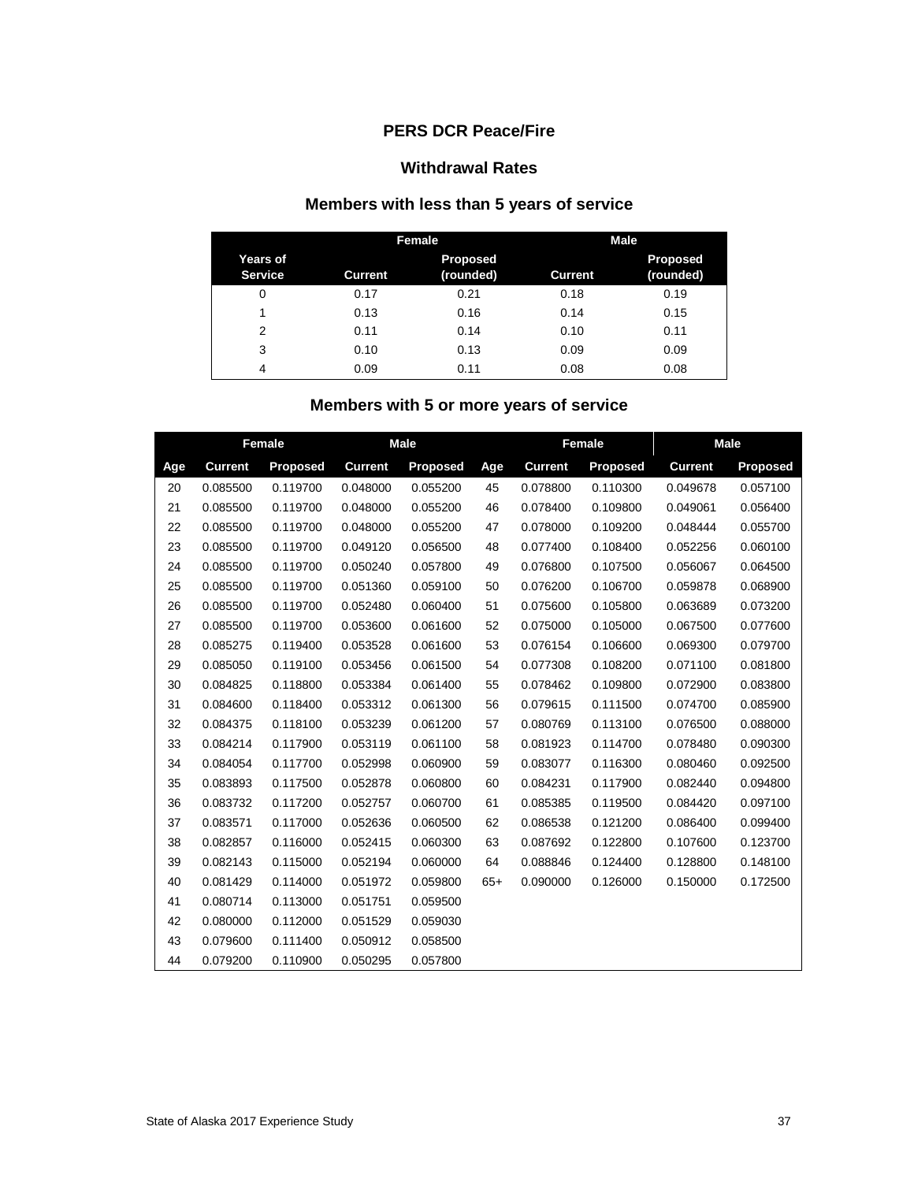# PERS DCR Peace/Fire

## Withdrawal Rates

### Members with less than 5 years of service

| | Female | | Male | |
|---|---|---|---|---|
| Years of Service | Current | Proposed (rounded) | Current | Proposed (rounded) |
| 0 | 0.17 | 0.21 | 0.18 | 0.19 |
| 1 | 0.13 | 0.16 | 0.14 | 0.15 |
| 2 | 0.11 | 0.14 | 0.10 | 0.11 |
| 3 | 0.10 | 0.13 | 0.09 | 0.09 |
| 4 | 0.09 | 0.11 | 0.08 | 0.08 |

### Members with 5 or more years of service

| | Female | | Male | | | Female | | Male | |
|---|---|---|---|---|---|---|---|---|---|
| Age | Current | Proposed | Current | Proposed | Age | Current | Proposed | Current | Proposed |
| 20 | 0.085500 | 0.119700 | 0.048000 | 0.055200 | 45 | 0.078800 | 0.110300 | 0.049678 | 0.057100 |
| 21 | 0.085500 | 0.119700 | 0.048000 | 0.055200 | 46 | 0.078400 | 0.109800 | 0.049061 | 0.056400 |
| 22 | 0.085500 | 0.119700 | 0.048000 | 0.055200 | 47 | 0.078000 | 0.109200 | 0.048444 | 0.055700 |
| 23 | 0.085500 | 0.119700 | 0.049120 | 0.056500 | 48 | 0.077400 | 0.108400 | 0.052256 | 0.060100 |
| 24 | 0.085500 | 0.119700 | 0.050240 | 0.057800 | 49 | 0.076800 | 0.107500 | 0.056067 | 0.064500 |
| 25 | 0.085500 | 0.119700 | 0.051360 | 0.059100 | 50 | 0.076200 | 0.106700 | 0.059878 | 0.068900 |
| 26 | 0.085500 | 0.119700 | 0.052480 | 0.060400 | 51 | 0.075600 | 0.105800 | 0.063689 | 0.073200 |
| 27 | 0.085500 | 0.119700 | 0.053600 | 0.061600 | 52 | 0.075000 | 0.105000 | 0.067500 | 0.077600 |
| 28 | 0.085275 | 0.119400 | 0.053528 | 0.061600 | 53 | 0.076154 | 0.106600 | 0.069300 | 0.079700 |
| 29 | 0.085050 | 0.119100 | 0.053456 | 0.061500 | 54 | 0.077308 | 0.108200 | 0.071100 | 0.081800 |
| 30 | 0.084825 | 0.118800 | 0.053384 | 0.061400 | 55 | 0.078462 | 0.109800 | 0.072900 | 0.083800 |
| 31 | 0.084600 | 0.118400 | 0.053312 | 0.061300 | 56 | 0.079615 | 0.111500 | 0.074700 | 0.085900 |
| 32 | 0.084375 | 0.118100 | 0.053239 | 0.061200 | 57 | 0.080769 | 0.113100 | 0.076500 | 0.088000 |
| 33 | 0.084214 | 0.117900 | 0.053119 | 0.061100 | 58 | 0.081923 | 0.114700 | 0.078480 | 0.090300 |
| 34 | 0.084054 | 0.117700 | 0.052998 | 0.060900 | 59 | 0.083077 | 0.116300 | 0.080460 | 0.092500 |
| 35 | 0.083893 | 0.117500 | 0.052878 | 0.060800 | 60 | 0.084231 | 0.117900 | 0.082440 | 0.094800 |
| 36 | 0.083732 | 0.117200 | 0.052757 | 0.060700 | 61 | 0.085385 | 0.119500 | 0.084420 | 0.097100 |
| 37 | 0.083571 | 0.117000 | 0.052636 | 0.060500 | 62 | 0.086538 | 0.121200 | 0.086400 | 0.099400 |
| 38 | 0.082857 | 0.116000 | 0.052415 | 0.060300 | 63 | 0.087692 | 0.122800 | 0.107600 | 0.123700 |
| 39 | 0.082143 | 0.115000 | 0.052194 | 0.060000 | 64 | 0.088846 | 0.124400 | 0.128800 | 0.148100 |
| 40 | 0.081429 | 0.114000 | 0.051972 | 0.059800 | 65+ | 0.090000 | 0.126000 | 0.150000 | 0.172500 |
| 41 | 0.080714 | 0.113000 | 0.051751 | 0.059500 | | | | | |
| 42 | 0.080000 | 0.112000 | 0.051529 | 0.059030 | | | | | |
| 43 | 0.079600 | 0.111400 | 0.050912 | 0.058500 | | | | | |
| 44 | 0.079200 | 0.110900 | 0.050295 | 0.057800 | | | | | |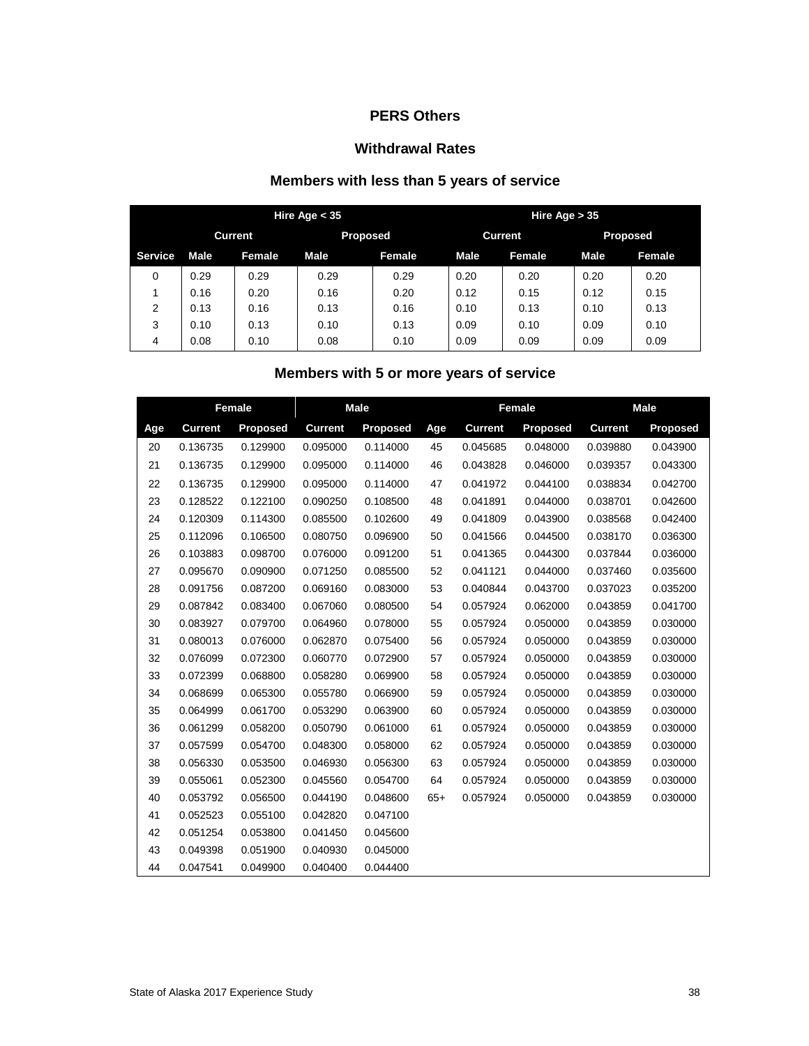## PERS Others

### Withdrawal Rates

### Members with less than 5 years of service

| | Hire Age < 35 | | | | Hire Age > 35 | | | |
|---|---|---|---|---|---|---|---|---|
| | Current | | Proposed | | Current | | Proposed | |
| Service | Male | Female | Male | Female | Male | Female | Male | Female |
| 0 | 0.29 | 0.29 | 0.29 | 0.29 | 0.20 | 0.20 | 0.20 | 0.20 |
| 1 | 0.16 | 0.20 | 0.16 | 0.20 | 0.12 | 0.15 | 0.12 | 0.15 |
| 2 | 0.13 | 0.16 | 0.13 | 0.16 | 0.10 | 0.13 | 0.10 | 0.13 |
| 3 | 0.10 | 0.13 | 0.10 | 0.13 | 0.09 | 0.10 | 0.09 | 0.10 |
| 4 | 0.08 | 0.10 | 0.08 | 0.10 | 0.09 | 0.09 | 0.09 | 0.09 |

### Members with 5 or more years of service

| | Female | | Male | | | Female | | Male | |
|---|---|---|---|---|---|---|---|---|---|
| Age | Current | Proposed | Current | Proposed | Age | Current | Proposed | Current | Proposed |
| 20 | 0.136735 | 0.129900 | 0.095000 | 0.114000 | 45 | 0.045685 | 0.048000 | 0.039880 | 0.043900 |
| 21 | 0.136735 | 0.129900 | 0.095000 | 0.114000 | 46 | 0.043828 | 0.046000 | 0.039357 | 0.043300 |
| 22 | 0.136735 | 0.129900 | 0.095000 | 0.114000 | 47 | 0.041972 | 0.044100 | 0.038834 | 0.042700 |
| 23 | 0.128522 | 0.122100 | 0.090250 | 0.108500 | 48 | 0.041891 | 0.044000 | 0.038701 | 0.042600 |
| 24 | 0.120309 | 0.114300 | 0.085500 | 0.102600 | 49 | 0.041809 | 0.043900 | 0.038568 | 0.042400 |
| 25 | 0.112096 | 0.106500 | 0.080750 | 0.096900 | 50 | 0.041566 | 0.044500 | 0.038170 | 0.036300 |
| 26 | 0.103883 | 0.098700 | 0.076000 | 0.091200 | 51 | 0.041365 | 0.044300 | 0.037844 | 0.036000 |
| 27 | 0.095670 | 0.090900 | 0.071250 | 0.085500 | 52 | 0.041121 | 0.044000 | 0.037460 | 0.035600 |
| 28 | 0.091756 | 0.087200 | 0.069160 | 0.083000 | 53 | 0.040844 | 0.043700 | 0.037023 | 0.035200 |
| 29 | 0.087842 | 0.083400 | 0.067060 | 0.080500 | 54 | 0.057924 | 0.062000 | 0.043859 | 0.041700 |
| 30 | 0.083927 | 0.079700 | 0.064960 | 0.078000 | 55 | 0.057924 | 0.050000 | 0.043859 | 0.030000 |
| 31 | 0.080013 | 0.076000 | 0.062870 | 0.075400 | 56 | 0.057924 | 0.050000 | 0.043859 | 0.030000 |
| 32 | 0.076099 | 0.072300 | 0.060770 | 0.072900 | 57 | 0.057924 | 0.050000 | 0.043859 | 0.030000 |
| 33 | 0.072399 | 0.068800 | 0.058280 | 0.069900 | 58 | 0.057924 | 0.050000 | 0.043859 | 0.030000 |
| 34 | 0.068699 | 0.065300 | 0.055780 | 0.066900 | 59 | 0.057924 | 0.050000 | 0.043859 | 0.030000 |
| 35 | 0.064999 | 0.061700 | 0.053290 | 0.063900 | 60 | 0.057924 | 0.050000 | 0.043859 | 0.030000 |
| 36 | 0.061299 | 0.058200 | 0.050790 | 0.061000 | 61 | 0.057924 | 0.050000 | 0.043859 | 0.030000 |
| 37 | 0.057599 | 0.054700 | 0.048300 | 0.058000 | 62 | 0.057924 | 0.050000 | 0.043859 | 0.030000 |
| 38 | 0.056330 | 0.053500 | 0.046930 | 0.056300 | 63 | 0.057924 | 0.050000 | 0.043859 | 0.030000 |
| 39 | 0.055061 | 0.052300 | 0.045560 | 0.054700 | 64 | 0.057924 | 0.050000 | 0.043859 | 0.030000 |
| 40 | 0.053792 | 0.056500 | 0.044190 | 0.048600 | 65+ | 0.057924 | 0.050000 | 0.043859 | 0.030000 |
| 41 | 0.052523 | 0.055100 | 0.042820 | 0.047100 | | | | | |
| 42 | 0.051254 | 0.053800 | 0.041450 | 0.045600 | | | | | |
| 43 | 0.049398 | 0.051900 | 0.040930 | 0.045000 | | | | | |
| 44 | 0.047541 | 0.049900 | 0.040400 | 0.044400 | | | | | |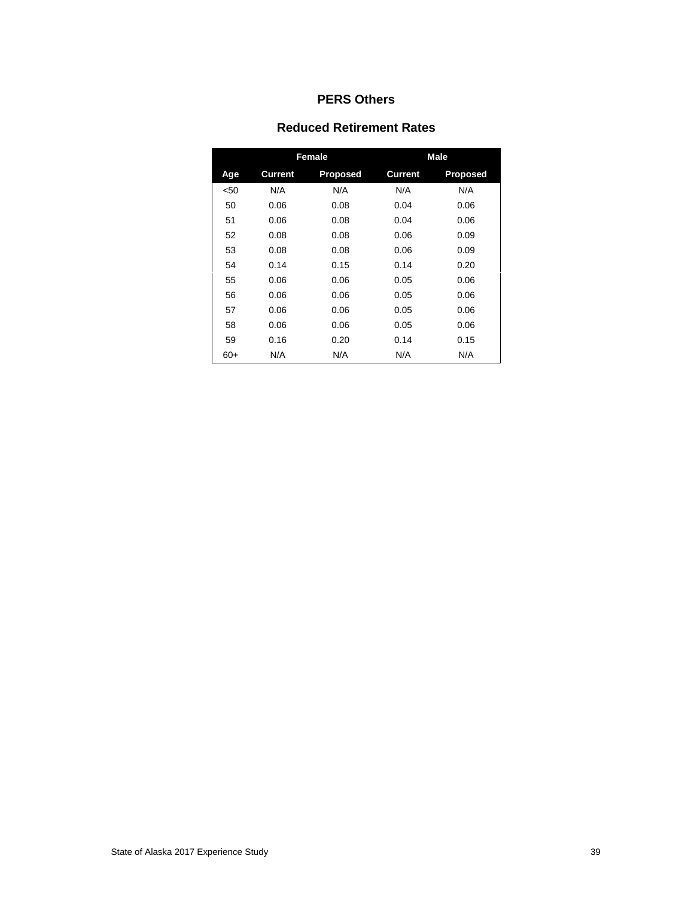## PERS Others

### Reduced Retirement Rates

| | Female | | Male | |
|---|---|---|---|---|
| Age | Current | Proposed | Current | Proposed |
| <50 | N/A | N/A | N/A | N/A |
| 50 | 0.06 | 0.08 | 0.04 | 0.06 |
| 51 | 0.06 | 0.08 | 0.04 | 0.06 |
| 52 | 0.08 | 0.08 | 0.06 | 0.09 |
| 53 | 0.08 | 0.08 | 0.06 | 0.09 |
| 54 | 0.14 | 0.15 | 0.14 | 0.20 |
| 55 | 0.06 | 0.06 | 0.05 | 0.06 |
| 56 | 0.06 | 0.06 | 0.05 | 0.06 |
| 57 | 0.06 | 0.06 | 0.05 | 0.06 |
| 58 | 0.06 | 0.06 | 0.05 | 0.06 |
| 59 | 0.16 | 0.20 | 0.14 | 0.15 |
| 60+ | N/A | N/A | N/A | N/A |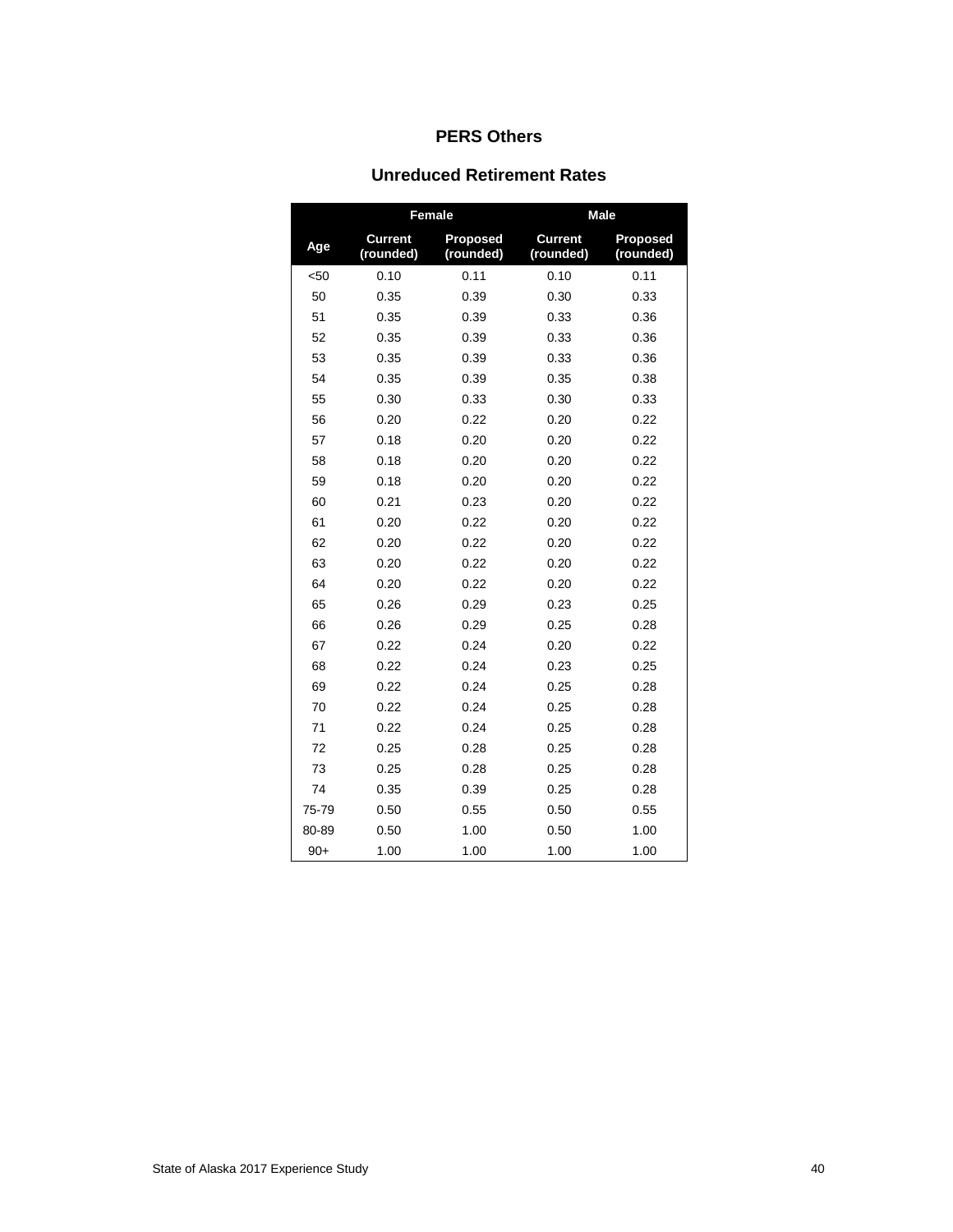## PERS Others

### Unreduced Retirement Rates

| | Female | | Male | |
|---|---|---|---|---|
| Age | Current (rounded) | Proposed (rounded) | Current (rounded) | Proposed (rounded) |
| <50 | 0.10 | 0.11 | 0.10 | 0.11 |
| 50 | 0.35 | 0.39 | 0.30 | 0.33 |
| 51 | 0.35 | 0.39 | 0.33 | 0.36 |
| 52 | 0.35 | 0.39 | 0.33 | 0.36 |
| 53 | 0.35 | 0.39 | 0.33 | 0.36 |
| 54 | 0.35 | 0.39 | 0.35 | 0.38 |
| 55 | 0.30 | 0.33 | 0.30 | 0.33 |
| 56 | 0.20 | 0.22 | 0.20 | 0.22 |
| 57 | 0.18 | 0.20 | 0.20 | 0.22 |
| 58 | 0.18 | 0.20 | 0.20 | 0.22 |
| 59 | 0.18 | 0.20 | 0.20 | 0.22 |
| 60 | 0.21 | 0.23 | 0.20 | 0.22 |
| 61 | 0.20 | 0.22 | 0.20 | 0.22 |
| 62 | 0.20 | 0.22 | 0.20 | 0.22 |
| 63 | 0.20 | 0.22 | 0.20 | 0.22 |
| 64 | 0.20 | 0.22 | 0.20 | 0.22 |
| 65 | 0.26 | 0.29 | 0.23 | 0.25 |
| 66 | 0.26 | 0.29 | 0.25 | 0.28 |
| 67 | 0.22 | 0.24 | 0.20 | 0.22 |
| 68 | 0.22 | 0.24 | 0.23 | 0.25 |
| 69 | 0.22 | 0.24 | 0.25 | 0.28 |
| 70 | 0.22 | 0.24 | 0.25 | 0.28 |
| 71 | 0.22 | 0.24 | 0.25 | 0.28 |
| 72 | 0.25 | 0.28 | 0.25 | 0.28 |
| 73 | 0.25 | 0.28 | 0.25 | 0.28 |
| 74 | 0.35 | 0.39 | 0.25 | 0.28 |
| 75-79 | 0.50 | 0.55 | 0.50 | 0.55 |
| 80-89 | 0.50 | 1.00 | 0.50 | 1.00 |
| 90+ | 1.00 | 1.00 | 1.00 | 1.00 |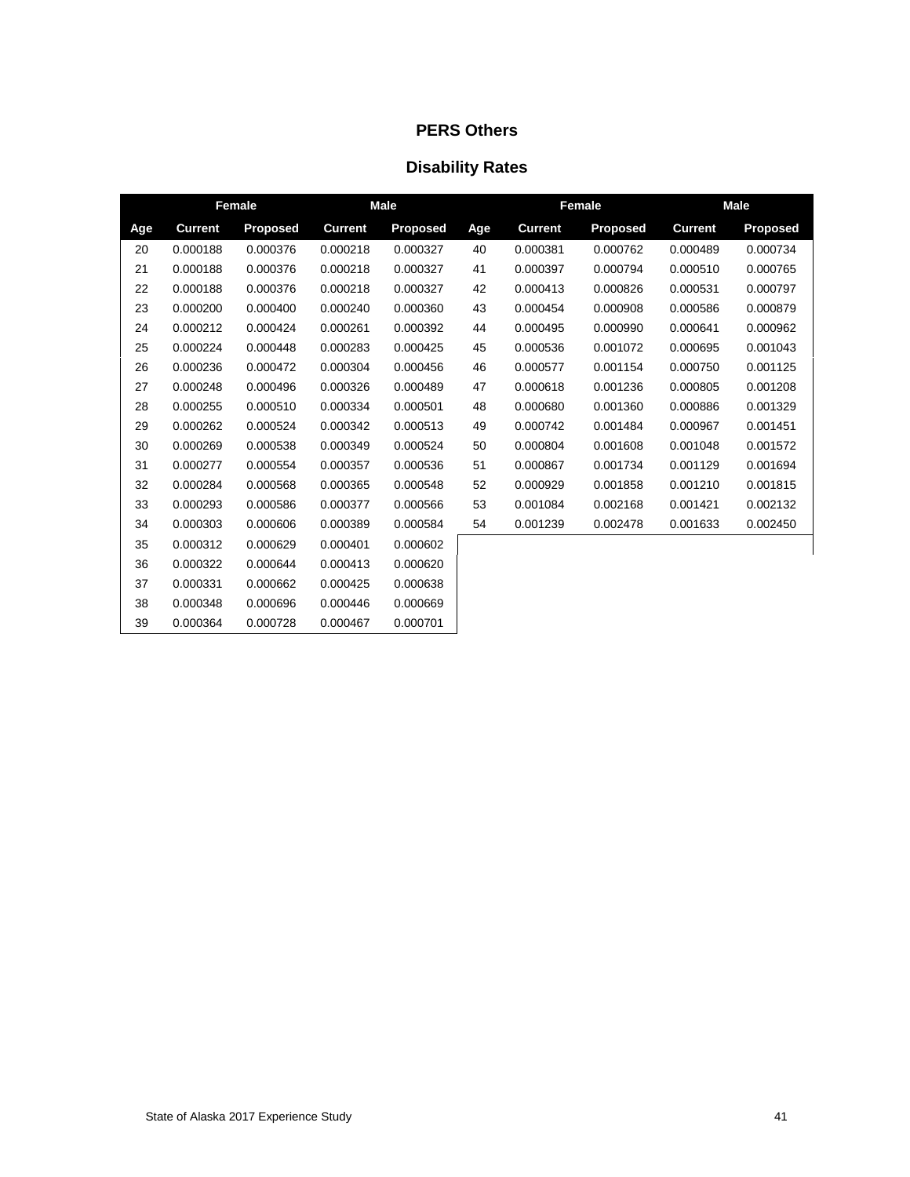## PERS Others

## Disability Rates

| | Female | | Male | | | Female | | Male | |
|---|---|---|---|---|---|---|---|---|---|
| Age | Current | Proposed | Current | Proposed | Age | Current | Proposed | Current | Proposed |
| 20 | 0.000188 | 0.000376 | 0.000218 | 0.000327 | 40 | 0.000381 | 0.000762 | 0.000489 | 0.000734 |
| 21 | 0.000188 | 0.000376 | 0.000218 | 0.000327 | 41 | 0.000397 | 0.000794 | 0.000510 | 0.000765 |
| 22 | 0.000188 | 0.000376 | 0.000218 | 0.000327 | 42 | 0.000413 | 0.000826 | 0.000531 | 0.000797 |
| 23 | 0.000200 | 0.000400 | 0.000240 | 0.000360 | 43 | 0.000454 | 0.000908 | 0.000586 | 0.000879 |
| 24 | 0.000212 | 0.000424 | 0.000261 | 0.000392 | 44 | 0.000495 | 0.000990 | 0.000641 | 0.000962 |
| 25 | 0.000224 | 0.000448 | 0.000283 | 0.000425 | 45 | 0.000536 | 0.001072 | 0.000695 | 0.001043 |
| 26 | 0.000236 | 0.000472 | 0.000304 | 0.000456 | 46 | 0.000577 | 0.001154 | 0.000750 | 0.001125 |
| 27 | 0.000248 | 0.000496 | 0.000326 | 0.000489 | 47 | 0.000618 | 0.001236 | 0.000805 | 0.001208 |
| 28 | 0.000255 | 0.000510 | 0.000334 | 0.000501 | 48 | 0.000680 | 0.001360 | 0.000886 | 0.001329 |
| 29 | 0.000262 | 0.000524 | 0.000342 | 0.000513 | 49 | 0.000742 | 0.001484 | 0.000967 | 0.001451 |
| 30 | 0.000269 | 0.000538 | 0.000349 | 0.000524 | 50 | 0.000804 | 0.001608 | 0.001048 | 0.001572 |
| 31 | 0.000277 | 0.000554 | 0.000357 | 0.000536 | 51 | 0.000867 | 0.001734 | 0.001129 | 0.001694 |
| 32 | 0.000284 | 0.000568 | 0.000365 | 0.000548 | 52 | 0.000929 | 0.001858 | 0.001210 | 0.001815 |
| 33 | 0.000293 | 0.000586 | 0.000377 | 0.000566 | 53 | 0.001084 | 0.002168 | 0.001421 | 0.002132 |
| 34 | 0.000303 | 0.000606 | 0.000389 | 0.000584 | 54 | 0.001239 | 0.002478 | 0.001633 | 0.002450 |
| 35 | 0.000312 | 0.000629 | 0.000401 | 0.000602 | | | | | |
| 36 | 0.000322 | 0.000644 | 0.000413 | 0.000620 | | | | | |
| 37 | 0.000331 | 0.000662 | 0.000425 | 0.000638 | | | | | |
| 38 | 0.000348 | 0.000696 | 0.000446 | 0.000669 | | | | | |
| 39 | 0.000364 | 0.000728 | 0.000467 | 0.000701 | | | | | |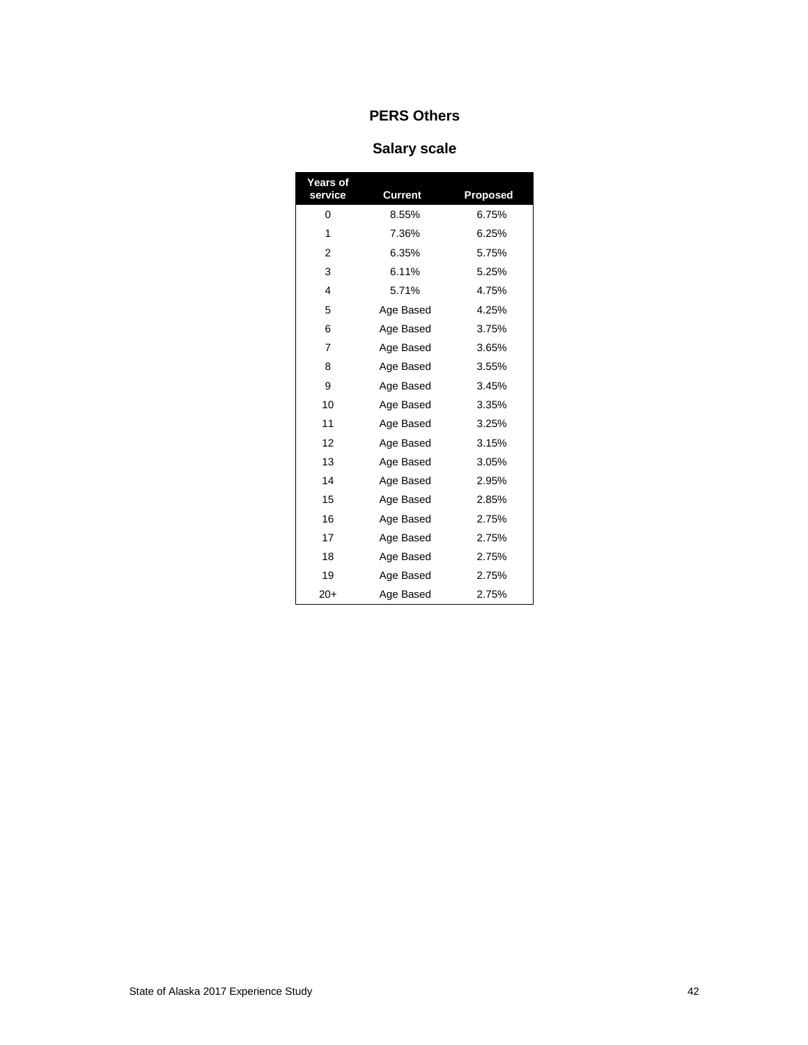## PERS Others

### Salary scale

| Years of service | Current | Proposed |
|---|---|---|
| 0 | 8.55% | 6.75% |
| 1 | 7.36% | 6.25% |
| 2 | 6.35% | 5.75% |
| 3 | 6.11% | 5.25% |
| 4 | 5.71% | 4.75% |
| 5 | Age Based | 4.25% |
| 6 | Age Based | 3.75% |
| 7 | Age Based | 3.65% |
| 8 | Age Based | 3.55% |
| 9 | Age Based | 3.45% |
| 10 | Age Based | 3.35% |
| 11 | Age Based | 3.25% |
| 12 | Age Based | 3.15% |
| 13 | Age Based | 3.05% |
| 14 | Age Based | 2.95% |
| 15 | Age Based | 2.85% |
| 16 | Age Based | 2.75% |
| 17 | Age Based | 2.75% |
| 18 | Age Based | 2.75% |
| 19 | Age Based | 2.75% |
| 20+ | Age Based | 2.75% |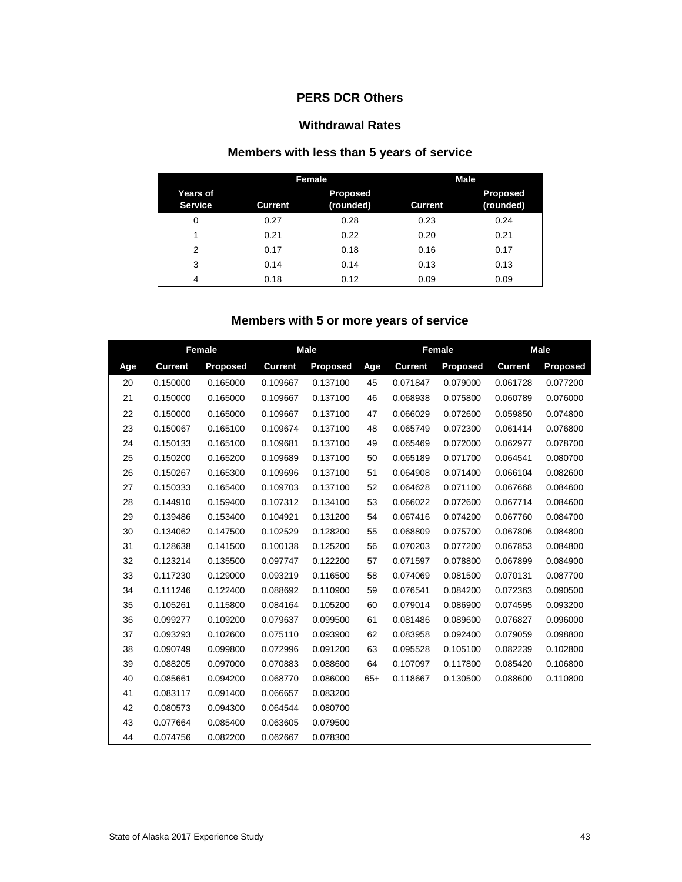# PERS DCR Others

## Withdrawal Rates

### Members with less than 5 years of service

| | Female | | Male | |
|---|---|---|---|---|
| Years of Service | Current | Proposed (rounded) | Current | Proposed (rounded) |
| 0 | 0.27 | 0.28 | 0.23 | 0.24 |
| 1 | 0.21 | 0.22 | 0.20 | 0.21 |
| 2 | 0.17 | 0.18 | 0.16 | 0.17 |
| 3 | 0.14 | 0.14 | 0.13 | 0.13 |
| 4 | 0.18 | 0.12 | 0.09 | 0.09 |

### Members with 5 or more years of service

| | Female | | Male | | | Female | | Male | |
|---|---|---|---|---|---|---|---|---|---|
| Age | Current | Proposed | Current | Proposed | Age | Current | Proposed | Current | Proposed |
| 20 | 0.150000 | 0.165000 | 0.109667 | 0.137100 | 45 | 0.071847 | 0.079000 | 0.061728 | 0.077200 |
| 21 | 0.150000 | 0.165000 | 0.109667 | 0.137100 | 46 | 0.068938 | 0.075800 | 0.060789 | 0.076000 |
| 22 | 0.150000 | 0.165000 | 0.109667 | 0.137100 | 47 | 0.066029 | 0.072600 | 0.059850 | 0.074800 |
| 23 | 0.150067 | 0.165100 | 0.109674 | 0.137100 | 48 | 0.065749 | 0.072300 | 0.061414 | 0.076800 |
| 24 | 0.150133 | 0.165100 | 0.109681 | 0.137100 | 49 | 0.065469 | 0.072000 | 0.062977 | 0.078700 |
| 25 | 0.150200 | 0.165200 | 0.109689 | 0.137100 | 50 | 0.065189 | 0.071700 | 0.064541 | 0.080700 |
| 26 | 0.150267 | 0.165300 | 0.109696 | 0.137100 | 51 | 0.064908 | 0.071400 | 0.066104 | 0.082600 |
| 27 | 0.150333 | 0.165400 | 0.109703 | 0.137100 | 52 | 0.064628 | 0.071100 | 0.067668 | 0.084600 |
| 28 | 0.144910 | 0.159400 | 0.107312 | 0.134100 | 53 | 0.066022 | 0.072600 | 0.067714 | 0.084600 |
| 29 | 0.139486 | 0.153400 | 0.104921 | 0.131200 | 54 | 0.067416 | 0.074200 | 0.067760 | 0.084700 |
| 30 | 0.134062 | 0.147500 | 0.102529 | 0.128200 | 55 | 0.068809 | 0.075700 | 0.067806 | 0.084800 |
| 31 | 0.128638 | 0.141500 | 0.100138 | 0.125200 | 56 | 0.070203 | 0.077200 | 0.067853 | 0.084800 |
| 32 | 0.123214 | 0.135500 | 0.097747 | 0.122200 | 57 | 0.071597 | 0.078800 | 0.067899 | 0.084900 |
| 33 | 0.117230 | 0.129000 | 0.093219 | 0.116500 | 58 | 0.074069 | 0.081500 | 0.070131 | 0.087700 |
| 34 | 0.111246 | 0.122400 | 0.088692 | 0.110900 | 59 | 0.076541 | 0.084200 | 0.072363 | 0.090500 |
| 35 | 0.105261 | 0.115800 | 0.084164 | 0.105200 | 60 | 0.079014 | 0.086900 | 0.074595 | 0.093200 |
| 36 | 0.099277 | 0.109200 | 0.079637 | 0.099500 | 61 | 0.081486 | 0.089600 | 0.076827 | 0.096000 |
| 37 | 0.093293 | 0.102600 | 0.075110 | 0.093900 | 62 | 0.083958 | 0.092400 | 0.079059 | 0.098800 |
| 38 | 0.090749 | 0.099800 | 0.072996 | 0.091200 | 63 | 0.095528 | 0.105100 | 0.082239 | 0.102800 |
| 39 | 0.088205 | 0.097000 | 0.070883 | 0.088600 | 64 | 0.107097 | 0.117800 | 0.085420 | 0.106800 |
| 40 | 0.085661 | 0.094200 | 0.068770 | 0.086000 | 65+ | 0.118667 | 0.130500 | 0.088600 | 0.110800 |
| 41 | 0.083117 | 0.091400 | 0.066657 | 0.083200 | | | | | |
| 42 | 0.080573 | 0.094300 | 0.064544 | 0.080700 | | | | | |
| 43 | 0.077664 | 0.085400 | 0.063605 | 0.079500 | | | | | |
| 44 | 0.074756 | 0.082200 | 0.062667 | 0.078300 | | | | | |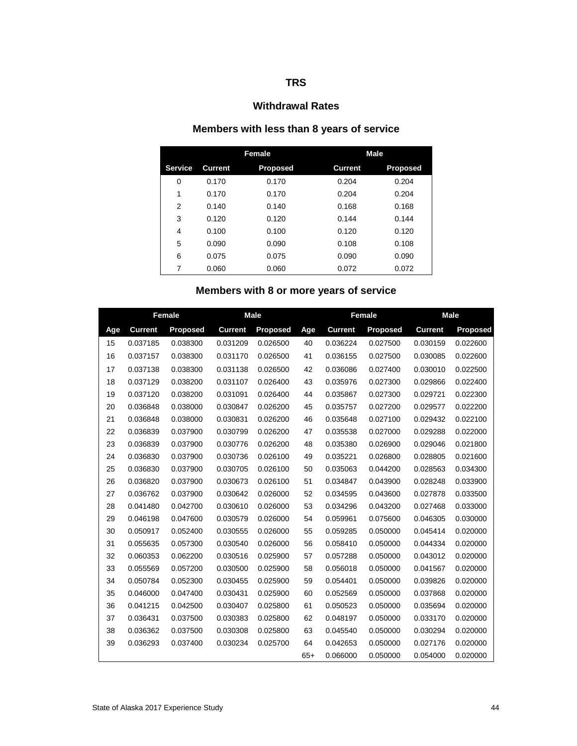# TRS

## Withdrawal Rates

### Members with less than 8 years of service

| | Female | | Male | |
|---|---|---|---|---|
| Service | Current | Proposed | Current | Proposed |
| 0 | 0.170 | 0.170 | 0.204 | 0.204 |
| 1 | 0.170 | 0.170 | 0.204 | 0.204 |
| 2 | 0.140 | 0.140 | 0.168 | 0.168 |
| 3 | 0.120 | 0.120 | 0.144 | 0.144 |
| 4 | 0.100 | 0.100 | 0.120 | 0.120 |
| 5 | 0.090 | 0.090 | 0.108 | 0.108 |
| 6 | 0.075 | 0.075 | 0.090 | 0.090 |
| 7 | 0.060 | 0.060 | 0.072 | 0.072 |

### Members with 8 or more years of service

| | Female | | Male | | | Female | | Male | |
|---|---|---|---|---|---|---|---|---|---|
| Age | Current | Proposed | Current | Proposed | Age | Current | Proposed | Current | Proposed |
| 15 | 0.037185 | 0.038300 | 0.031209 | 0.026500 | 40 | 0.036224 | 0.027500 | 0.030159 | 0.022600 |
| 16 | 0.037157 | 0.038300 | 0.031170 | 0.026500 | 41 | 0.036155 | 0.027500 | 0.030085 | 0.022600 |
| 17 | 0.037138 | 0.038300 | 0.031138 | 0.026500 | 42 | 0.036086 | 0.027400 | 0.030010 | 0.022500 |
| 18 | 0.037129 | 0.038200 | 0.031107 | 0.026400 | 43 | 0.035976 | 0.027300 | 0.029866 | 0.022400 |
| 19 | 0.037120 | 0.038200 | 0.031091 | 0.026400 | 44 | 0.035867 | 0.027300 | 0.029721 | 0.022300 |
| 20 | 0.036848 | 0.038000 | 0.030847 | 0.026200 | 45 | 0.035757 | 0.027200 | 0.029577 | 0.022200 |
| 21 | 0.036848 | 0.038000 | 0.030831 | 0.026200 | 46 | 0.035648 | 0.027100 | 0.029432 | 0.022100 |
| 22 | 0.036839 | 0.037900 | 0.030799 | 0.026200 | 47 | 0.035538 | 0.027000 | 0.029288 | 0.022000 |
| 23 | 0.036839 | 0.037900 | 0.030776 | 0.026200 | 48 | 0.035380 | 0.026900 | 0.029046 | 0.021800 |
| 24 | 0.036830 | 0.037900 | 0.030736 | 0.026100 | 49 | 0.035221 | 0.026800 | 0.028805 | 0.021600 |
| 25 | 0.036830 | 0.037900 | 0.030705 | 0.026100 | 50 | 0.035063 | 0.044200 | 0.028563 | 0.034300 |
| 26 | 0.036820 | 0.037900 | 0.030673 | 0.026100 | 51 | 0.034847 | 0.043900 | 0.028248 | 0.033900 |
| 27 | 0.036762 | 0.037900 | 0.030642 | 0.026000 | 52 | 0.034595 | 0.043600 | 0.027878 | 0.033500 |
| 28 | 0.041480 | 0.042700 | 0.030610 | 0.026000 | 53 | 0.034296 | 0.043200 | 0.027468 | 0.033000 |
| 29 | 0.046198 | 0.047600 | 0.030579 | 0.026000 | 54 | 0.059961 | 0.075600 | 0.046305 | 0.030000 |
| 30 | 0.050917 | 0.052400 | 0.030555 | 0.026000 | 55 | 0.059285 | 0.050000 | 0.045414 | 0.020000 |
| 31 | 0.055635 | 0.057300 | 0.030540 | 0.026000 | 56 | 0.058410 | 0.050000 | 0.044334 | 0.020000 |
| 32 | 0.060353 | 0.062200 | 0.030516 | 0.025900 | 57 | 0.057288 | 0.050000 | 0.043012 | 0.020000 |
| 33 | 0.055569 | 0.057200 | 0.030500 | 0.025900 | 58 | 0.056018 | 0.050000 | 0.041567 | 0.020000 |
| 34 | 0.050784 | 0.052300 | 0.030455 | 0.025900 | 59 | 0.054401 | 0.050000 | 0.039826 | 0.020000 |
| 35 | 0.046000 | 0.047400 | 0.030431 | 0.025900 | 60 | 0.052569 | 0.050000 | 0.037868 | 0.020000 |
| 36 | 0.041215 | 0.042500 | 0.030407 | 0.025800 | 61 | 0.050523 | 0.050000 | 0.035694 | 0.020000 |
| 37 | 0.036431 | 0.037500 | 0.030383 | 0.025800 | 62 | 0.048197 | 0.050000 | 0.033170 | 0.020000 |
| 38 | 0.036362 | 0.037500 | 0.030308 | 0.025800 | 63 | 0.045540 | 0.050000 | 0.030294 | 0.020000 |
| 39 | 0.036293 | 0.037400 | 0.030234 | 0.025700 | 64 | 0.042653 | 0.050000 | 0.027176 | 0.020000 |
| | | | | | 65+ | 0.066000 | 0.050000 | 0.054000 | 0.020000 |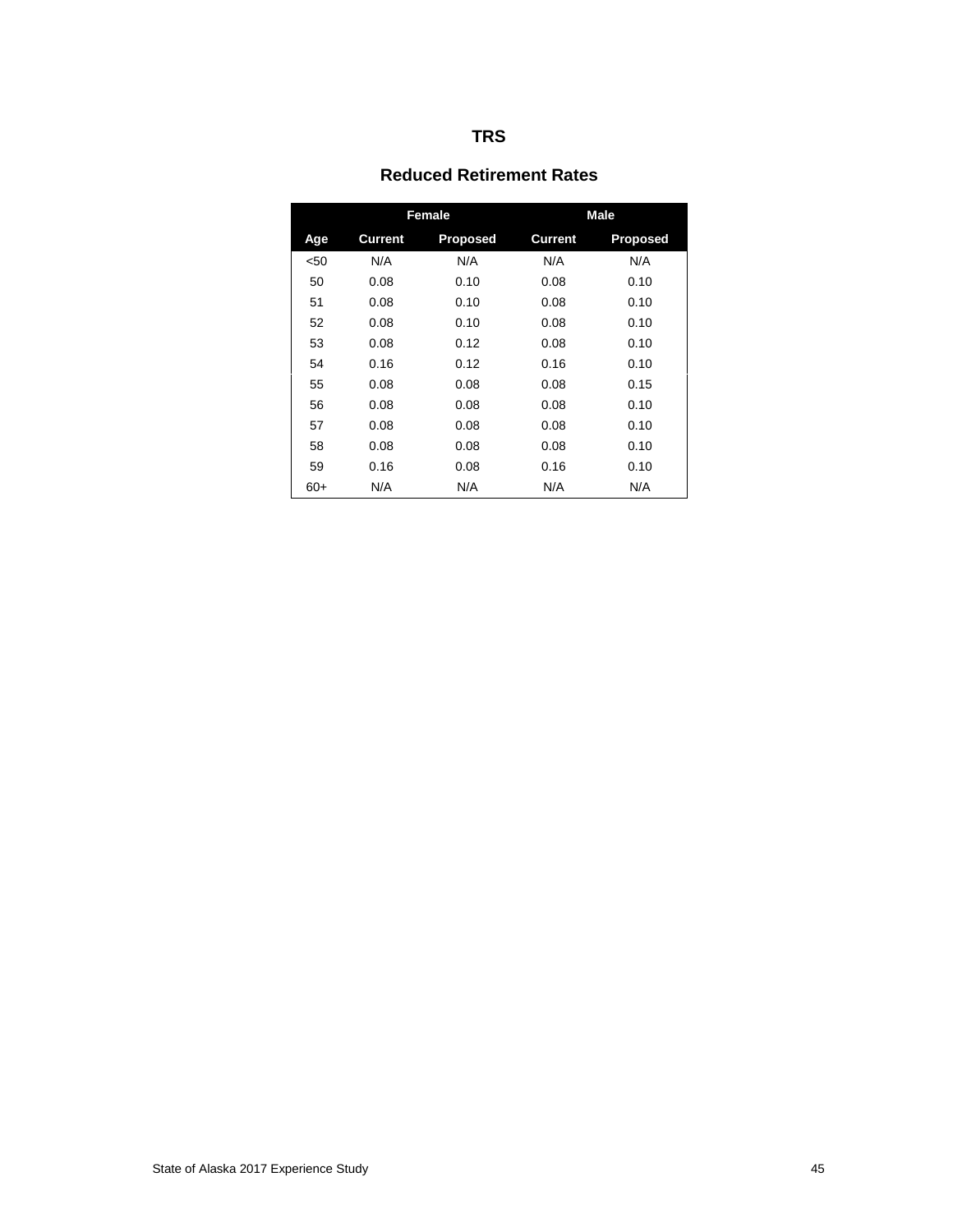## TRS

### Reduced Retirement Rates

| | Female | | Male | |
|---|---|---|---|---|
| **Age** | **Current** | **Proposed** | **Current** | **Proposed** |
| <50 | N/A | N/A | N/A | N/A |
| 50 | 0.08 | 0.10 | 0.08 | 0.10 |
| 51 | 0.08 | 0.10 | 0.08 | 0.10 |
| 52 | 0.08 | 0.10 | 0.08 | 0.10 |
| 53 | 0.08 | 0.12 | 0.08 | 0.10 |
| 54 | 0.16 | 0.12 | 0.16 | 0.10 |
| 55 | 0.08 | 0.08 | 0.08 | 0.15 |
| 56 | 0.08 | 0.08 | 0.08 | 0.10 |
| 57 | 0.08 | 0.08 | 0.08 | 0.10 |
| 58 | 0.08 | 0.08 | 0.08 | 0.10 |
| 59 | 0.16 | 0.08 | 0.16 | 0.10 |
| 60+ | N/A | N/A | N/A | N/A |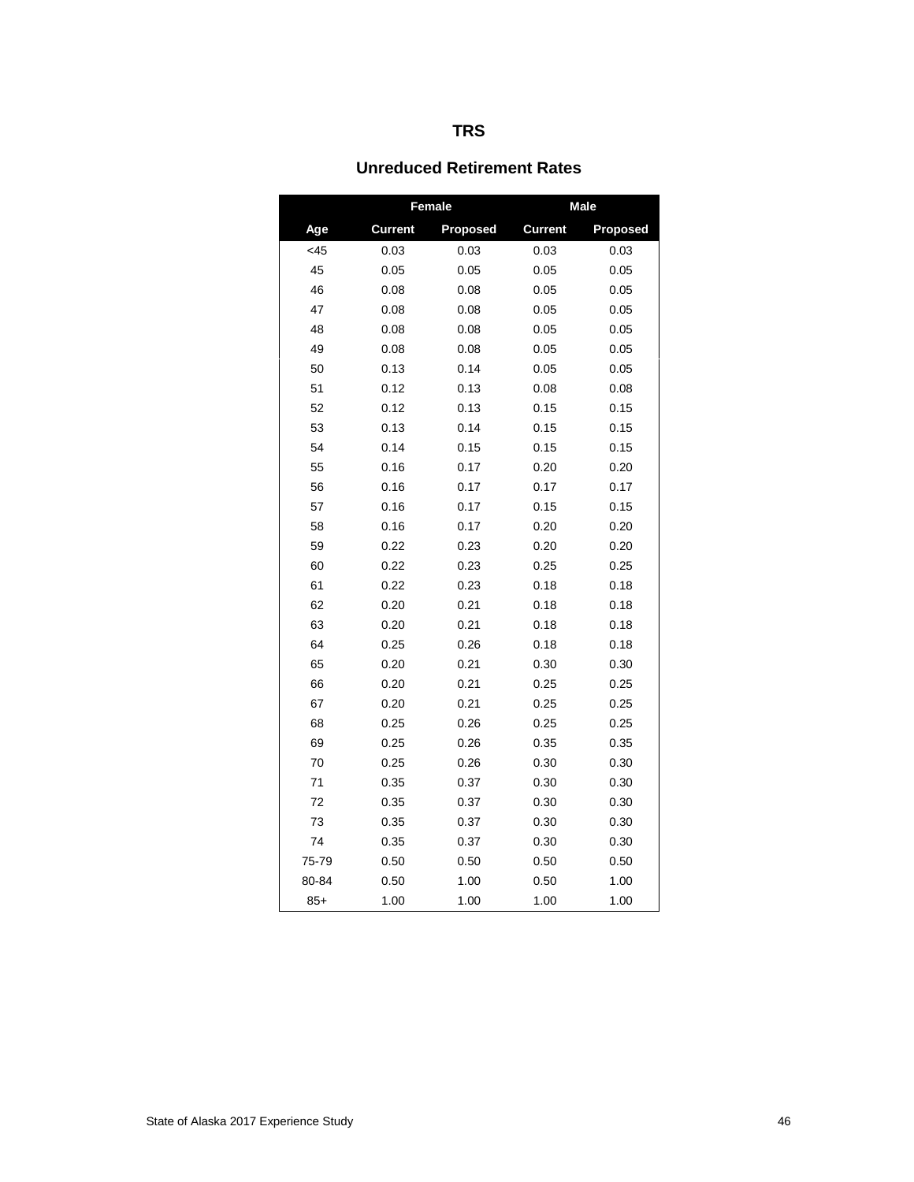# TRS

## Unreduced Retirement Rates

| | Female | | Male | |
|---|---|---|---|---|
| Age | Current | Proposed | Current | Proposed |
| <45 | 0.03 | 0.03 | 0.03 | 0.03 |
| 45 | 0.05 | 0.05 | 0.05 | 0.05 |
| 46 | 0.08 | 0.08 | 0.05 | 0.05 |
| 47 | 0.08 | 0.08 | 0.05 | 0.05 |
| 48 | 0.08 | 0.08 | 0.05 | 0.05 |
| 49 | 0.08 | 0.08 | 0.05 | 0.05 |
| 50 | 0.13 | 0.14 | 0.05 | 0.05 |
| 51 | 0.12 | 0.13 | 0.08 | 0.08 |
| 52 | 0.12 | 0.13 | 0.15 | 0.15 |
| 53 | 0.13 | 0.14 | 0.15 | 0.15 |
| 54 | 0.14 | 0.15 | 0.15 | 0.15 |
| 55 | 0.16 | 0.17 | 0.20 | 0.20 |
| 56 | 0.16 | 0.17 | 0.17 | 0.17 |
| 57 | 0.16 | 0.17 | 0.15 | 0.15 |
| 58 | 0.16 | 0.17 | 0.20 | 0.20 |
| 59 | 0.22 | 0.23 | 0.20 | 0.20 |
| 60 | 0.22 | 0.23 | 0.25 | 0.25 |
| 61 | 0.22 | 0.23 | 0.18 | 0.18 |
| 62 | 0.20 | 0.21 | 0.18 | 0.18 |
| 63 | 0.20 | 0.21 | 0.18 | 0.18 |
| 64 | 0.25 | 0.26 | 0.18 | 0.18 |
| 65 | 0.20 | 0.21 | 0.30 | 0.30 |
| 66 | 0.20 | 0.21 | 0.25 | 0.25 |
| 67 | 0.20 | 0.21 | 0.25 | 0.25 |
| 68 | 0.25 | 0.26 | 0.25 | 0.25 |
| 69 | 0.25 | 0.26 | 0.35 | 0.35 |
| 70 | 0.25 | 0.26 | 0.30 | 0.30 |
| 71 | 0.35 | 0.37 | 0.30 | 0.30 |
| 72 | 0.35 | 0.37 | 0.30 | 0.30 |
| 73 | 0.35 | 0.37 | 0.30 | 0.30 |
| 74 | 0.35 | 0.37 | 0.30 | 0.30 |
| 75-79 | 0.50 | 0.50 | 0.50 | 0.50 |
| 80-84 | 0.50 | 1.00 | 0.50 | 1.00 |
| 85+ | 1.00 | 1.00 | 1.00 | 1.00 |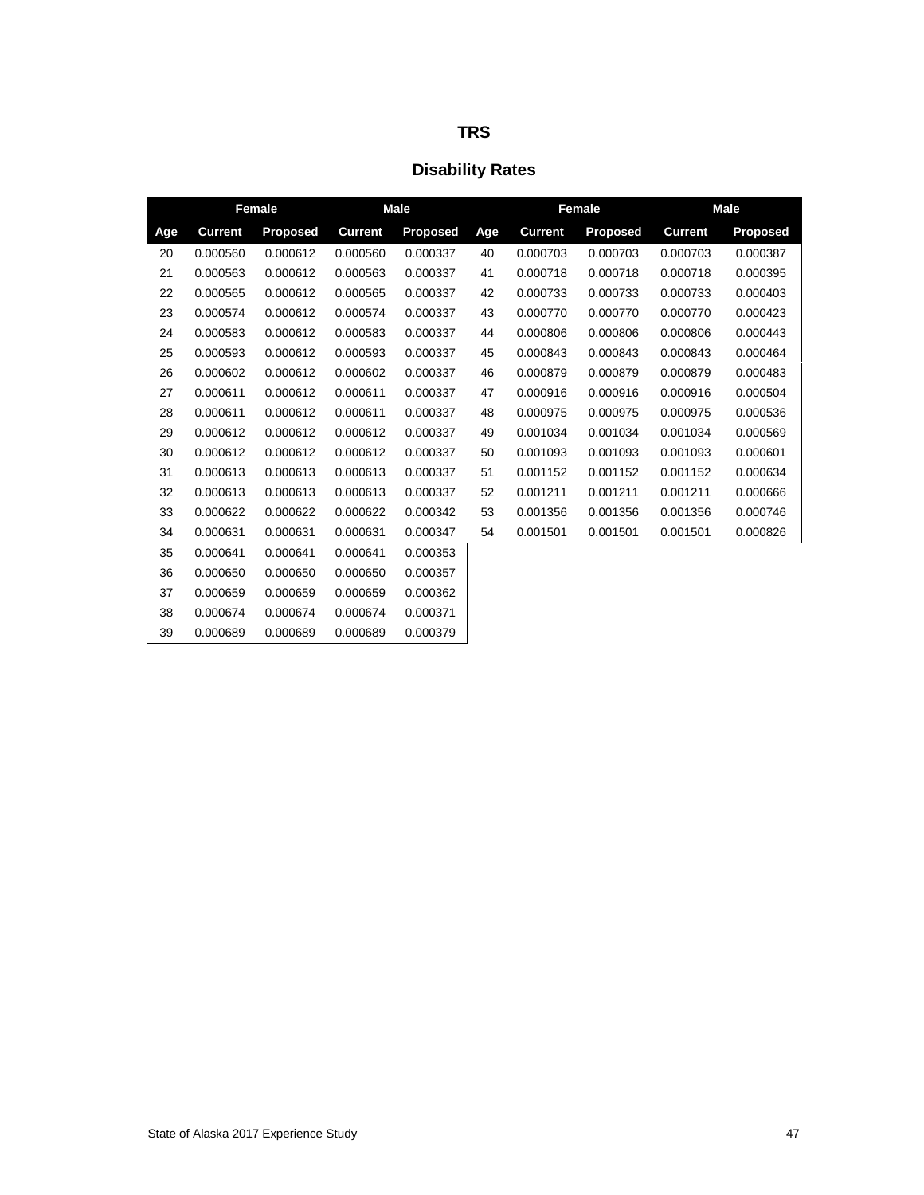# TRS

## Disability Rates

| | Female | | Male | | | Female | | Male | |
|---|---|---|---|---|---|---|---|---|---|
| Age | Current | Proposed | Current | Proposed | Age | Current | Proposed | Current | Proposed |
| 20 | 0.000560 | 0.000612 | 0.000560 | 0.000337 | 40 | 0.000703 | 0.000703 | 0.000703 | 0.000387 |
| 21 | 0.000563 | 0.000612 | 0.000563 | 0.000337 | 41 | 0.000718 | 0.000718 | 0.000718 | 0.000395 |
| 22 | 0.000565 | 0.000612 | 0.000565 | 0.000337 | 42 | 0.000733 | 0.000733 | 0.000733 | 0.000403 |
| 23 | 0.000574 | 0.000612 | 0.000574 | 0.000337 | 43 | 0.000770 | 0.000770 | 0.000770 | 0.000423 |
| 24 | 0.000583 | 0.000612 | 0.000583 | 0.000337 | 44 | 0.000806 | 0.000806 | 0.000806 | 0.000443 |
| 25 | 0.000593 | 0.000612 | 0.000593 | 0.000337 | 45 | 0.000843 | 0.000843 | 0.000843 | 0.000464 |
| 26 | 0.000602 | 0.000612 | 0.000602 | 0.000337 | 46 | 0.000879 | 0.000879 | 0.000879 | 0.000483 |
| 27 | 0.000611 | 0.000612 | 0.000611 | 0.000337 | 47 | 0.000916 | 0.000916 | 0.000916 | 0.000504 |
| 28 | 0.000611 | 0.000612 | 0.000611 | 0.000337 | 48 | 0.000975 | 0.000975 | 0.000975 | 0.000536 |
| 29 | 0.000612 | 0.000612 | 0.000612 | 0.000337 | 49 | 0.001034 | 0.001034 | 0.001034 | 0.000569 |
| 30 | 0.000612 | 0.000612 | 0.000612 | 0.000337 | 50 | 0.001093 | 0.001093 | 0.001093 | 0.000601 |
| 31 | 0.000613 | 0.000613 | 0.000613 | 0.000337 | 51 | 0.001152 | 0.001152 | 0.001152 | 0.000634 |
| 32 | 0.000613 | 0.000613 | 0.000613 | 0.000337 | 52 | 0.001211 | 0.001211 | 0.001211 | 0.000666 |
| 33 | 0.000622 | 0.000622 | 0.000622 | 0.000342 | 53 | 0.001356 | 0.001356 | 0.001356 | 0.000746 |
| 34 | 0.000631 | 0.000631 | 0.000631 | 0.000347 | 54 | 0.001501 | 0.001501 | 0.001501 | 0.000826 |
| 35 | 0.000641 | 0.000641 | 0.000641 | 0.000353 | | | | | |
| 36 | 0.000650 | 0.000650 | 0.000650 | 0.000357 | | | | | |
| 37 | 0.000659 | 0.000659 | 0.000659 | 0.000362 | | | | | |
| 38 | 0.000674 | 0.000674 | 0.000674 | 0.000371 | | | | | |
| 39 | 0.000689 | 0.000689 | 0.000689 | 0.000379 | | | | | |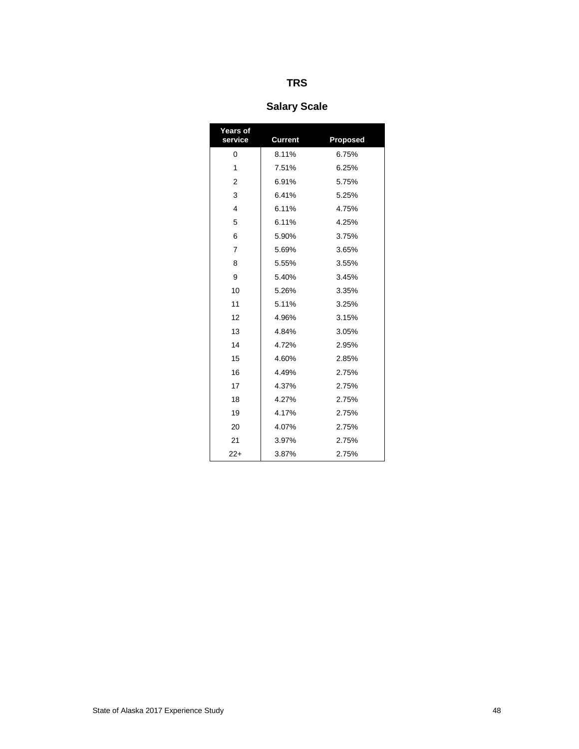# TRS

## Salary Scale

| Years of service | Current | Proposed |
|---|---|---|
| 0 | 8.11% | 6.75% |
| 1 | 7.51% | 6.25% |
| 2 | 6.91% | 5.75% |
| 3 | 6.41% | 5.25% |
| 4 | 6.11% | 4.75% |
| 5 | 6.11% | 4.25% |
| 6 | 5.90% | 3.75% |
| 7 | 5.69% | 3.65% |
| 8 | 5.55% | 3.55% |
| 9 | 5.40% | 3.45% |
| 10 | 5.26% | 3.35% |
| 11 | 5.11% | 3.25% |
| 12 | 4.96% | 3.15% |
| 13 | 4.84% | 3.05% |
| 14 | 4.72% | 2.95% |
| 15 | 4.60% | 2.85% |
| 16 | 4.49% | 2.75% |
| 17 | 4.37% | 2.75% |
| 18 | 4.27% | 2.75% |
| 19 | 4.17% | 2.75% |
| 20 | 4.07% | 2.75% |
| 21 | 3.97% | 2.75% |
| 22+ | 3.87% | 2.75% |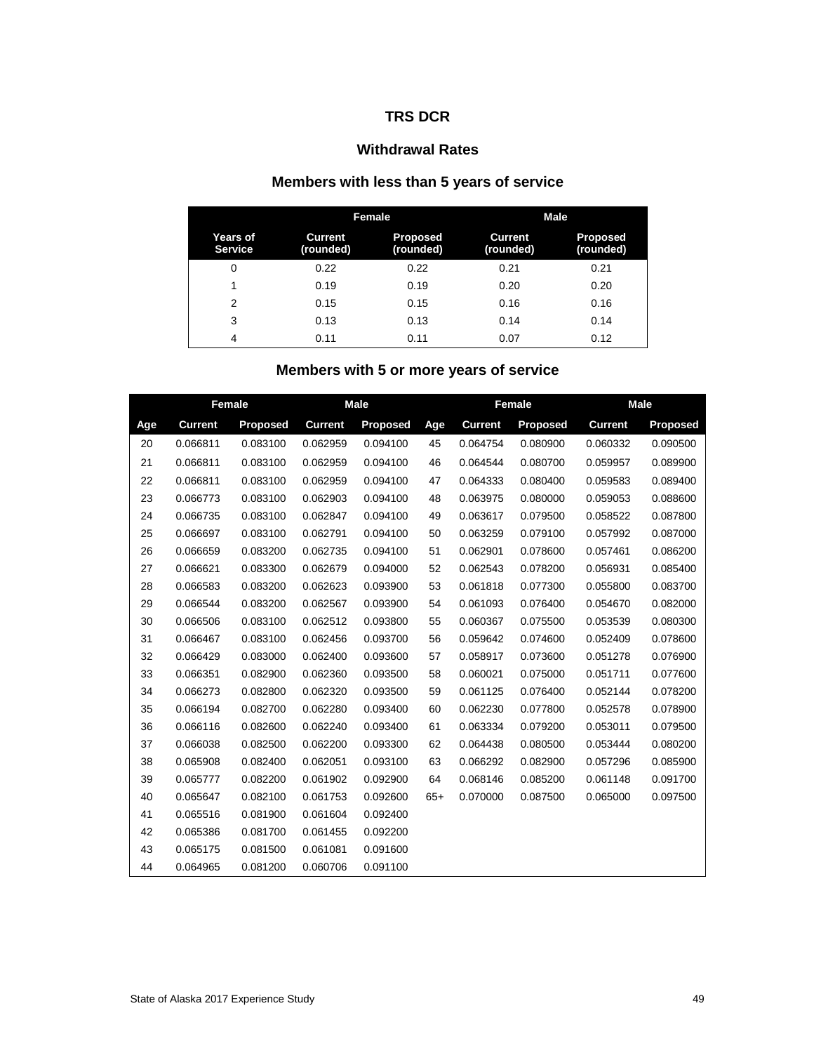### TRS DCR

### Withdrawal Rates

### Members with less than 5 years of service

| | Female | | Male | |
|---|---|---|---|---|
| Years of Service | Current (rounded) | Proposed (rounded) | Current (rounded) | Proposed (rounded) |
| 0 | 0.22 | 0.22 | 0.21 | 0.21 |
| 1 | 0.19 | 0.19 | 0.20 | 0.20 |
| 2 | 0.15 | 0.15 | 0.16 | 0.16 |
| 3 | 0.13 | 0.13 | 0.14 | 0.14 |
| 4 | 0.11 | 0.11 | 0.07 | 0.12 |

### Members with 5 or more years of service

| | Female | | Male | | | Female | | Male | |
|---|---|---|---|---|---|---|---|---|---|
| Age | Current | Proposed | Current | Proposed | Age | Current | Proposed | Current | Proposed |
| 20 | 0.066811 | 0.083100 | 0.062959 | 0.094100 | 45 | 0.064754 | 0.080900 | 0.060332 | 0.090500 |
| 21 | 0.066811 | 0.083100 | 0.062959 | 0.094100 | 46 | 0.064544 | 0.080700 | 0.059957 | 0.089900 |
| 22 | 0.066811 | 0.083100 | 0.062959 | 0.094100 | 47 | 0.064333 | 0.080400 | 0.059583 | 0.089400 |
| 23 | 0.066773 | 0.083100 | 0.062903 | 0.094100 | 48 | 0.063975 | 0.080000 | 0.059053 | 0.088600 |
| 24 | 0.066735 | 0.083100 | 0.062847 | 0.094100 | 49 | 0.063617 | 0.079500 | 0.058522 | 0.087800 |
| 25 | 0.066697 | 0.083100 | 0.062791 | 0.094100 | 50 | 0.063259 | 0.079100 | 0.057992 | 0.087000 |
| 26 | 0.066659 | 0.083200 | 0.062735 | 0.094100 | 51 | 0.062901 | 0.078600 | 0.057461 | 0.086200 |
| 27 | 0.066621 | 0.083300 | 0.062679 | 0.094000 | 52 | 0.062543 | 0.078200 | 0.056931 | 0.085400 |
| 28 | 0.066583 | 0.083200 | 0.062623 | 0.093900 | 53 | 0.061818 | 0.077300 | 0.055800 | 0.083700 |
| 29 | 0.066544 | 0.083200 | 0.062567 | 0.093900 | 54 | 0.061093 | 0.076400 | 0.054670 | 0.082000 |
| 30 | 0.066506 | 0.083100 | 0.062512 | 0.093800 | 55 | 0.060367 | 0.075500 | 0.053539 | 0.080300 |
| 31 | 0.066467 | 0.083100 | 0.062456 | 0.093700 | 56 | 0.059642 | 0.074600 | 0.052409 | 0.078600 |
| 32 | 0.066429 | 0.083000 | 0.062400 | 0.093600 | 57 | 0.058917 | 0.073600 | 0.051278 | 0.076900 |
| 33 | 0.066351 | 0.082900 | 0.062360 | 0.093500 | 58 | 0.060021 | 0.075000 | 0.051711 | 0.077600 |
| 34 | 0.066273 | 0.082800 | 0.062320 | 0.093500 | 59 | 0.061125 | 0.076400 | 0.052144 | 0.078200 |
| 35 | 0.066194 | 0.082700 | 0.062280 | 0.093400 | 60 | 0.062230 | 0.077800 | 0.052578 | 0.078900 |
| 36 | 0.066116 | 0.082600 | 0.062240 | 0.093400 | 61 | 0.063334 | 0.079200 | 0.053011 | 0.079500 |
| 37 | 0.066038 | 0.082500 | 0.062200 | 0.093300 | 62 | 0.064438 | 0.080500 | 0.053444 | 0.080200 |
| 38 | 0.065908 | 0.082400 | 0.062051 | 0.093100 | 63 | 0.066292 | 0.082900 | 0.057296 | 0.085900 |
| 39 | 0.065777 | 0.082200 | 0.061902 | 0.092900 | 64 | 0.068146 | 0.085200 | 0.061148 | 0.091700 |
| 40 | 0.065647 | 0.082100 | 0.061753 | 0.092600 | 65+ | 0.070000 | 0.087500 | 0.065000 | 0.097500 |
| 41 | 0.065516 | 0.081900 | 0.061604 | 0.092400 | | | | | |
| 42 | 0.065386 | 0.081700 | 0.061455 | 0.092200 | | | | | |
| 43 | 0.065175 | 0.081500 | 0.061081 | 0.091600 | | | | | |
| 44 | 0.064965 | 0.081200 | 0.060706 | 0.091100 | | | | | |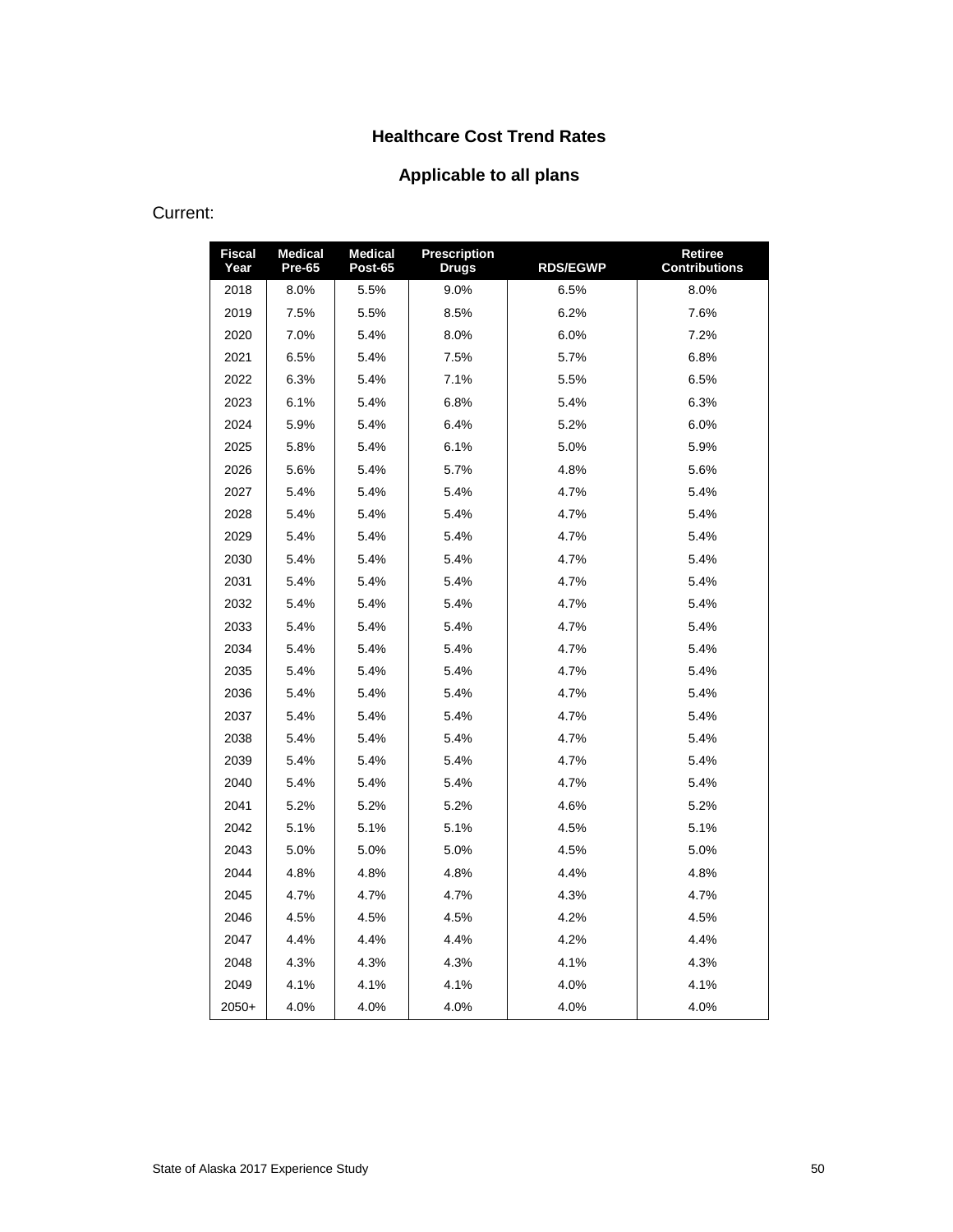### Healthcare Cost Trend Rates

### Applicable to all plans

Current:

| Fiscal Year | Medical Pre-65 | Medical Post-65 | Prescription Drugs | RDS/EGWP | Retiree Contributions |
|---|---|---|---|---|---|
| 2018 | 8.0% | 5.5% | 9.0% | 6.5% | 8.0% |
| 2019 | 7.5% | 5.5% | 8.5% | 6.2% | 7.6% |
| 2020 | 7.0% | 5.4% | 8.0% | 6.0% | 7.2% |
| 2021 | 6.5% | 5.4% | 7.5% | 5.7% | 6.8% |
| 2022 | 6.3% | 5.4% | 7.1% | 5.5% | 6.5% |
| 2023 | 6.1% | 5.4% | 6.8% | 5.4% | 6.3% |
| 2024 | 5.9% | 5.4% | 6.4% | 5.2% | 6.0% |
| 2025 | 5.8% | 5.4% | 6.1% | 5.0% | 5.9% |
| 2026 | 5.6% | 5.4% | 5.7% | 4.8% | 5.6% |
| 2027 | 5.4% | 5.4% | 5.4% | 4.7% | 5.4% |
| 2028 | 5.4% | 5.4% | 5.4% | 4.7% | 5.4% |
| 2029 | 5.4% | 5.4% | 5.4% | 4.7% | 5.4% |
| 2030 | 5.4% | 5.4% | 5.4% | 4.7% | 5.4% |
| 2031 | 5.4% | 5.4% | 5.4% | 4.7% | 5.4% |
| 2032 | 5.4% | 5.4% | 5.4% | 4.7% | 5.4% |
| 2033 | 5.4% | 5.4% | 5.4% | 4.7% | 5.4% |
| 2034 | 5.4% | 5.4% | 5.4% | 4.7% | 5.4% |
| 2035 | 5.4% | 5.4% | 5.4% | 4.7% | 5.4% |
| 2036 | 5.4% | 5.4% | 5.4% | 4.7% | 5.4% |
| 2037 | 5.4% | 5.4% | 5.4% | 4.7% | 5.4% |
| 2038 | 5.4% | 5.4% | 5.4% | 4.7% | 5.4% |
| 2039 | 5.4% | 5.4% | 5.4% | 4.7% | 5.4% |
| 2040 | 5.4% | 5.4% | 5.4% | 4.7% | 5.4% |
| 2041 | 5.2% | 5.2% | 5.2% | 4.6% | 5.2% |
| 2042 | 5.1% | 5.1% | 5.1% | 4.5% | 5.1% |
| 2043 | 5.0% | 5.0% | 5.0% | 4.5% | 5.0% |
| 2044 | 4.8% | 4.8% | 4.8% | 4.4% | 4.8% |
| 2045 | 4.7% | 4.7% | 4.7% | 4.3% | 4.7% |
| 2046 | 4.5% | 4.5% | 4.5% | 4.2% | 4.5% |
| 2047 | 4.4% | 4.4% | 4.4% | 4.2% | 4.4% |
| 2048 | 4.3% | 4.3% | 4.3% | 4.1% | 4.3% |
| 2049 | 4.1% | 4.1% | 4.1% | 4.0% | 4.1% |
| 2050+ | 4.0% | 4.0% | 4.0% | 4.0% | 4.0% |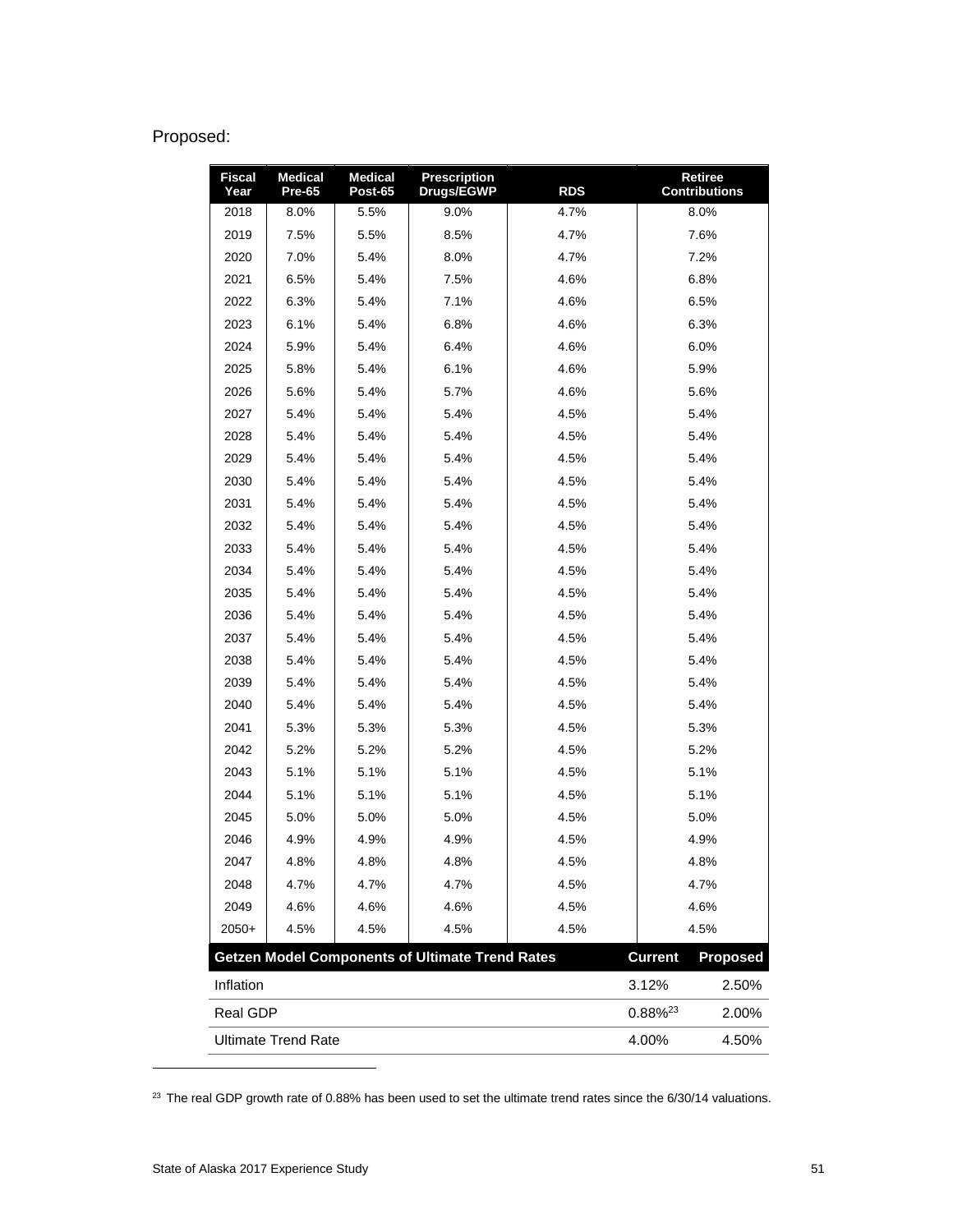Proposed:

| Fiscal Year | Medical Pre-65 | Medical Post-65 | Prescription Drugs/EGWP | RDS | Retiree Contributions |
|---|---|---|---|---|---|
| 2018 | 8.0% | 5.5% | 9.0% | 4.7% | 8.0% |
| 2019 | 7.5% | 5.5% | 8.5% | 4.7% | 7.6% |
| 2020 | 7.0% | 5.4% | 8.0% | 4.7% | 7.2% |
| 2021 | 6.5% | 5.4% | 7.5% | 4.6% | 6.8% |
| 2022 | 6.3% | 5.4% | 7.1% | 4.6% | 6.5% |
| 2023 | 6.1% | 5.4% | 6.8% | 4.6% | 6.3% |
| 2024 | 5.9% | 5.4% | 6.4% | 4.6% | 6.0% |
| 2025 | 5.8% | 5.4% | 6.1% | 4.6% | 5.9% |
| 2026 | 5.6% | 5.4% | 5.7% | 4.6% | 5.6% |
| 2027 | 5.4% | 5.4% | 5.4% | 4.5% | 5.4% |
| 2028 | 5.4% | 5.4% | 5.4% | 4.5% | 5.4% |
| 2029 | 5.4% | 5.4% | 5.4% | 4.5% | 5.4% |
| 2030 | 5.4% | 5.4% | 5.4% | 4.5% | 5.4% |
| 2031 | 5.4% | 5.4% | 5.4% | 4.5% | 5.4% |
| 2032 | 5.4% | 5.4% | 5.4% | 4.5% | 5.4% |
| 2033 | 5.4% | 5.4% | 5.4% | 4.5% | 5.4% |
| 2034 | 5.4% | 5.4% | 5.4% | 4.5% | 5.4% |
| 2035 | 5.4% | 5.4% | 5.4% | 4.5% | 5.4% |
| 2036 | 5.4% | 5.4% | 5.4% | 4.5% | 5.4% |
| 2037 | 5.4% | 5.4% | 5.4% | 4.5% | 5.4% |
| 2038 | 5.4% | 5.4% | 5.4% | 4.5% | 5.4% |
| 2039 | 5.4% | 5.4% | 5.4% | 4.5% | 5.4% |
| 2040 | 5.4% | 5.4% | 5.4% | 4.5% | 5.4% |
| 2041 | 5.3% | 5.3% | 5.3% | 4.5% | 5.3% |
| 2042 | 5.2% | 5.2% | 5.2% | 4.5% | 5.2% |
| 2043 | 5.1% | 5.1% | 5.1% | 4.5% | 5.1% |
| 2044 | 5.1% | 5.1% | 5.1% | 4.5% | 5.1% |
| 2045 | 5.0% | 5.0% | 5.0% | 4.5% | 5.0% |
| 2046 | 4.9% | 4.9% | 4.9% | 4.5% | 4.9% |
| 2047 | 4.8% | 4.8% | 4.8% | 4.5% | 4.8% |
| 2048 | 4.7% | 4.7% | 4.7% | 4.5% | 4.7% |
| 2049 | 4.6% | 4.6% | 4.6% | 4.5% | 4.6% |
| 2050+ | 4.5% | 4.5% | 4.5% | 4.5% | 4.5% |

| Getzen Model Components of Ultimate Trend Rates | Current | Proposed |
|---|---|---|
| Inflation | 3.12% | 2.50% |
| Real GDP | 0.88%[23] | 2.00% |
| Ultimate Trend Rate | 4.00% | 4.50% |

[23] The real GDP growth rate of 0.88% has been used to set the ultimate trend rates since the 6/30/14 valuations.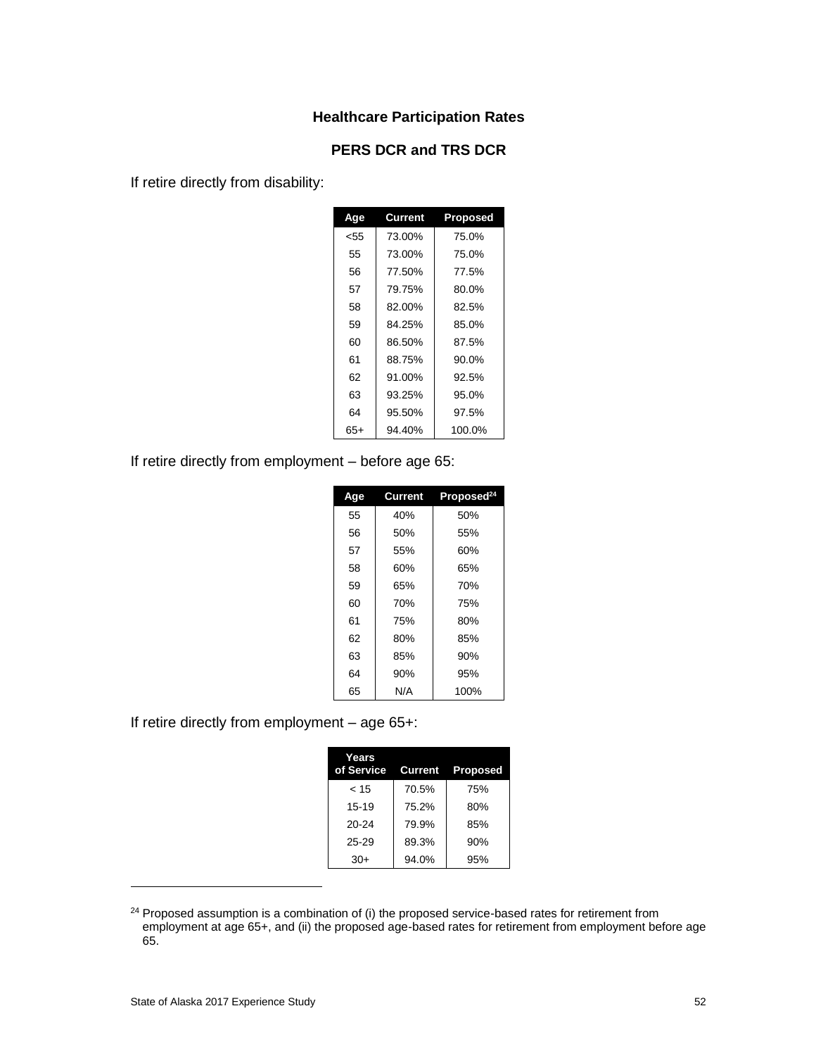## Healthcare Participation Rates

### PERS DCR and TRS DCR

If retire directly from disability:

| Age | Current | Proposed |
|---|---|---|
| <55 | 73.00% | 75.0% |
| 55 | 73.00% | 75.0% |
| 56 | 77.50% | 77.5% |
| 57 | 79.75% | 80.0% |
| 58 | 82.00% | 82.5% |
| 59 | 84.25% | 85.0% |
| 60 | 86.50% | 87.5% |
| 61 | 88.75% | 90.0% |
| 62 | 91.00% | 92.5% |
| 63 | 93.25% | 95.0% |
| 64 | 95.50% | 97.5% |
| 65+ | 94.40% | 100.0% |

If retire directly from employment – before age 65:

| Age | Current | Proposed[24] |
|---|---|---|
| 55 | 40% | 50% |
| 56 | 50% | 55% |
| 57 | 55% | 60% |
| 58 | 60% | 65% |
| 59 | 65% | 70% |
| 60 | 70% | 75% |
| 61 | 75% | 80% |
| 62 | 80% | 85% |
| 63 | 85% | 90% |
| 64 | 90% | 95% |
| 65 | N/A | 100% |

If retire directly from employment – age 65+:

| Years of Service | Current | Proposed |
|---|---|---|
| < 15 | 70.5% | 75% |
| 15-19 | 75.2% | 80% |
| 20-24 | 79.9% | 85% |
| 25-29 | 89.3% | 90% |
| 30+ | 94.0% | 95% |

[24] Proposed assumption is a combination of (i) the proposed service-based rates for retirement from employment at age 65+, and (ii) the proposed age-based rates for retirement from employment before age 65.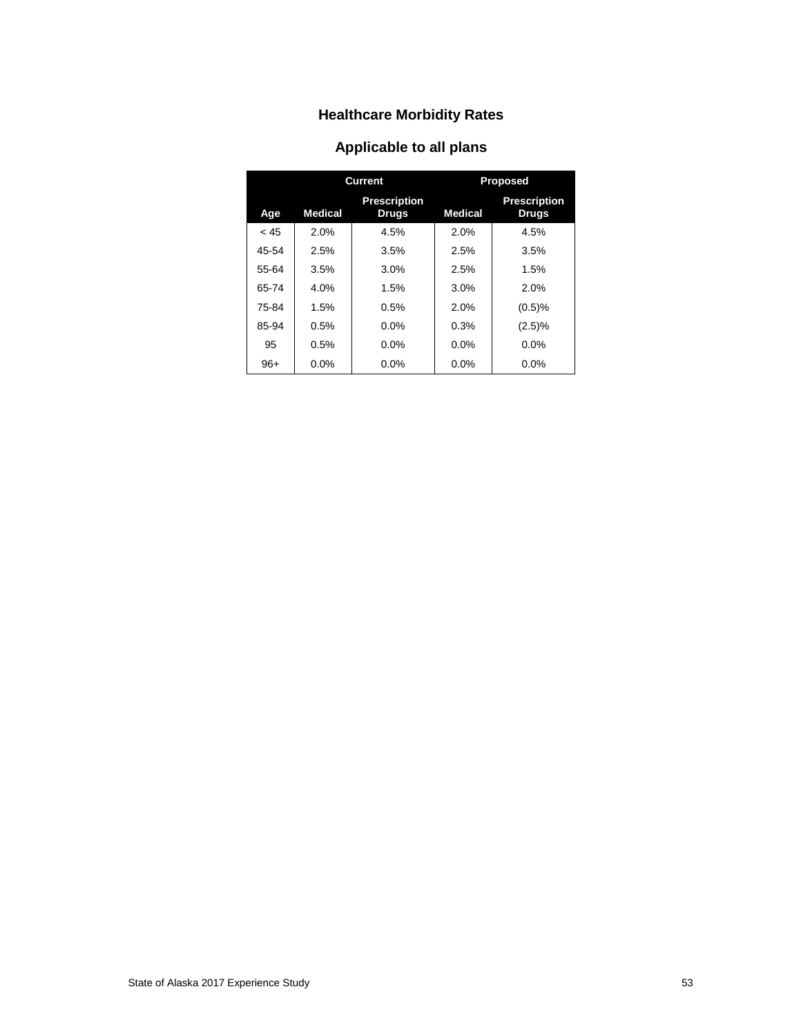## Healthcare Morbidity Rates

## Applicable to all plans

| | Current | | Proposed | |
|---|---|---|---|---|
| Age | Medical | Prescription Drugs | Medical | Prescription Drugs |
| < 45 | 2.0% | 4.5% | 2.0% | 4.5% |
| 45-54 | 2.5% | 3.5% | 2.5% | 3.5% |
| 55-64 | 3.5% | 3.0% | 2.5% | 1.5% |
| 65-74 | 4.0% | 1.5% | 3.0% | 2.0% |
| 75-84 | 1.5% | 0.5% | 2.0% | (0.5)% |
| 85-94 | 0.5% | 0.0% | 0.3% | (2.5)% |
| 95 | 0.5% | 0.0% | 0.0% | 0.0% |
| 96+ | 0.0% | 0.0% | 0.0% | 0.0% |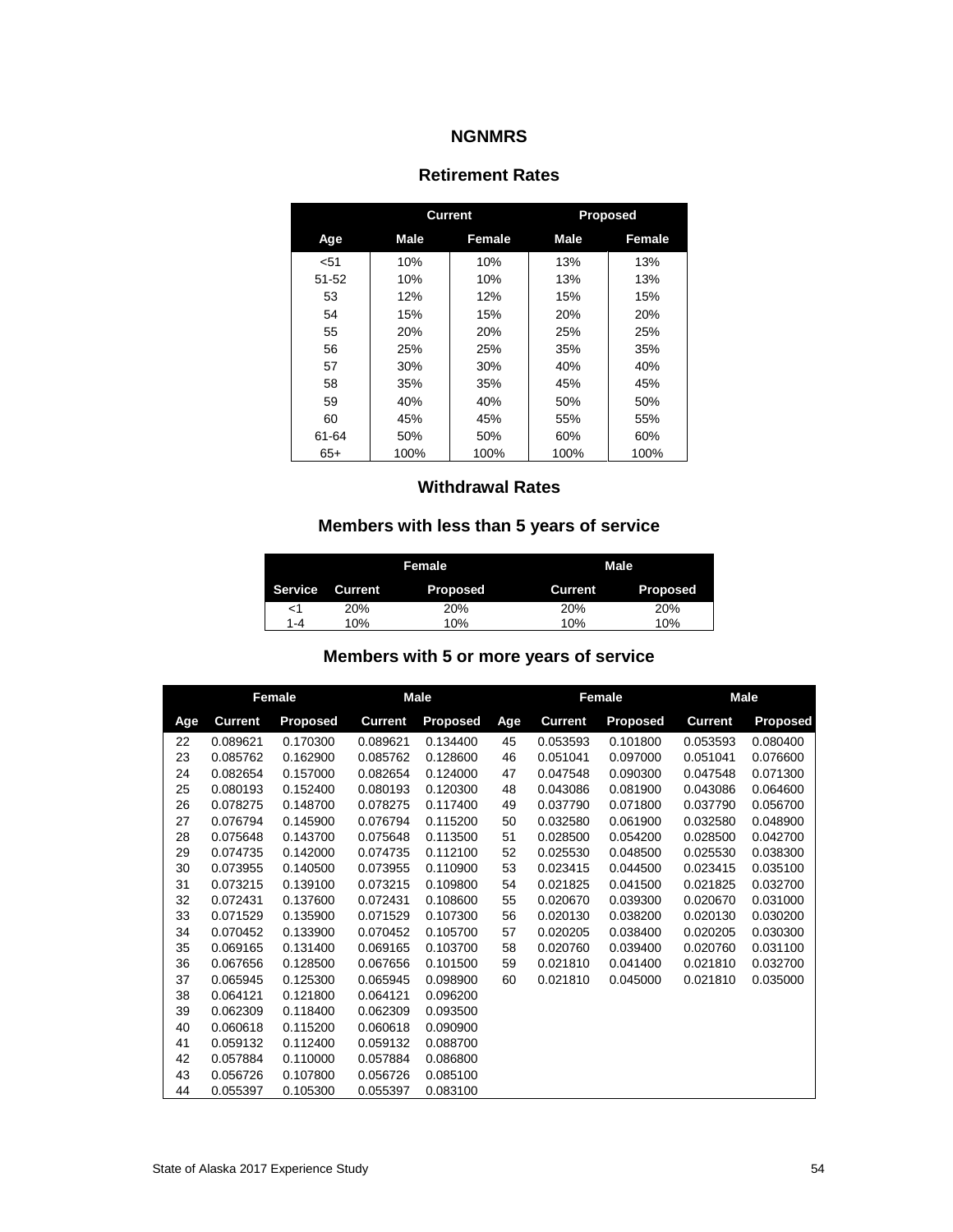## NGNMRS

### Retirement Rates

| | Current | | Proposed | |
|---|---|---|---|---|
| Age | Male | Female | Male | Female |
| <51 | 10% | 10% | 13% | 13% |
| 51-52 | 10% | 10% | 13% | 13% |
| 53 | 12% | 12% | 15% | 15% |
| 54 | 15% | 15% | 20% | 20% |
| 55 | 20% | 20% | 25% | 25% |
| 56 | 25% | 25% | 35% | 35% |
| 57 | 30% | 30% | 40% | 40% |
| 58 | 35% | 35% | 45% | 45% |
| 59 | 40% | 40% | 50% | 50% |
| 60 | 45% | 45% | 55% | 55% |
| 61-64 | 50% | 50% | 60% | 60% |
| 65+ | 100% | 100% | 100% | 100% |

### Withdrawal Rates

### Members with less than 5 years of service

| | Female | | Male | |
|---|---|---|---|---|
| Service | Current | Proposed | Current | Proposed |
| <1 | 20% | 20% | 20% | 20% |
| 1-4 | 10% | 10% | 10% | 10% |

### Members with 5 or more years of service

| | Female | | Male | | | Female | | Male | |
|---|---|---|---|---|---|---|---|---|---|
| Age | Current | Proposed | Current | Proposed | Age | Current | Proposed | Current | Proposed |
| 22 | 0.089621 | 0.170300 | 0.089621 | 0.134400 | 45 | 0.053593 | 0.101800 | 0.053593 | 0.080400 |
| 23 | 0.085762 | 0.162900 | 0.085762 | 0.128600 | 46 | 0.051041 | 0.097000 | 0.051041 | 0.076600 |
| 24 | 0.082654 | 0.157000 | 0.082654 | 0.124000 | 47 | 0.047548 | 0.090300 | 0.047548 | 0.071300 |
| 25 | 0.080193 | 0.152400 | 0.080193 | 0.120300 | 48 | 0.043086 | 0.081900 | 0.043086 | 0.064600 |
| 26 | 0.078275 | 0.148700 | 0.078275 | 0.117400 | 49 | 0.037790 | 0.071800 | 0.037790 | 0.056700 |
| 27 | 0.076794 | 0.145900 | 0.076794 | 0.115200 | 50 | 0.032580 | 0.061900 | 0.032580 | 0.048900 |
| 28 | 0.075648 | 0.143700 | 0.075648 | 0.113500 | 51 | 0.028500 | 0.054200 | 0.028500 | 0.042700 |
| 29 | 0.074735 | 0.142000 | 0.074735 | 0.112100 | 52 | 0.025530 | 0.048500 | 0.025530 | 0.038300 |
| 30 | 0.073955 | 0.140500 | 0.073955 | 0.110900 | 53 | 0.023415 | 0.044500 | 0.023415 | 0.035100 |
| 31 | 0.073215 | 0.139100 | 0.073215 | 0.109800 | 54 | 0.021825 | 0.041500 | 0.021825 | 0.032700 |
| 32 | 0.072431 | 0.137600 | 0.072431 | 0.108600 | 55 | 0.020670 | 0.039300 | 0.020670 | 0.031000 |
| 33 | 0.071529 | 0.135900 | 0.071529 | 0.107300 | 56 | 0.020130 | 0.038200 | 0.020130 | 0.030200 |
| 34 | 0.070452 | 0.133900 | 0.070452 | 0.105700 | 57 | 0.020205 | 0.038400 | 0.020205 | 0.030300 |
| 35 | 0.069165 | 0.131400 | 0.069165 | 0.103700 | 58 | 0.020760 | 0.039400 | 0.020760 | 0.031100 |
| 36 | 0.067656 | 0.128500 | 0.067656 | 0.101500 | 59 | 0.021810 | 0.041400 | 0.021810 | 0.032700 |
| 37 | 0.065945 | 0.125300 | 0.065945 | 0.098900 | 60 | 0.021810 | 0.045000 | 0.021810 | 0.035000 |
| 38 | 0.064121 | 0.121800 | 0.064121 | 0.096200 | | | | | |
| 39 | 0.062309 | 0.118400 | 0.062309 | 0.093500 | | | | | |
| 40 | 0.060618 | 0.115200 | 0.060618 | 0.090900 | | | | | |
| 41 | 0.059132 | 0.112400 | 0.059132 | 0.088700 | | | | | |
| 42 | 0.057884 | 0.110000 | 0.057884 | 0.086800 | | | | | |
| 43 | 0.056726 | 0.107800 | 0.056726 | 0.085100 | | | | | |
| 44 | 0.055397 | 0.105300 | 0.055397 | 0.083100 | | | | | |